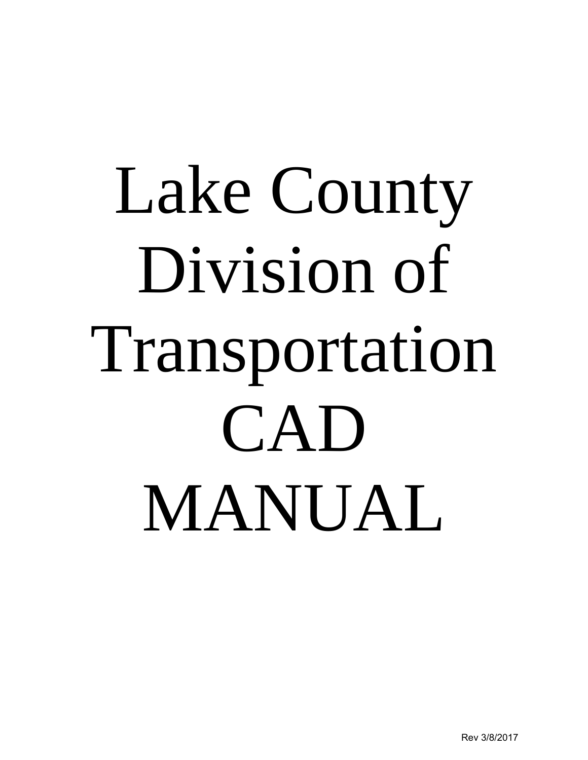# Lake County Division of Transportation CAD MANUAL

Rev 3/8/2017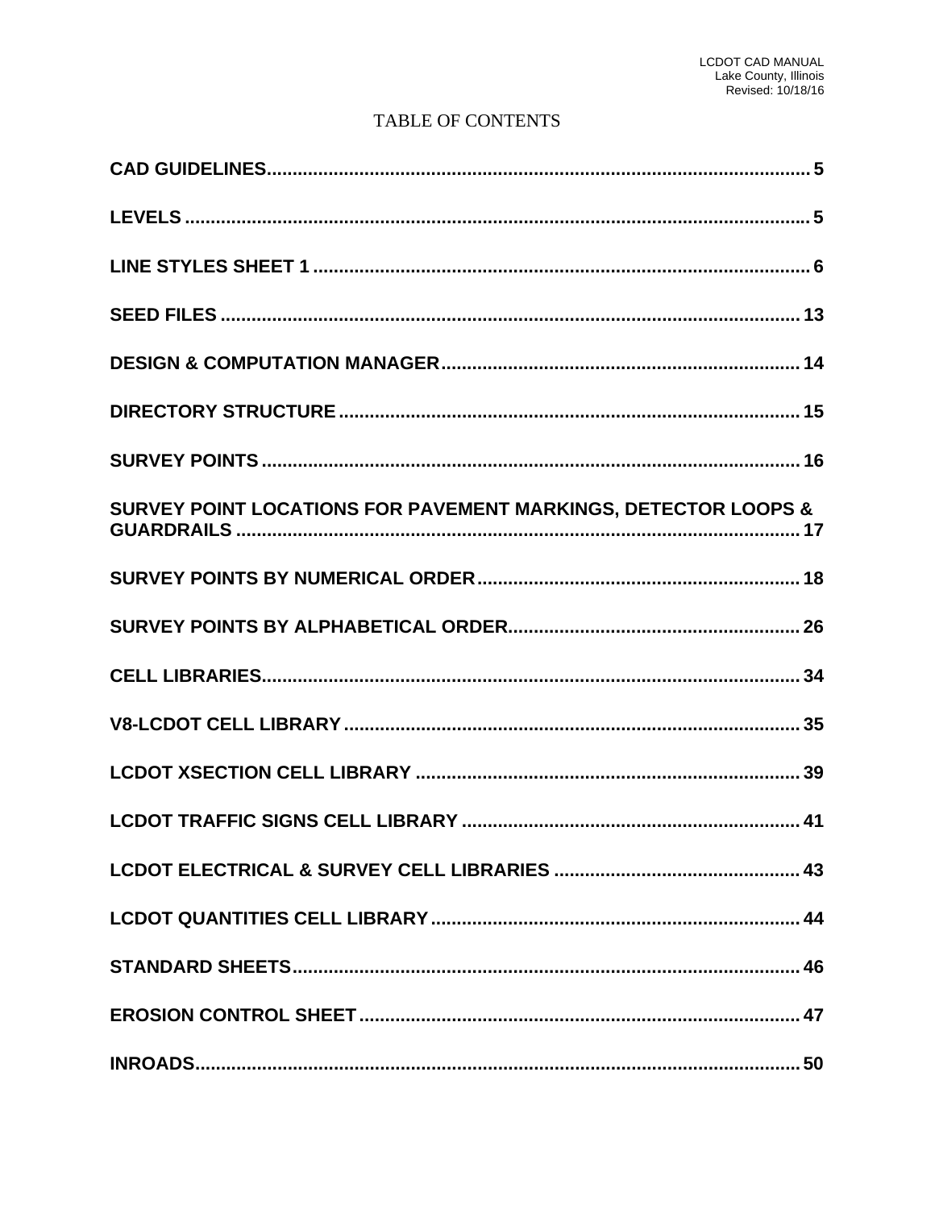# TABLE OF CONTENTS

**CAD GUIDELINES** ..... **5**

**LEVELS** ..... **5**

**LINE STYLES SHEET 1** ..... **6**

**SEED FILES** ..... **13**

**DESIGN & COMPUTATION MANAGER** ..... **14**

**DIRECTORY STRUCTURE** ..... **15**

**SURVEY POINTS** ..... **16**

**SURVEY POINT LOCATIONS FOR PAVEMENT MARKINGS, DETECTOR LOOPS & GUARDRAILS** ..... **17**

**SURVEY POINTS BY NUMERICAL ORDER** ..... **18**

**SURVEY POINTS BY ALPHABETICAL ORDER** ..... **26**

**CELL LIBRARIES** ..... **34**

**V8-LCDOT CELL LIBRARY** ..... **35**

**LCDOT XSECTION CELL LIBRARY** ..... **39**

**LCDOT TRAFFIC SIGNS CELL LIBRARY** ..... **41**

**LCDOT ELECTRICAL & SURVEY CELL LIBRARIES** ..... **43**

**LCDOT QUANTITIES CELL LIBRARY** ..... **44**

**STANDARD SHEETS** ..... **46**

**EROSION CONTROL SHEET** ..... **47**

**INROADS** ..... **50**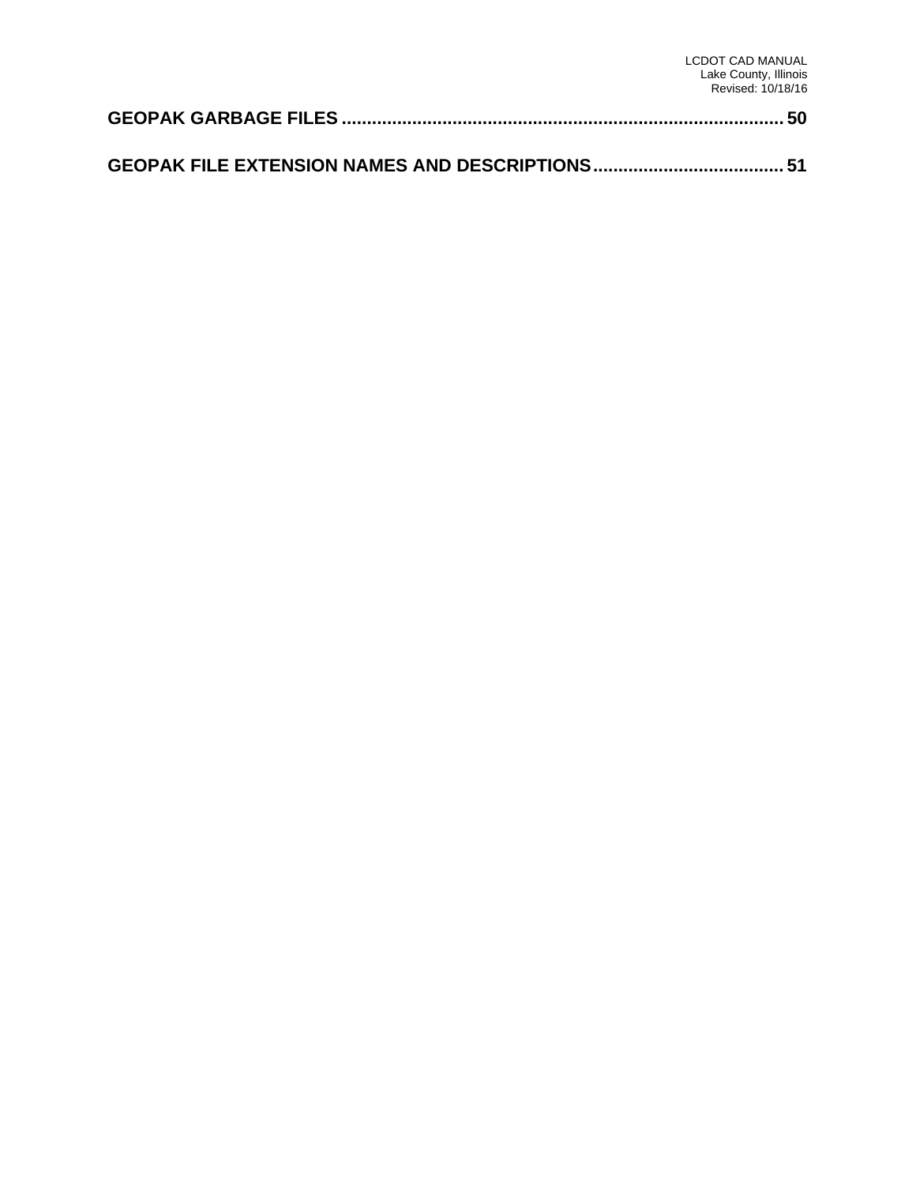**GEOPAK GARBAGE FILES .......................................................................................... 50**

**GEOPAK FILE EXTENSION NAMES AND DESCRIPTIONS ..................................... 51**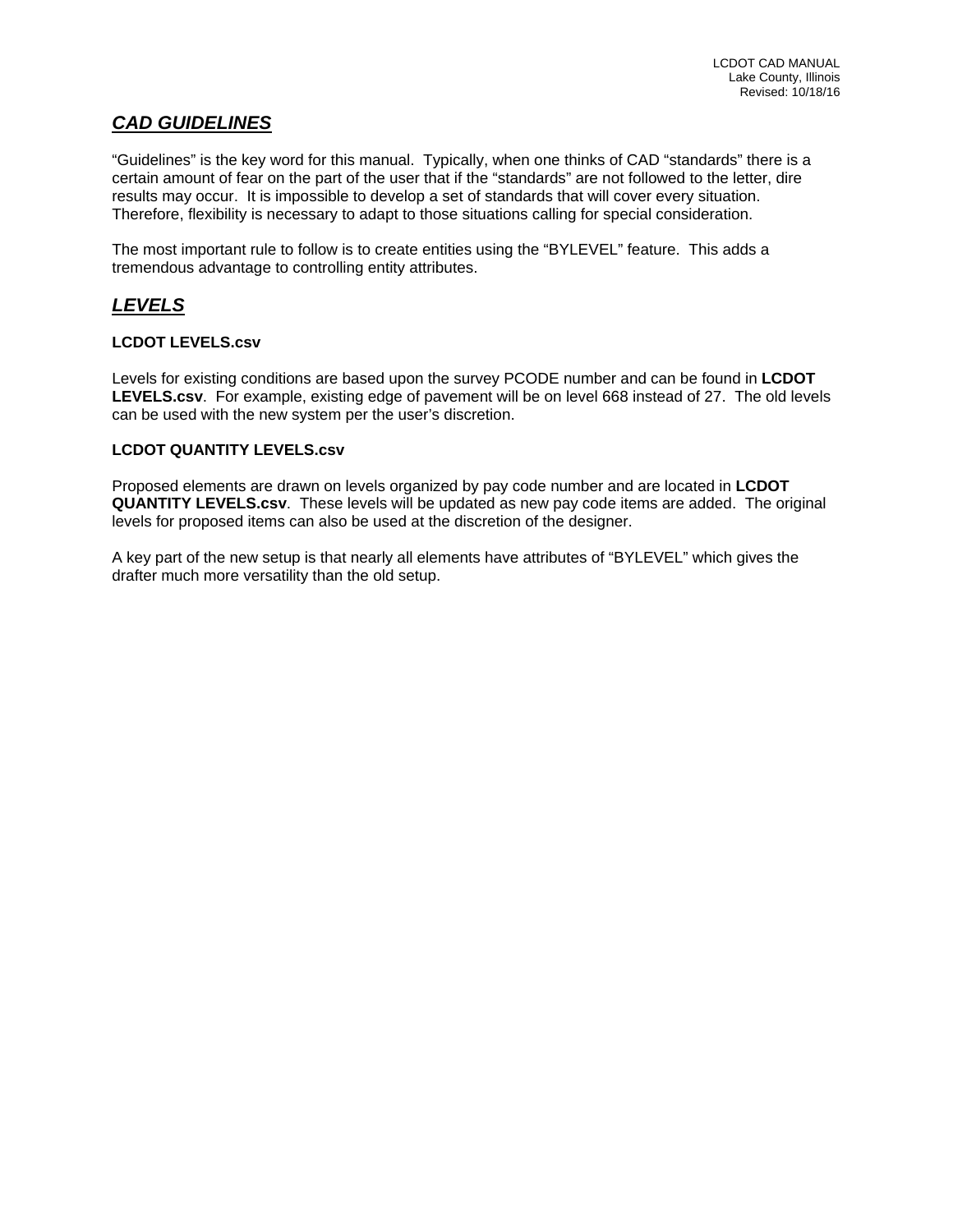## ***CAD GUIDELINES***

"Guidelines" is the key word for this manual. Typically, when one thinks of CAD "standards" there is a certain amount of fear on the part of the user that if the "standards" are not followed to the letter, dire results may occur. It is impossible to develop a set of standards that will cover every situation. Therefore, flexibility is necessary to adapt to those situations calling for special consideration.

The most important rule to follow is to create entities using the "BYLEVEL" feature. This adds a tremendous advantage to controlling entity attributes.

## ***LEVELS***

### LCDOT LEVELS.csv

Levels for existing conditions are based upon the survey PCODE number and can be found in **LCDOT LEVELS.csv**. For example, existing edge of pavement will be on level 668 instead of 27. The old levels can be used with the new system per the user's discretion.

### LCDOT QUANTITY LEVELS.csv

Proposed elements are drawn on levels organized by pay code number and are located in **LCDOT QUANTITY LEVELS.csv**. These levels will be updated as new pay code items are added. The original levels for proposed items can also be used at the discretion of the designer.

A key part of the new setup is that nearly all elements have attributes of "BYLEVEL" which gives the drafter much more versatility than the old setup.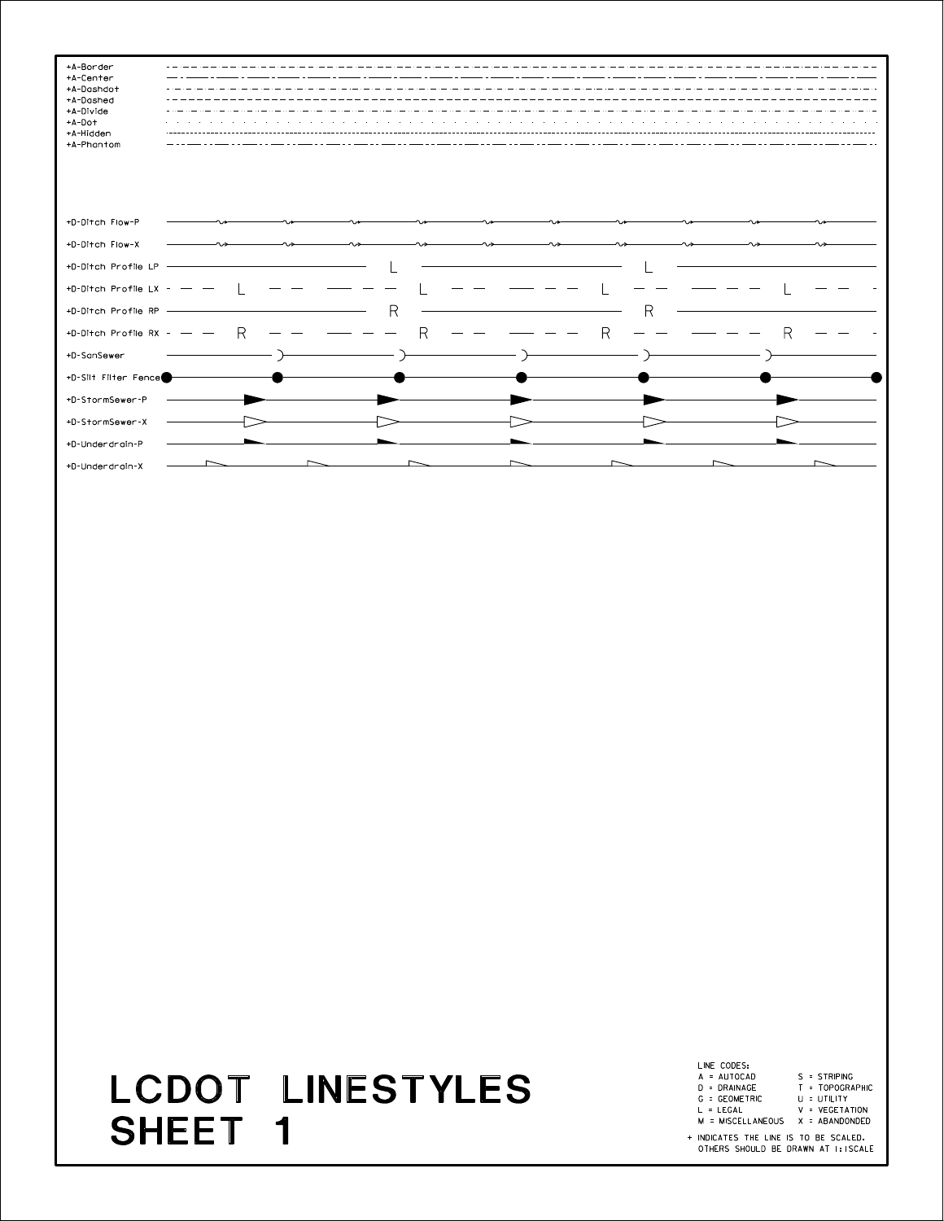+A-Border
+A-Center
+A-Dashdot
+A-Dashed
+A-Divide
+A-Dot
+A-Hidden
+A-Phantom

+D-Ditch Flow-P

+D-Ditch Flow-X

+D-Ditch Profile LP

+D-Ditch Profile LX

+D-Ditch Profile RP

+D-Ditch Profile RX

+D-SanSewer

+D-Silt Filter Fence

+D-StormSewer-P

+D-StormSewer-X

+D-Underdrain-P

+D-Underdrain-X

# LCDOT LINESTYLES SHEET 1

LINE CODES:

| | |
|---|---|
| A = AUTOCAD | S = STRIPING |
| D = DRAINAGE | T = TOPOGRAPHIC |
| G = GEOMETRIC | U = UTILITY |
| L = LEGAL | V = VEGETATION |
| M = MISCELLANEOUS | X = ABANDONDED |

+ INDICATES THE LINE IS TO BE SCALED. OTHERS SHOULD BE DRAWN AT 1:1SCALE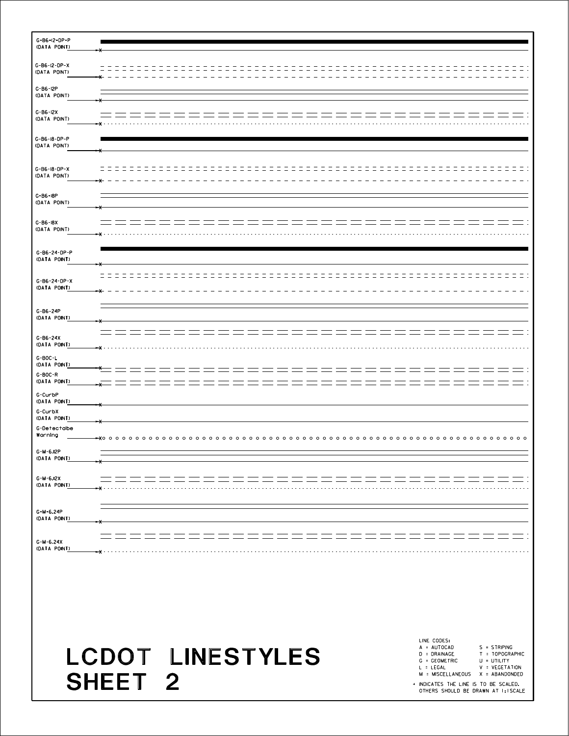G-B6-12-DP-P
(DATA POINT)

G-B6-12-DP-X
(DATA POINT)

G-B6-12P
(DATA POINT)

G-B6-12X
(DATA POINT)

G-B6-18-DP-P
(DATA POINT)

G-B6-18-DP-X
(DATA POINT)

G-B6-18P
(DATA POINT)

G-B6-18X
(DATA POINT)

G-B6-24-DP-P
(DATA POINT)

G-B6-24-DP-X
(DATA POINT)

G-B6-24P
(DATA POINT)

G-B6-24X
(DATA POINT)

G-BOC-L
(DATA POINT)

G-BOC-R
(DATA POINT)

G-CurbP
(DATA POINT)

G-CurbX
(DATA POINT)

G-Detectalbe
Warning

G-M-6.12P
(DATA POINT)

G-M-6.12X
(DATA POINT)

G-M-6.24P
(DATA POINT)

G-M-6.24X
(DATA POINT)

# LCDOT LINESTYLES SHEET 2

LINE CODES:

| | |
|---|---|
| A = AUTOCAD | S = STRIPING |
| D = DRAINAGE | T = TOPOGRAPHIC |
| G = GEOMETRIC | U = UTILITY |
| L = LEGAL | V = VEGETATION |
| M = MISCELLANEOUS | X = ABANDONDED |

+ INDICATES THE LINE IS TO BE SCALED. OTHERS SHOULD BE DRAWN AT 1:1SCALE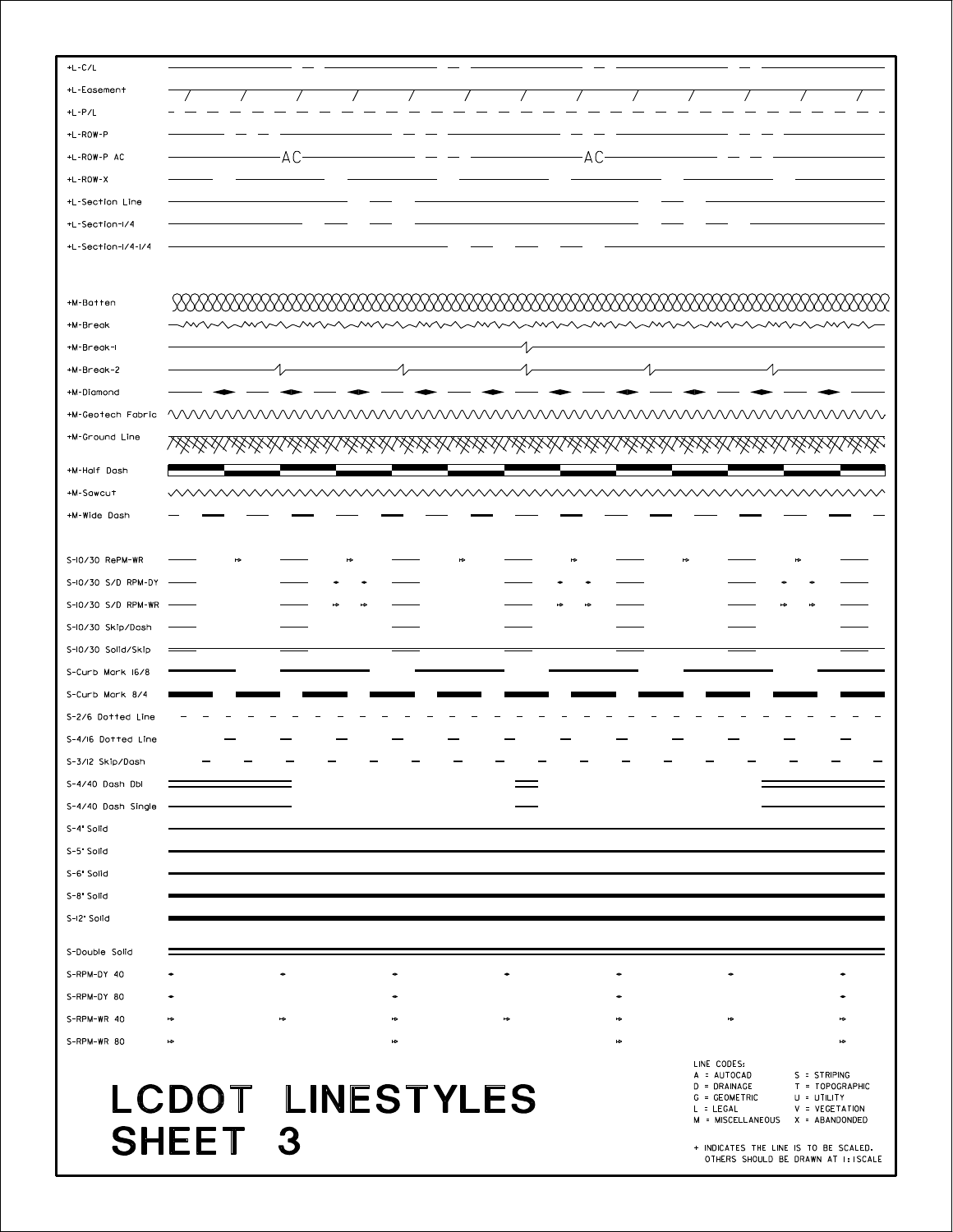+L-C/L

+L-Easement

+L-P/L

+L-ROW-P

+L-ROW-P AC

+L-ROW-X

+L-Section Line

+L-Section-1/4

+L-Section-1/4-1/4

+M-Batten

+M-Break

+M-Break-1

+M-Break-2

+M-Diamond

+M-Geotech Fabric

+M-Ground Line

+M-Half Dash

+M-Sawcut

+M-Wide Dash

S-10/30 RePM-WR

S-10/30 S/D RPM-DY

S-10/30 S/D RPM-WR

S-10/30 Skip/Dash

S-10/30 Solid/Skip

S-Curb Mark 16/8

S-Curb Mark 8/4

S-2/6 Dotted Line

S-4/16 Dotted Line

S-3/12 Skip/Dash

S-4/40 Dash Dbl

S-4/40 Dash Single

S-4" Solid

S-5" Solid

S-6" Solid

S-8" Solid

S-12" Solid

S-Double Solid

S-RPM-DY 40

S-RPM-DY 80

S-RPM-WR 40

S-RPM-WR 80

# LCDOT LINESTYLES SHEET 3

LINE CODES:

A = AUTOCAD
D = DRAINAGE
G = GEOMETRIC
L = LEGAL
M = MISCELLANEOUS
S = STRIPING
T = TOPOGRAPHIC
U = UTILITY
V = VEGETATION
X = ABANDONDED

+ INDICATES THE LINE IS TO BE SCALED. OTHERS SHOULD BE DRAWN AT 1:1SCALE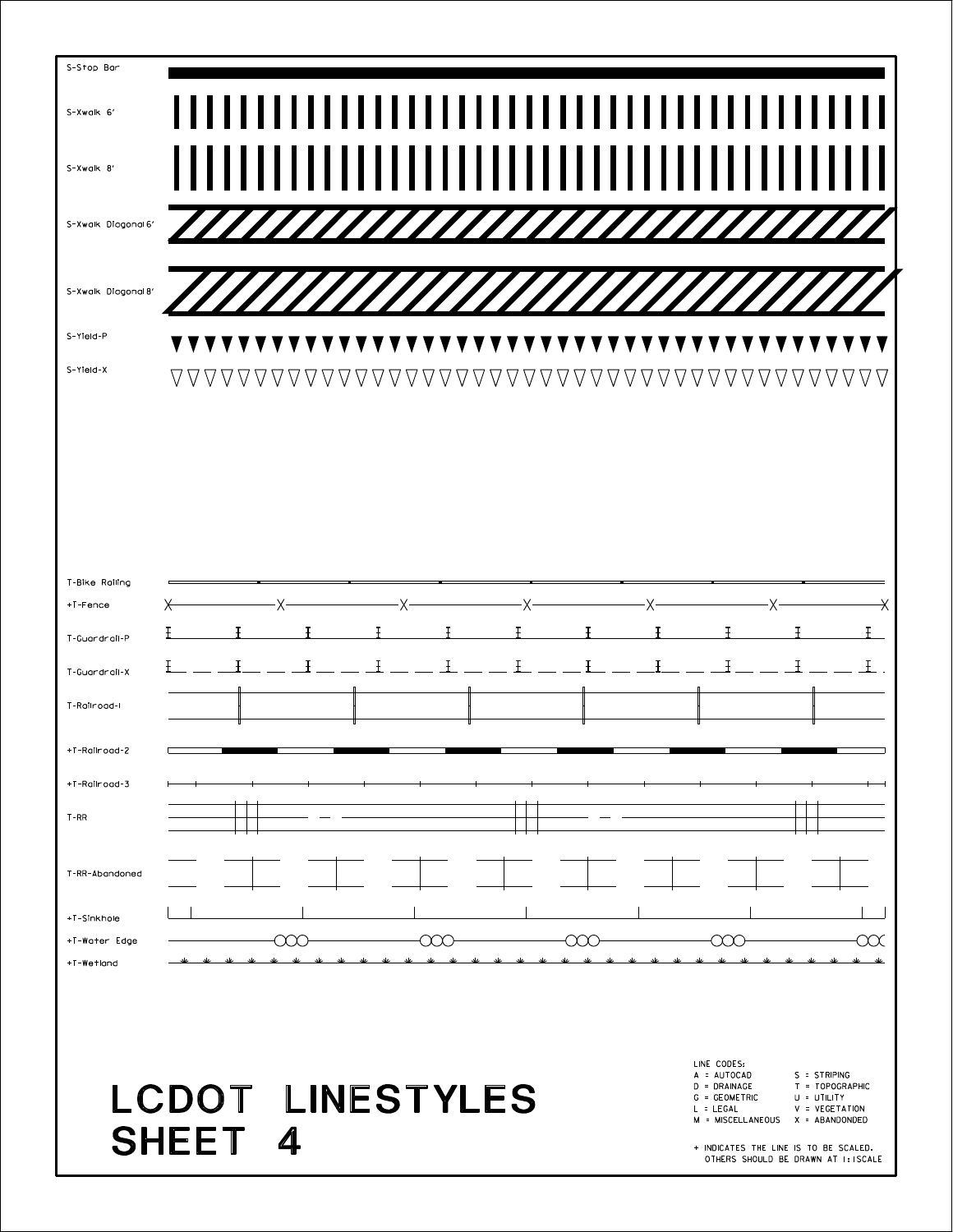S-Stop Bar

S-Xwalk 6'

S-Xwalk 8'

S-Xwalk Diagonal 6'

S-Xwalk Diagonal 8'

S-Yield-P

S-Yield-X

T-Bike Railing

+T-Fence

T-Guardrail-P

T-Guardrail-X

T-Railroad-1

+T-Railroad-2

+T-Railroad-3

T-RR

T-RR-Abandoned

+T-Sinkhole

+T-Water Edge

+T-Wetland

# LCDOT LINESTYLES SHEET 4

LINE CODES:

| | |
|---|---|
| A = AUTOCAD | S = STRIPING |
| D = DRAINAGE | T = TOPOGRAPHIC |
| G = GEOMETRIC | U = UTILITY |
| L = LEGAL | V = VEGETATION |
| M = MISCELLANEOUS | X = ABANDONDED |

+ INDICATES THE LINE IS TO BE SCALED. OTHERS SHOULD BE DRAWN AT 1:1SCALE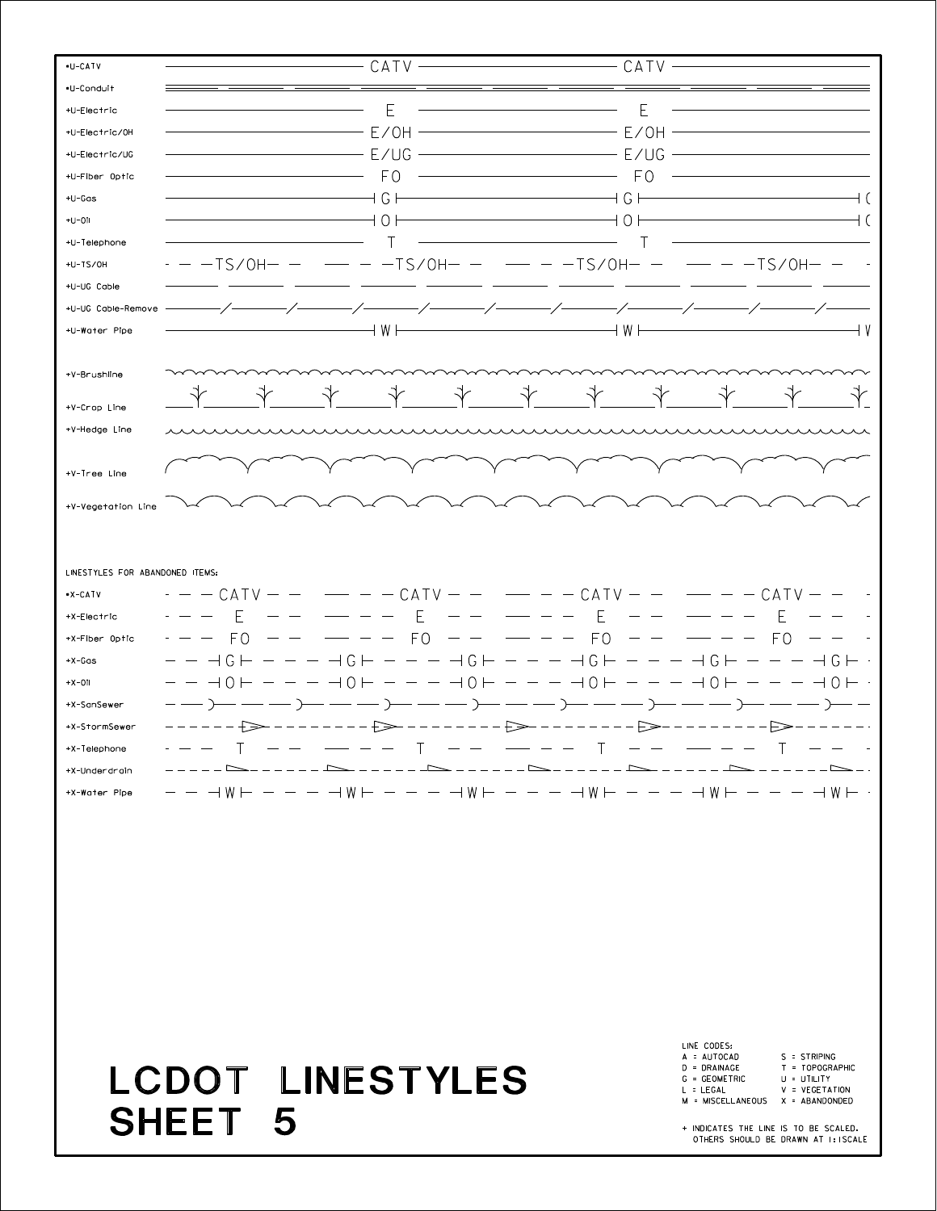| Linestyle | Pattern |
|---|---|
| *U-CATV | CATV |
| *U-Conduit | |
| +U-Electric | E |
| +U-Electric/OH | E/OH |
| +U-Electric/UG | E/UG |
| +U-Fiber Optic | FO |
| +U-Gas | G |
| +U-Oil | O |
| +U-Telephone | T |
| +U-TS/OH | TS/OH |
| +U-UG Cable | |
| +U-UG Cable-Remove | |
| +U-Water Pipe | W |
| +V-Brushline | |
| +V-Crop Line | |
| +V-Hedge Line | |
| +V-Tree Line | |
| +V-Vegetation Line | |

LINESTYLES FOR ABANDONED ITEMS:

| Linestyle | Pattern |
|---|---|
| *X-CATV | CATV |
| +X-Electric | E |
| +X-Fiber Optic | FO |
| +X-Gas | G |
| +X-Oil | O |
| +X-SanSewer | |
| +X-StormSewer | |
| +X-Telephone | T |
| +X-Underdrain | |
| +X-Water Pipe | W |

# LCDOT LINESTYLES SHEET 5

LINE CODES:

A = AUTOCAD
D = DRAINAGE
G = GEOMETRIC
L = LEGAL
M = MISCELLANEOUS
S = STRIPING
T = TOPOGRAPHIC
U = UTILITY
V = VEGETATION
X = ABANDONDED

+ INDICATES THE LINE IS TO BE SCALED. OTHERS SHOULD BE DRAWN AT 1:1SCALE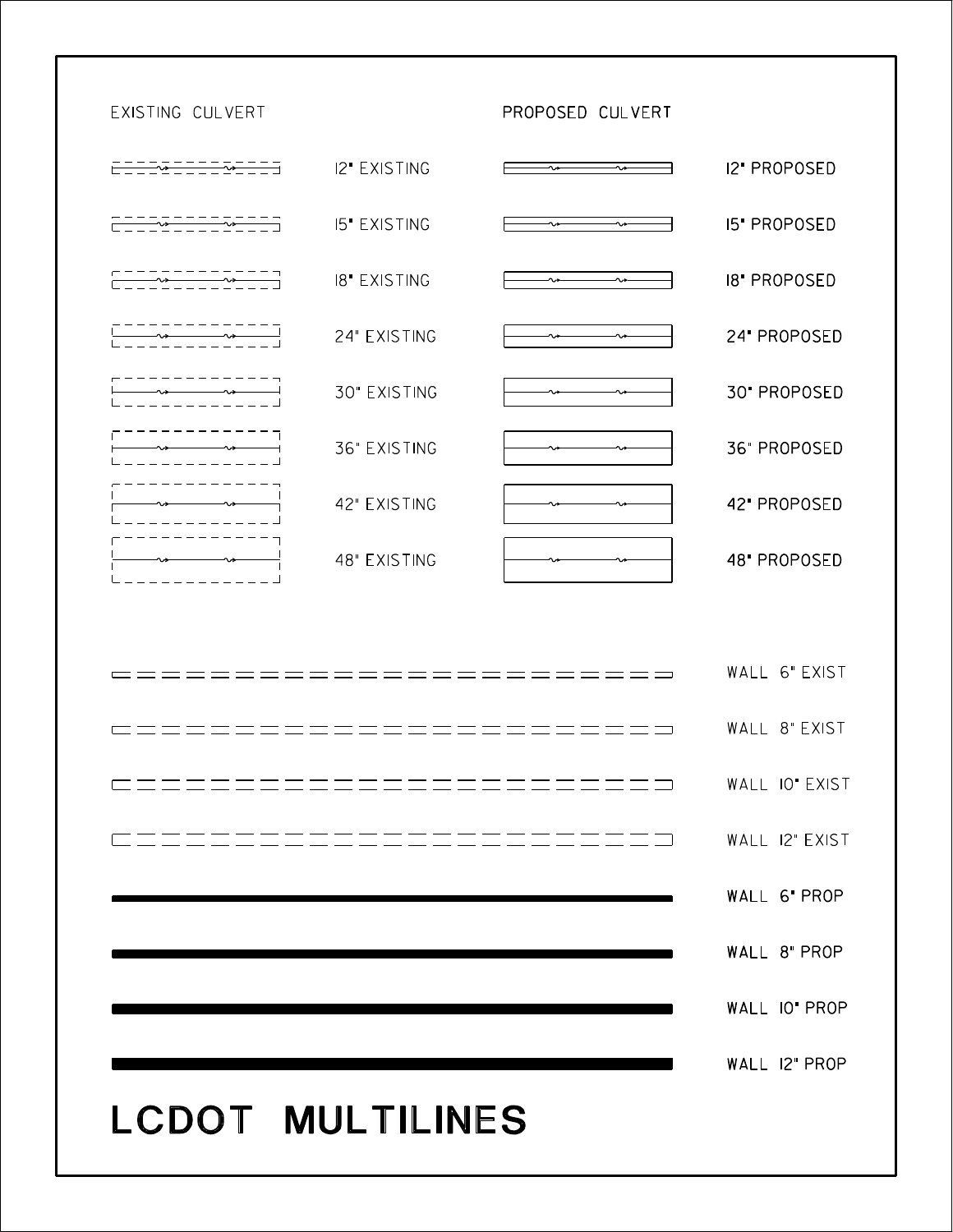EXISTING CULVERT

PROPOSED CULVERT

12" EXISTING

12" PROPOSED

15" EXISTING

15" PROPOSED

18" EXISTING

18" PROPOSED

24" EXISTING

24" PROPOSED

30" EXISTING

30" PROPOSED

36" EXISTING

36" PROPOSED

42" EXISTING

42" PROPOSED

48" EXISTING

48" PROPOSED

WALL 6" EXIST

WALL 8" EXIST

WALL 10" EXIST

WALL 12" EXIST

WALL 6" PROP

WALL 8" PROP

WALL 10" PROP

WALL 12" PROP

# LCDOT MULTILINES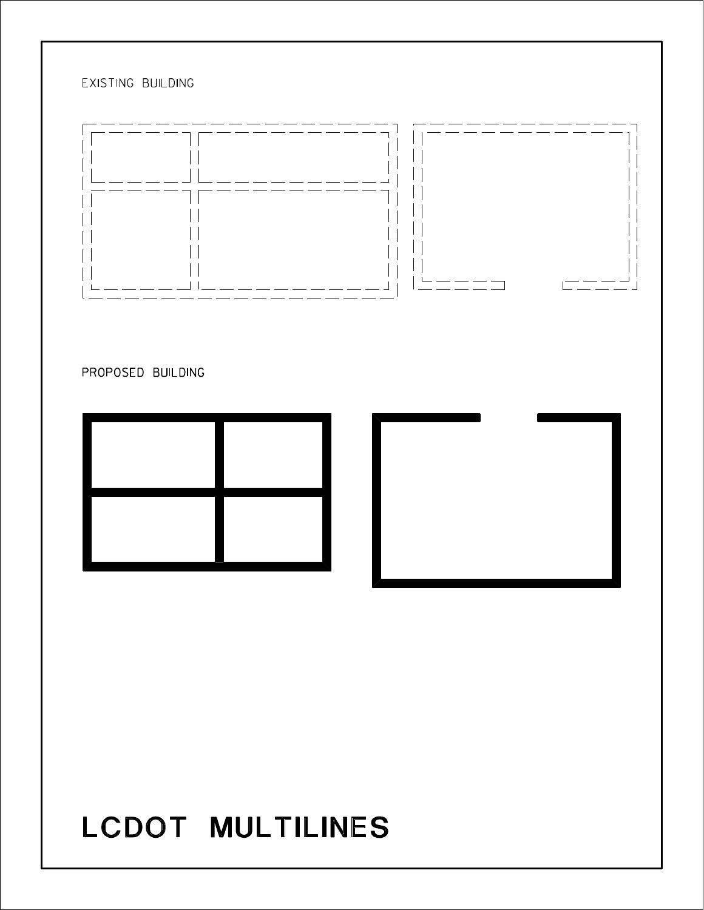EXISTING BUILDING

PROPOSED BUILDING

# LCDOT MULTILINES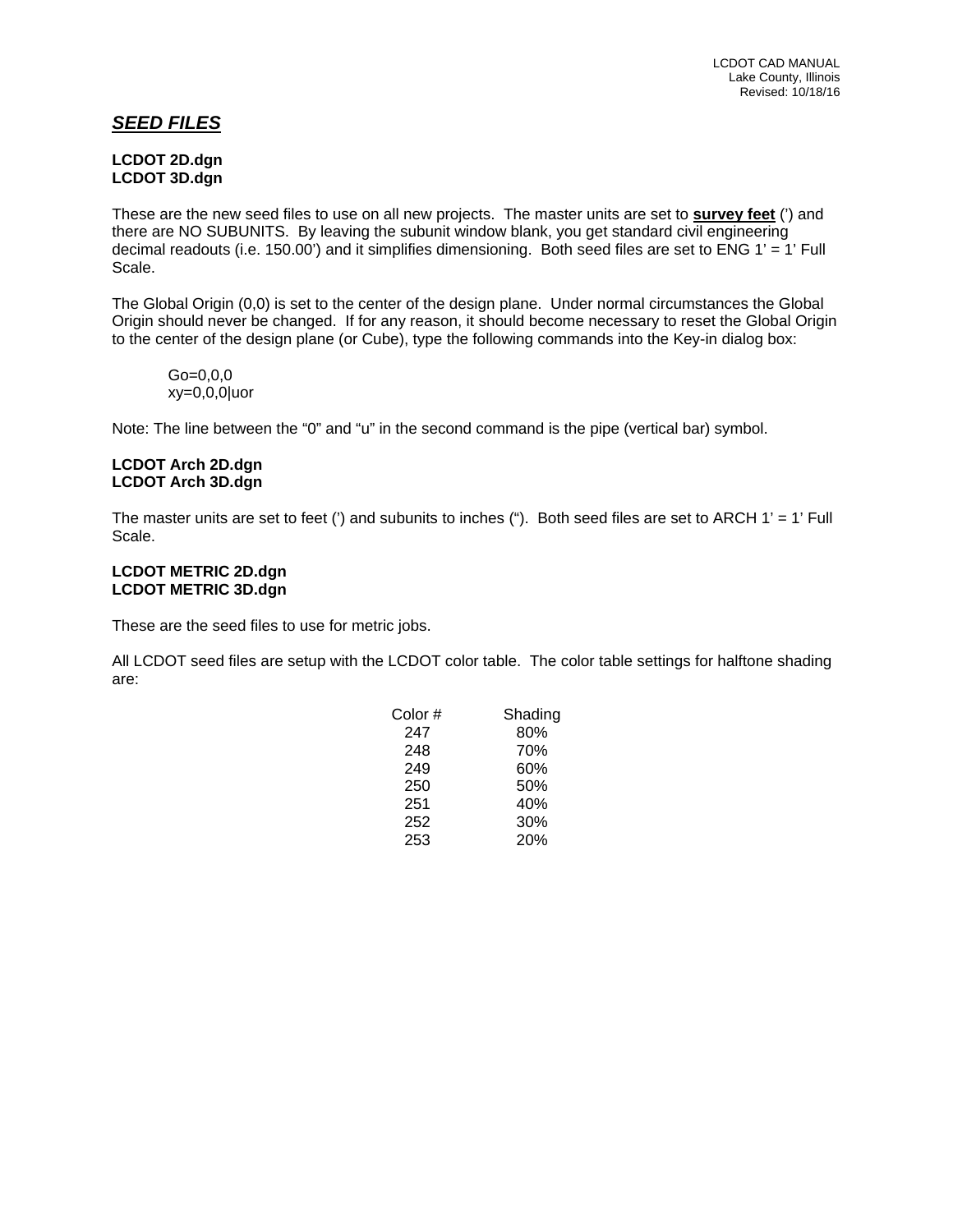## ***SEED FILES***

**LCDOT 2D.dgn**
**LCDOT 3D.dgn**

These are the new seed files to use on all new projects. The master units are set to **survey feet** (') and there are NO SUBUNITS. By leaving the subunit window blank, you get standard civil engineering decimal readouts (i.e. 150.00') and it simplifies dimensioning. Both seed files are set to ENG 1' = 1' Full Scale.

The Global Origin (0,0) is set to the center of the design plane. Under normal circumstances the Global Origin should never be changed. If for any reason, it should become necessary to reset the Global Origin to the center of the design plane (or Cube), type the following commands into the Key-in dialog box:

```
Go=0,0,0
xy=0,0,0|uor
```

Note: The line between the "0" and "u" in the second command is the pipe (vertical bar) symbol.

**LCDOT Arch 2D.dgn**
**LCDOT Arch 3D.dgn**

The master units are set to feet (') and subunits to inches ("). Both seed files are set to ARCH 1' = 1' Full Scale.

**LCDOT METRIC 2D.dgn**
**LCDOT METRIC 3D.dgn**

These are the seed files to use for metric jobs.

All LCDOT seed files are setup with the LCDOT color table. The color table settings for halftone shading are:

| Color # | Shading |
|---|---|
| 247 | 80% |
| 248 | 70% |
| 249 | 60% |
| 250 | 50% |
| 251 | 40% |
| 252 | 30% |
| 253 | 20% |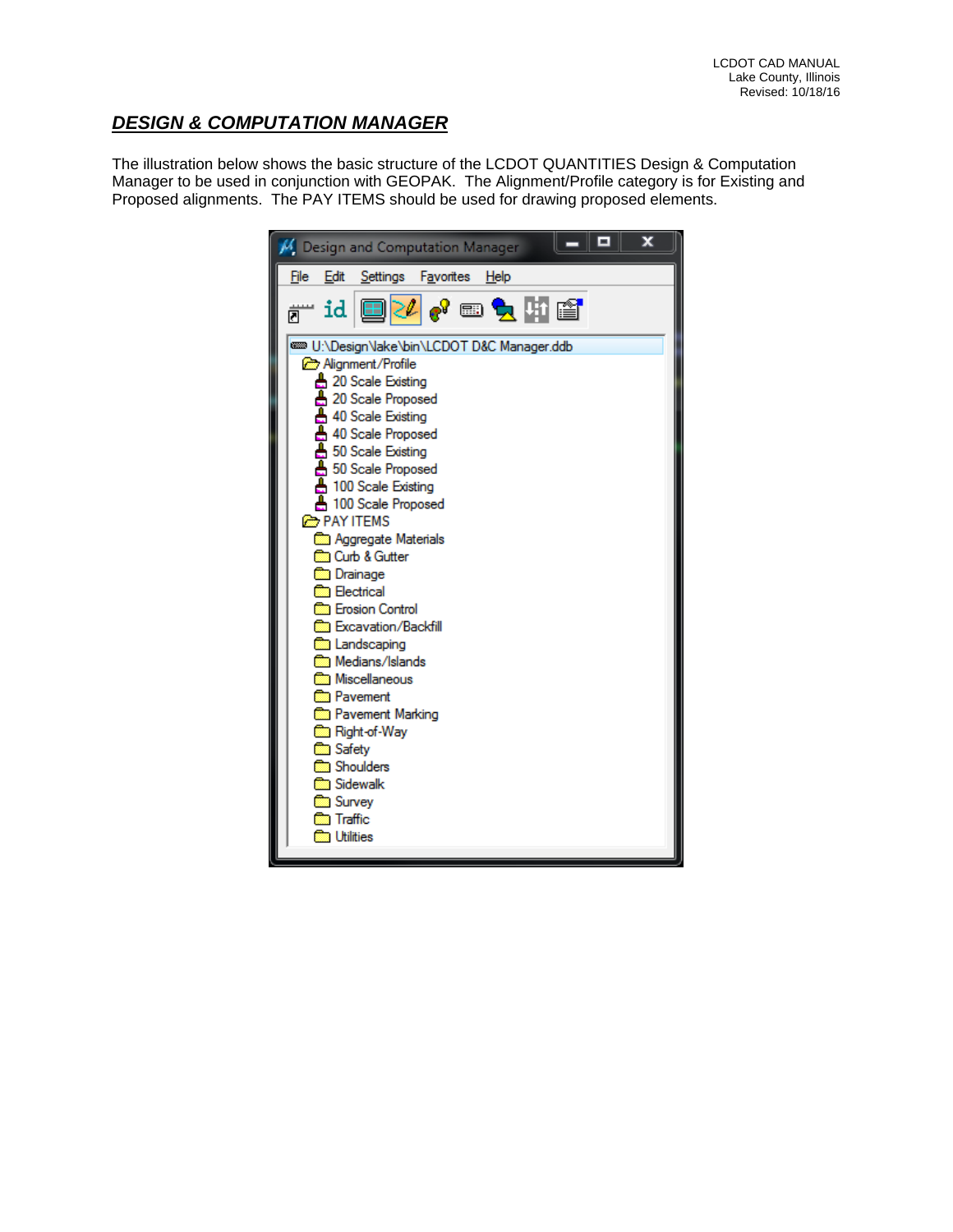## ***DESIGN & COMPUTATION MANAGER***

The illustration below shows the basic structure of the LCDOT QUANTITIES Design & Computation Manager to be used in conjunction with GEOPAK. The Alignment/Profile category is for Existing and Proposed alignments. The PAY ITEMS should be used for drawing proposed elements.

Design and Computation Manager

File Edit Settings Favorites Help

U:\Design\lake\bin\LCDOT D&C Manager.ddb

- Alignment/Profile
  - 20 Scale Existing
  - 20 Scale Proposed
  - 40 Scale Existing
  - 40 Scale Proposed
  - 50 Scale Existing
  - 50 Scale Proposed
  - 100 Scale Existing
  - 100 Scale Proposed
- PAY ITEMS
  - Aggregate Materials
  - Curb & Gutter
  - Drainage
  - Electrical
  - Erosion Control
  - Excavation/Backfill
  - Landscaping
  - Medians/Islands
  - Miscellaneous
  - Pavement
  - Pavement Marking
  - Right-of-Way
  - Safety
  - Shoulders
  - Sidewalk
  - Survey
  - Traffic
  - Utilities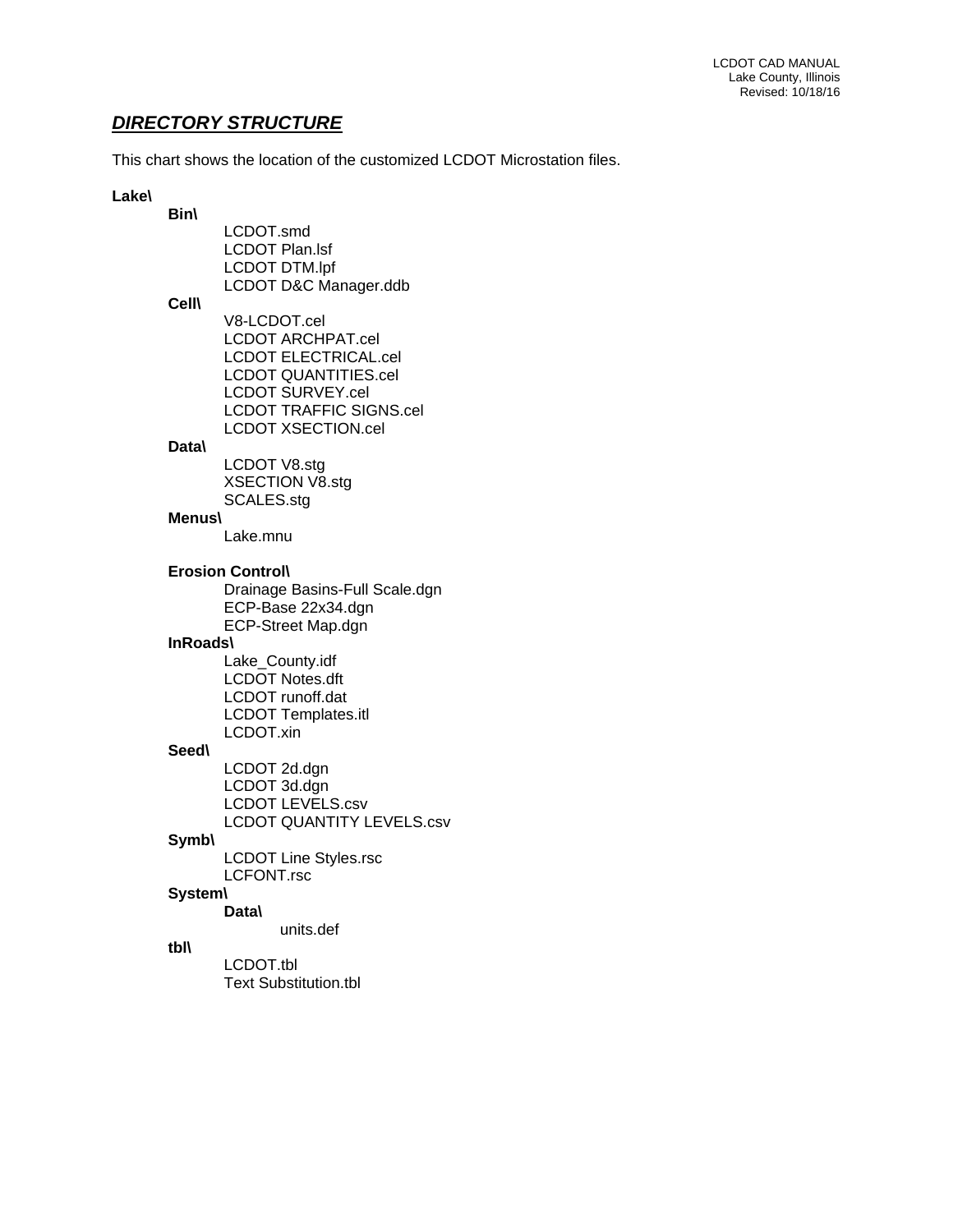## ***DIRECTORY STRUCTURE***

This chart shows the location of the customized LCDOT Microstation files.

**Lake\**

- **Bin\**
  - LCDOT.smd
  - LCDOT Plan.lsf
  - LCDOT DTM.lpf
  - LCDOT D&C Manager.ddb
- **Cell\**
  - V8-LCDOT.cel
  - LCDOT ARCHPAT.cel
  - LCDOT ELECTRICAL.cel
  - LCDOT QUANTITIES.cel
  - LCDOT SURVEY.cel
  - LCDOT TRAFFIC SIGNS.cel
  - LCDOT XSECTION.cel
- **Data\**
  - LCDOT V8.stg
  - XSECTION V8.stg
  - SCALES.stg
- **Menus\**
  - Lake.mnu
- **Erosion Control\**
  - Drainage Basins-Full Scale.dgn
  - ECP-Base 22x34.dgn
  - ECP-Street Map.dgn
- **InRoads\**
  - Lake_County.idf
  - LCDOT Notes.dft
  - LCDOT runoff.dat
  - LCDOT Templates.itl
  - LCDOT.xin
- **Seed\**
  - LCDOT 2d.dgn
  - LCDOT 3d.dgn
  - LCDOT LEVELS.csv
  - LCDOT QUANTITY LEVELS.csv
- **Symb\**
  - LCDOT Line Styles.rsc
  - LCFONT.rsc
- **System\**
  - **Data\**
    - units.def
- **tbl\**
  - LCDOT.tbl
  - Text Substitution.tbl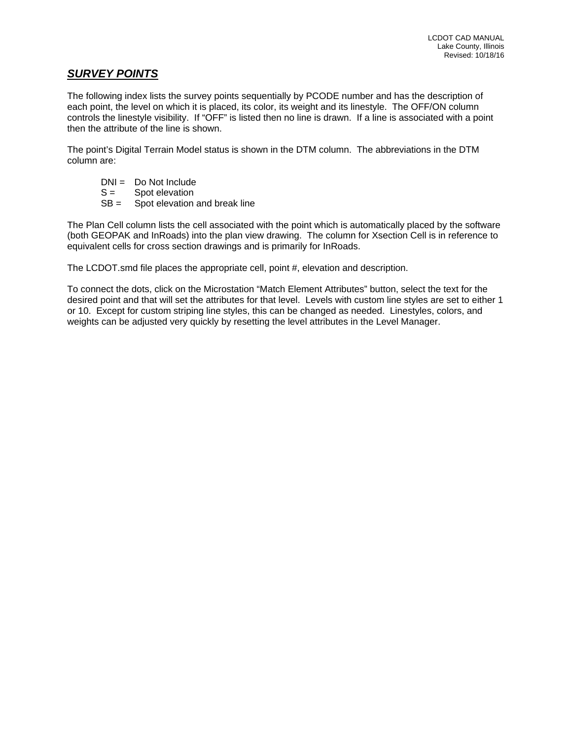## ***SURVEY POINTS***

The following index lists the survey points sequentially by PCODE number and has the description of each point, the level on which it is placed, its color, its weight and its linestyle. The OFF/ON column controls the linestyle visibility. If "OFF" is listed then no line is drawn. If a line is associated with a point then the attribute of the line is shown.

The point's Digital Terrain Model status is shown in the DTM column. The abbreviations in the DTM column are:

DNI = Do Not Include
S = Spot elevation
SB = Spot elevation and break line

The Plan Cell column lists the cell associated with the point which is automatically placed by the software (both GEOPAK and InRoads) into the plan view drawing. The column for Xsection Cell is in reference to equivalent cells for cross section drawings and is primarily for InRoads.

The LCDOT.smd file places the appropriate cell, point #, elevation and description.

To connect the dots, click on the Microstation "Match Element Attributes" button, select the text for the desired point and that will set the attributes for that level. Levels with custom line styles are set to either 1 or 10. Except for custom striping line styles, this can be changed as needed. Linestyles, colors, and weights can be adjusted very quickly by resetting the level attributes in the Level Manager.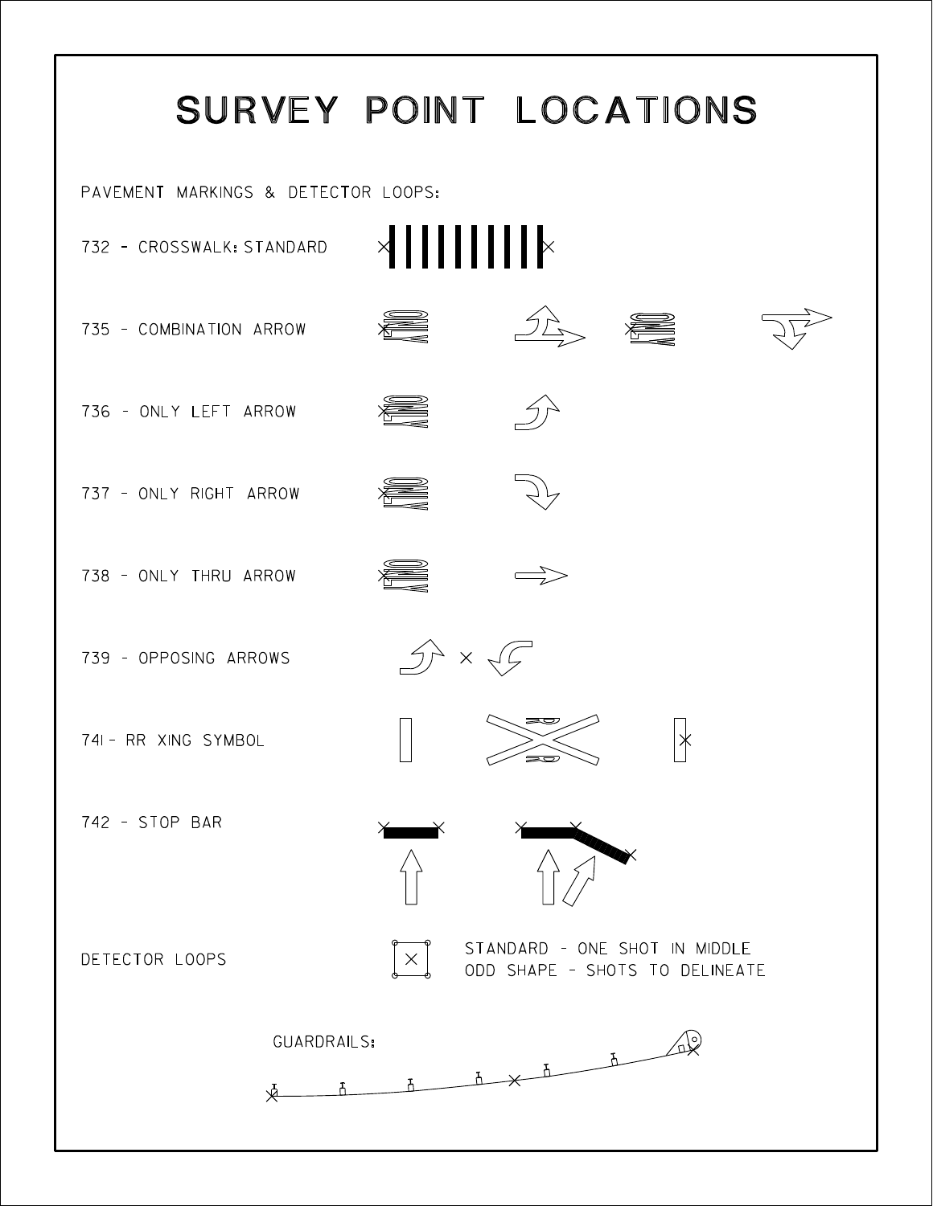# SURVEY POINT LOCATIONS

PAVEMENT MARKINGS & DETECTOR LOOPS:

732 - CROSSWALK: STANDARD

735 - COMBINATION ARROW

736 - ONLY LEFT ARROW

737 - ONLY RIGHT ARROW

738 - ONLY THRU ARROW

739 - OPPOSING ARROWS

741 - RR XING SYMBOL

742 - STOP BAR

DETECTOR LOOPS

STANDARD - ONE SHOT IN MIDDLE
ODD SHAPE - SHOTS TO DELINEATE

GUARDRAILS: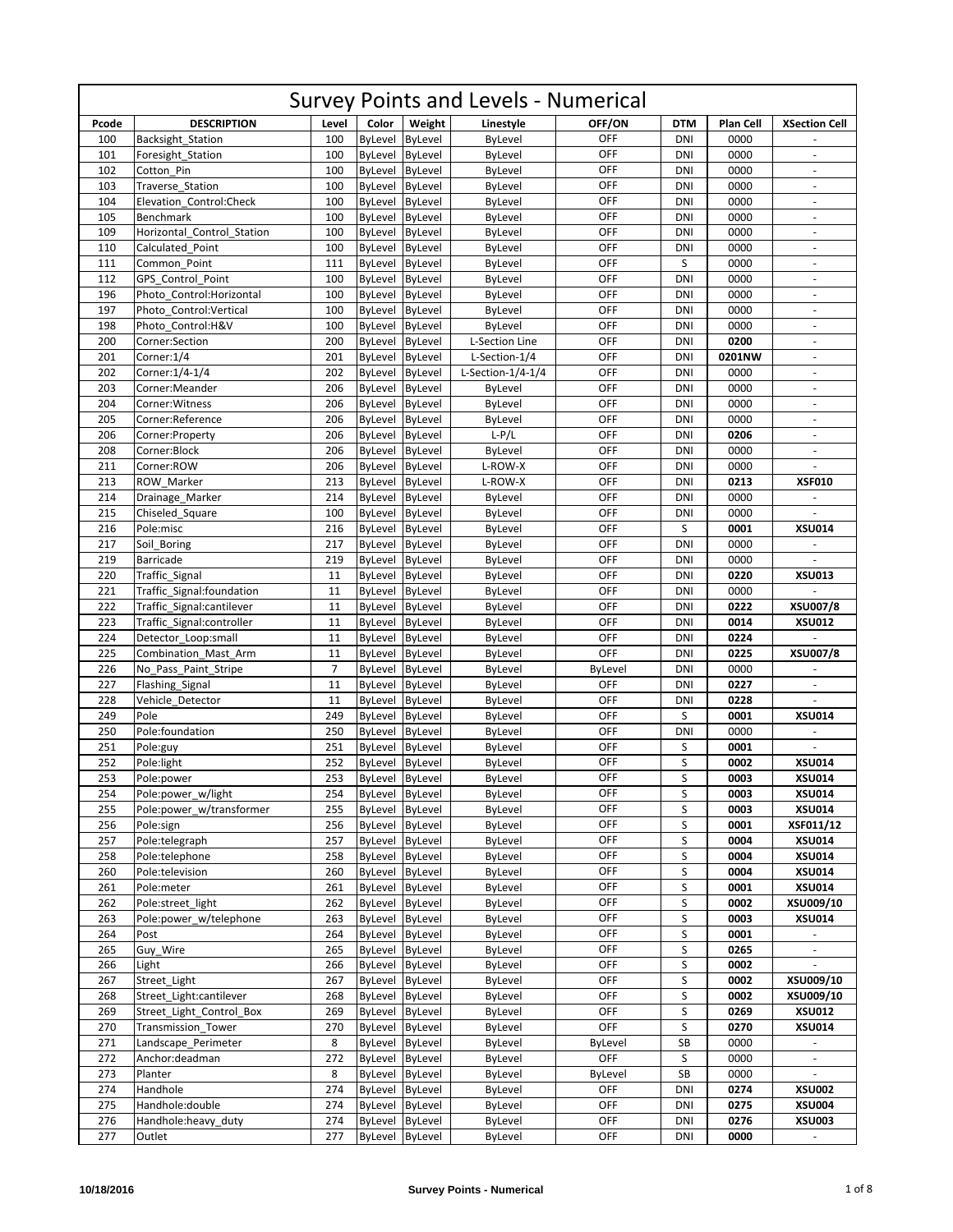# Survey Points and Levels - Numerical

| Pcode | DESCRIPTION | Level | Color | Weight | Linestyle | OFF/ON | DTM | Plan Cell | XSection Cell |
|---|---|---|---|---|---|---|---|---|---|
| 100 | Backsight_Station | 100 | ByLevel | ByLevel | ByLevel | OFF | DNI | 0000 | - |
| 101 | Foresight_Station | 100 | ByLevel | ByLevel | ByLevel | OFF | DNI | 0000 | - |
| 102 | Cotton_Pin | 100 | ByLevel | ByLevel | ByLevel | OFF | DNI | 0000 | - |
| 103 | Traverse_Station | 100 | ByLevel | ByLevel | ByLevel | OFF | DNI | 0000 | - |
| 104 | Elevation_Control:Check | 100 | ByLevel | ByLevel | ByLevel | OFF | DNI | 0000 | - |
| 105 | Benchmark | 100 | ByLevel | ByLevel | ByLevel | OFF | DNI | 0000 | - |
| 109 | Horizontal_Control_Station | 100 | ByLevel | ByLevel | ByLevel | OFF | DNI | 0000 | - |
| 110 | Calculated_Point | 100 | ByLevel | ByLevel | ByLevel | OFF | DNI | 0000 | - |
| 111 | Common_Point | 111 | ByLevel | ByLevel | ByLevel | OFF | S | 0000 | - |
| 112 | GPS_Control_Point | 100 | ByLevel | ByLevel | ByLevel | OFF | DNI | 0000 | - |
| 196 | Photo_Control:Horizontal | 100 | ByLevel | ByLevel | ByLevel | OFF | DNI | 0000 | - |
| 197 | Photo_Control:Vertical | 100 | ByLevel | ByLevel | ByLevel | OFF | DNI | 0000 | - |
| 198 | Photo_Control:H&V | 100 | ByLevel | ByLevel | ByLevel | OFF | DNI | 0000 | - |
| 200 | Corner:Section | 200 | ByLevel | ByLevel | L-Section Line | OFF | DNI | **0200** | - |
| 201 | Corner:1/4 | 201 | ByLevel | ByLevel | L-Section-1/4 | OFF | DNI | **0201NW** | - |
| 202 | Corner:1/4-1/4 | 202 | ByLevel | ByLevel | L-Section-1/4-1/4 | OFF | DNI | 0000 | - |
| 203 | Corner:Meander | 206 | ByLevel | ByLevel | ByLevel | OFF | DNI | 0000 | - |
| 204 | Corner:Witness | 206 | ByLevel | ByLevel | ByLevel | OFF | DNI | 0000 | - |
| 205 | Corner:Reference | 206 | ByLevel | ByLevel | ByLevel | OFF | DNI | 0000 | - |
| 206 | Corner:Property | 206 | ByLevel | ByLevel | L-P/L | OFF | DNI | **0206** | - |
| 208 | Corner:Block | 206 | ByLevel | ByLevel | ByLevel | OFF | DNI | 0000 | - |
| 211 | Corner:ROW | 206 | ByLevel | ByLevel | L-ROW-X | OFF | DNI | 0000 | - |
| 213 | ROW_Marker | 213 | ByLevel | ByLevel | L-ROW-X | OFF | DNI | **0213** | **XSF010** |
| 214 | Drainage_Marker | 214 | ByLevel | ByLevel | ByLevel | OFF | DNI | 0000 | - |
| 215 | Chiseled_Square | 100 | ByLevel | ByLevel | ByLevel | OFF | DNI | 0000 | - |
| 216 | Pole:misc | 216 | ByLevel | ByLevel | ByLevel | OFF | S | **0001** | **XSU014** |
| 217 | Soil_Boring | 217 | ByLevel | ByLevel | ByLevel | OFF | DNI | 0000 | - |
| 219 | Barricade | 219 | ByLevel | ByLevel | ByLevel | OFF | DNI | 0000 | - |
| 220 | Traffic_Signal | 11 | ByLevel | ByLevel | ByLevel | OFF | DNI | **0220** | **XSU013** |
| 221 | Traffic_Signal:foundation | 11 | ByLevel | ByLevel | ByLevel | OFF | DNI | 0000 | - |
| 222 | Traffic_Signal:cantilever | 11 | ByLevel | ByLevel | ByLevel | OFF | DNI | **0222** | **XSU007/8** |
| 223 | Traffic_Signal:controller | 11 | ByLevel | ByLevel | ByLevel | OFF | DNI | **0014** | **XSU012** |
| 224 | Detector_Loop:small | 11 | ByLevel | ByLevel | ByLevel | OFF | DNI | **0224** | - |
| 225 | Combination_Mast_Arm | 11 | ByLevel | ByLevel | ByLevel | OFF | DNI | **0225** | **XSU007/8** |
| 226 | No_Pass_Paint_Stripe | 7 | ByLevel | ByLevel | ByLevel | ByLevel | DNI | 0000 | - |
| 227 | Flashing_Signal | 11 | ByLevel | ByLevel | ByLevel | OFF | DNI | **0227** | - |
| 228 | Vehicle_Detector | 11 | ByLevel | ByLevel | ByLevel | OFF | DNI | **0228** | - |
| 249 | Pole | 249 | ByLevel | ByLevel | ByLevel | OFF | S | **0001** | **XSU014** |
| 250 | Pole:foundation | 250 | ByLevel | ByLevel | ByLevel | OFF | DNI | 0000 | - |
| 251 | Pole:guy | 251 | ByLevel | ByLevel | ByLevel | OFF | S | **0001** | - |
| 252 | Pole:light | 252 | ByLevel | ByLevel | ByLevel | OFF | S | **0002** | **XSU014** |
| 253 | Pole:power | 253 | ByLevel | ByLevel | ByLevel | OFF | S | **0003** | **XSU014** |
| 254 | Pole:power_w/light | 254 | ByLevel | ByLevel | ByLevel | OFF | S | **0003** | **XSU014** |
| 255 | Pole:power_w/transformer | 255 | ByLevel | ByLevel | ByLevel | OFF | S | **0003** | **XSU014** |
| 256 | Pole:sign | 256 | ByLevel | ByLevel | ByLevel | OFF | S | **0001** | **XSF011/12** |
| 257 | Pole:telegraph | 257 | ByLevel | ByLevel | ByLevel | OFF | S | **0004** | **XSU014** |
| 258 | Pole:telephone | 258 | ByLevel | ByLevel | ByLevel | OFF | S | **0004** | **XSU014** |
| 260 | Pole:television | 260 | ByLevel | ByLevel | ByLevel | OFF | S | **0004** | **XSU014** |
| 261 | Pole:meter | 261 | ByLevel | ByLevel | ByLevel | OFF | S | **0001** | **XSU014** |
| 262 | Pole:street_light | 262 | ByLevel | ByLevel | ByLevel | OFF | S | **0002** | **XSU009/10** |
| 263 | Pole:power_w/telephone | 263 | ByLevel | ByLevel | ByLevel | OFF | S | **0003** | **XSU014** |
| 264 | Post | 264 | ByLevel | ByLevel | ByLevel | OFF | S | **0001** | - |
| 265 | Guy_Wire | 265 | ByLevel | ByLevel | ByLevel | OFF | S | **0265** | - |
| 266 | Light | 266 | ByLevel | ByLevel | ByLevel | OFF | S | **0002** | - |
| 267 | Street_Light | 267 | ByLevel | ByLevel | ByLevel | OFF | S | **0002** | **XSU009/10** |
| 268 | Street_Light:cantilever | 268 | ByLevel | ByLevel | ByLevel | OFF | S | **0002** | **XSU009/10** |
| 269 | Street_Light_Control_Box | 269 | ByLevel | ByLevel | ByLevel | OFF | S | **0269** | **XSU012** |
| 270 | Transmission_Tower | 270 | ByLevel | ByLevel | ByLevel | OFF | S | **0270** | **XSU014** |
| 271 | Landscape_Perimeter | 8 | ByLevel | ByLevel | ByLevel | ByLevel | SB | 0000 | - |
| 272 | Anchor:deadman | 272 | ByLevel | ByLevel | ByLevel | OFF | S | 0000 | - |
| 273 | Planter | 8 | ByLevel | ByLevel | ByLevel | ByLevel | SB | 0000 | - |
| 274 | Handhole | 274 | ByLevel | ByLevel | ByLevel | OFF | DNI | **0274** | **XSU002** |
| 275 | Handhole:double | 274 | ByLevel | ByLevel | ByLevel | OFF | DNI | **0275** | **XSU004** |
| 276 | Handhole:heavy_duty | 274 | ByLevel | ByLevel | ByLevel | OFF | DNI | **0276** | **XSU003** |
| 277 | Outlet | 277 | ByLevel | ByLevel | ByLevel | OFF | DNI | **0000** | - |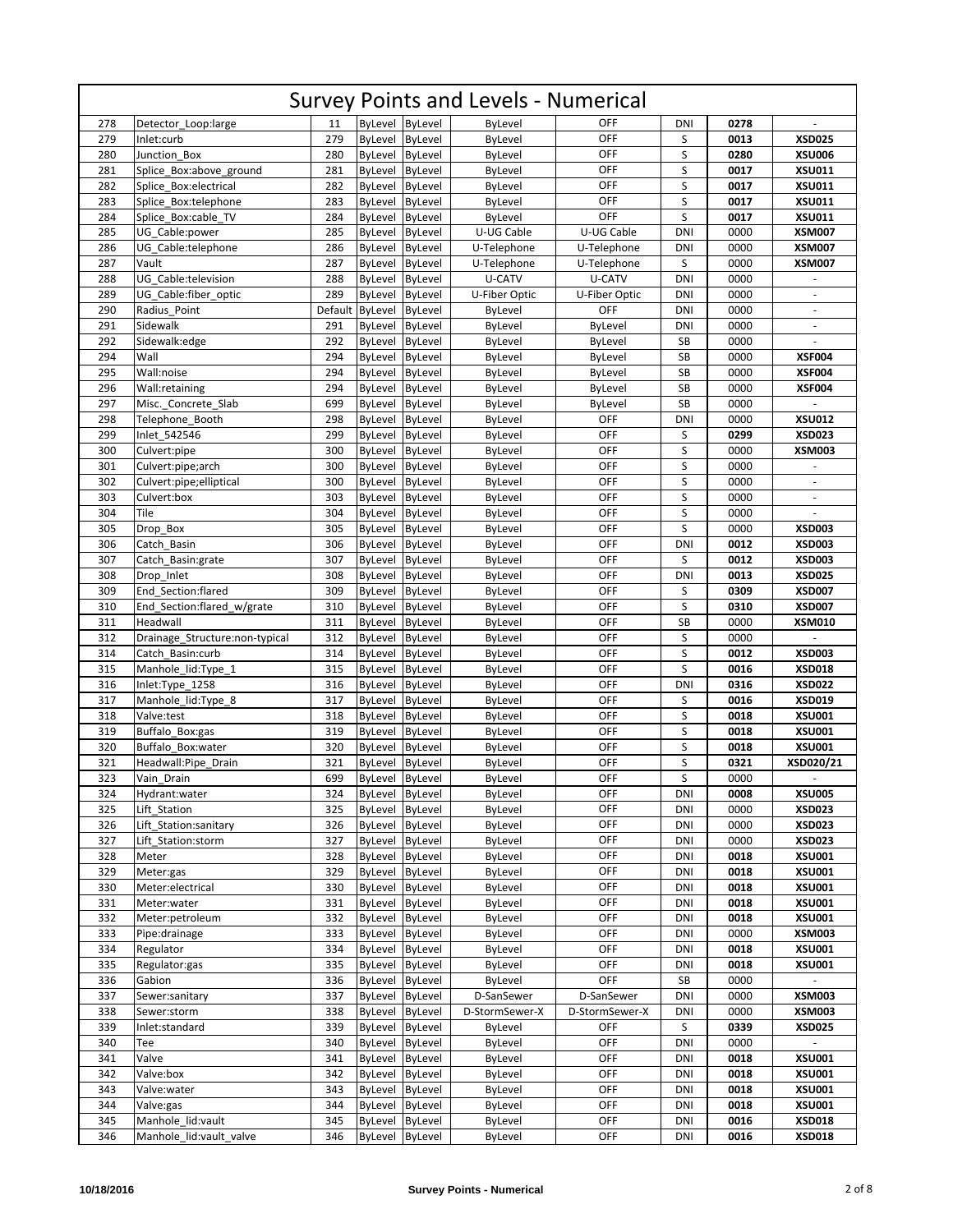# Survey Points and Levels - Numerical

| | | | | | | | | | |
|---|---|---|---|---|---|---|---|---|---|
| 278 | Detector_Loop:large | 11 | ByLevel | ByLevel | ByLevel | OFF | DNI | **0278** | - |
| 279 | Inlet:curb | 279 | ByLevel | ByLevel | ByLevel | OFF | S | **0013** | **XSD025** |
| 280 | Junction_Box | 280 | ByLevel | ByLevel | ByLevel | OFF | S | **0280** | **XSU006** |
| 281 | Splice_Box:above_ground | 281 | ByLevel | ByLevel | ByLevel | OFF | S | **0017** | **XSU011** |
| 282 | Splice_Box:electrical | 282 | ByLevel | ByLevel | ByLevel | OFF | S | **0017** | **XSU011** |
| 283 | Splice_Box:telephone | 283 | ByLevel | ByLevel | ByLevel | OFF | S | **0017** | **XSU011** |
| 284 | Splice_Box:cable_TV | 284 | ByLevel | ByLevel | ByLevel | OFF | S | **0017** | **XSU011** |
| 285 | UG_Cable:power | 285 | ByLevel | ByLevel | U-UG Cable | U-UG Cable | DNI | 0000 | **XSM007** |
| 286 | UG_Cable:telephone | 286 | ByLevel | ByLevel | U-Telephone | U-Telephone | DNI | 0000 | **XSM007** |
| 287 | Vault | 287 | ByLevel | ByLevel | U-Telephone | U-Telephone | S | 0000 | **XSM007** |
| 288 | UG_Cable:television | 288 | ByLevel | ByLevel | U-CATV | U-CATV | DNI | 0000 | - |
| 289 | UG_Cable:fiber_optic | 289 | ByLevel | ByLevel | U-Fiber Optic | U-Fiber Optic | DNI | 0000 | - |
| 290 | Radius_Point | Default | ByLevel | ByLevel | ByLevel | OFF | DNI | 0000 | - |
| 291 | Sidewalk | 291 | ByLevel | ByLevel | ByLevel | ByLevel | DNI | 0000 | - |
| 292 | Sidewalk:edge | 292 | ByLevel | ByLevel | ByLevel | ByLevel | SB | 0000 | - |
| 294 | Wall | 294 | ByLevel | ByLevel | ByLevel | ByLevel | SB | 0000 | **XSF004** |
| 295 | Wall:noise | 294 | ByLevel | ByLevel | ByLevel | ByLevel | SB | 0000 | **XSF004** |
| 296 | Wall:retaining | 294 | ByLevel | ByLevel | ByLevel | ByLevel | SB | 0000 | **XSF004** |
| 297 | Misc._Concrete_Slab | 699 | ByLevel | ByLevel | ByLevel | ByLevel | SB | 0000 | - |
| 298 | Telephone_Booth | 298 | ByLevel | ByLevel | ByLevel | OFF | DNI | 0000 | **XSU012** |
| 299 | Inlet_542546 | 299 | ByLevel | ByLevel | ByLevel | OFF | S | **0299** | **XSD023** |
| 300 | Culvert:pipe | 300 | ByLevel | ByLevel | ByLevel | OFF | S | 0000 | **XSM003** |
| 301 | Culvert:pipe;arch | 300 | ByLevel | ByLevel | ByLevel | OFF | S | 0000 | - |
| 302 | Culvert:pipe;elliptical | 300 | ByLevel | ByLevel | ByLevel | OFF | S | 0000 | - |
| 303 | Culvert:box | 303 | ByLevel | ByLevel | ByLevel | OFF | S | 0000 | - |
| 304 | Tile | 304 | ByLevel | ByLevel | ByLevel | OFF | S | 0000 | - |
| 305 | Drop_Box | 305 | ByLevel | ByLevel | ByLevel | OFF | S | 0000 | **XSD003** |
| 306 | Catch_Basin | 306 | ByLevel | ByLevel | ByLevel | OFF | DNI | **0012** | **XSD003** |
| 307 | Catch_Basin:grate | 307 | ByLevel | ByLevel | ByLevel | OFF | S | **0012** | **XSD003** |
| 308 | Drop_Inlet | 308 | ByLevel | ByLevel | ByLevel | OFF | DNI | **0013** | **XSD025** |
| 309 | End_Section:flared | 309 | ByLevel | ByLevel | ByLevel | OFF | S | **0309** | **XSD007** |
| 310 | End_Section:flared_w/grate | 310 | ByLevel | ByLevel | ByLevel | OFF | S | **0310** | **XSD007** |
| 311 | Headwall | 311 | ByLevel | ByLevel | ByLevel | OFF | SB | 0000 | **XSM010** |
| 312 | Drainage_Structure:non-typical | 312 | ByLevel | ByLevel | ByLevel | OFF | S | 0000 | - |
| 314 | Catch_Basin:curb | 314 | ByLevel | ByLevel | ByLevel | OFF | S | **0012** | **XSD003** |
| 315 | Manhole_lid:Type_1 | 315 | ByLevel | ByLevel | ByLevel | OFF | S | **0016** | **XSD018** |
| 316 | Inlet:Type_1258 | 316 | ByLevel | ByLevel | ByLevel | OFF | DNI | **0316** | **XSD022** |
| 317 | Manhole_lid:Type_8 | 317 | ByLevel | ByLevel | ByLevel | OFF | S | **0016** | **XSD019** |
| 318 | Valve:test | 318 | ByLevel | ByLevel | ByLevel | OFF | S | **0018** | **XSU001** |
| 319 | Buffalo_Box:gas | 319 | ByLevel | ByLevel | ByLevel | OFF | S | **0018** | **XSU001** |
| 320 | Buffalo_Box:water | 320 | ByLevel | ByLevel | ByLevel | OFF | S | **0018** | **XSU001** |
| 321 | Headwall:Pipe_Drain | 321 | ByLevel | ByLevel | ByLevel | OFF | S | **0321** | **XSD020/21** |
| 323 | Vain_Drain | 699 | ByLevel | ByLevel | ByLevel | OFF | S | 0000 | - |
| 324 | Hydrant:water | 324 | ByLevel | ByLevel | ByLevel | OFF | DNI | **0008** | **XSU005** |
| 325 | Lift_Station | 325 | ByLevel | ByLevel | ByLevel | OFF | DNI | 0000 | **XSD023** |
| 326 | Lift_Station:sanitary | 326 | ByLevel | ByLevel | ByLevel | OFF | DNI | 0000 | **XSD023** |
| 327 | Lift_Station:storm | 327 | ByLevel | ByLevel | ByLevel | OFF | DNI | 0000 | **XSD023** |
| 328 | Meter | 328 | ByLevel | ByLevel | ByLevel | OFF | DNI | **0018** | **XSU001** |
| 329 | Meter:gas | 329 | ByLevel | ByLevel | ByLevel | OFF | DNI | **0018** | **XSU001** |
| 330 | Meter:electrical | 330 | ByLevel | ByLevel | ByLevel | OFF | DNI | **0018** | **XSU001** |
| 331 | Meter:water | 331 | ByLevel | ByLevel | ByLevel | OFF | DNI | **0018** | **XSU001** |
| 332 | Meter:petroleum | 332 | ByLevel | ByLevel | ByLevel | OFF | DNI | **0018** | **XSU001** |
| 333 | Pipe:drainage | 333 | ByLevel | ByLevel | ByLevel | OFF | DNI | 0000 | **XSM003** |
| 334 | Regulator | 334 | ByLevel | ByLevel | ByLevel | OFF | DNI | **0018** | **XSU001** |
| 335 | Regulator:gas | 335 | ByLevel | ByLevel | ByLevel | OFF | DNI | **0018** | **XSU001** |
| 336 | Gabion | 336 | ByLevel | ByLevel | ByLevel | OFF | SB | 0000 | - |
| 337 | Sewer:sanitary | 337 | ByLevel | ByLevel | D-SanSewer | D-SanSewer | DNI | 0000 | **XSM003** |
| 338 | Sewer:storm | 338 | ByLevel | ByLevel | D-StormSewer-X | D-StormSewer-X | DNI | 0000 | **XSM003** |
| 339 | Inlet:standard | 339 | ByLevel | ByLevel | ByLevel | OFF | S | **0339** | **XSD025** |
| 340 | Tee | 340 | ByLevel | ByLevel | ByLevel | OFF | DNI | 0000 | - |
| 341 | Valve | 341 | ByLevel | ByLevel | ByLevel | OFF | DNI | **0018** | **XSU001** |
| 342 | Valve:box | 342 | ByLevel | ByLevel | ByLevel | OFF | DNI | **0018** | **XSU001** |
| 343 | Valve:water | 343 | ByLevel | ByLevel | ByLevel | OFF | DNI | **0018** | **XSU001** |
| 344 | Valve:gas | 344 | ByLevel | ByLevel | ByLevel | OFF | DNI | **0018** | **XSU001** |
| 345 | Manhole_lid:vault | 345 | ByLevel | ByLevel | ByLevel | OFF | DNI | **0016** | **XSD018** |
| 346 | Manhole_lid:vault_valve | 346 | ByLevel | ByLevel | ByLevel | OFF | DNI | **0016** | **XSD018** |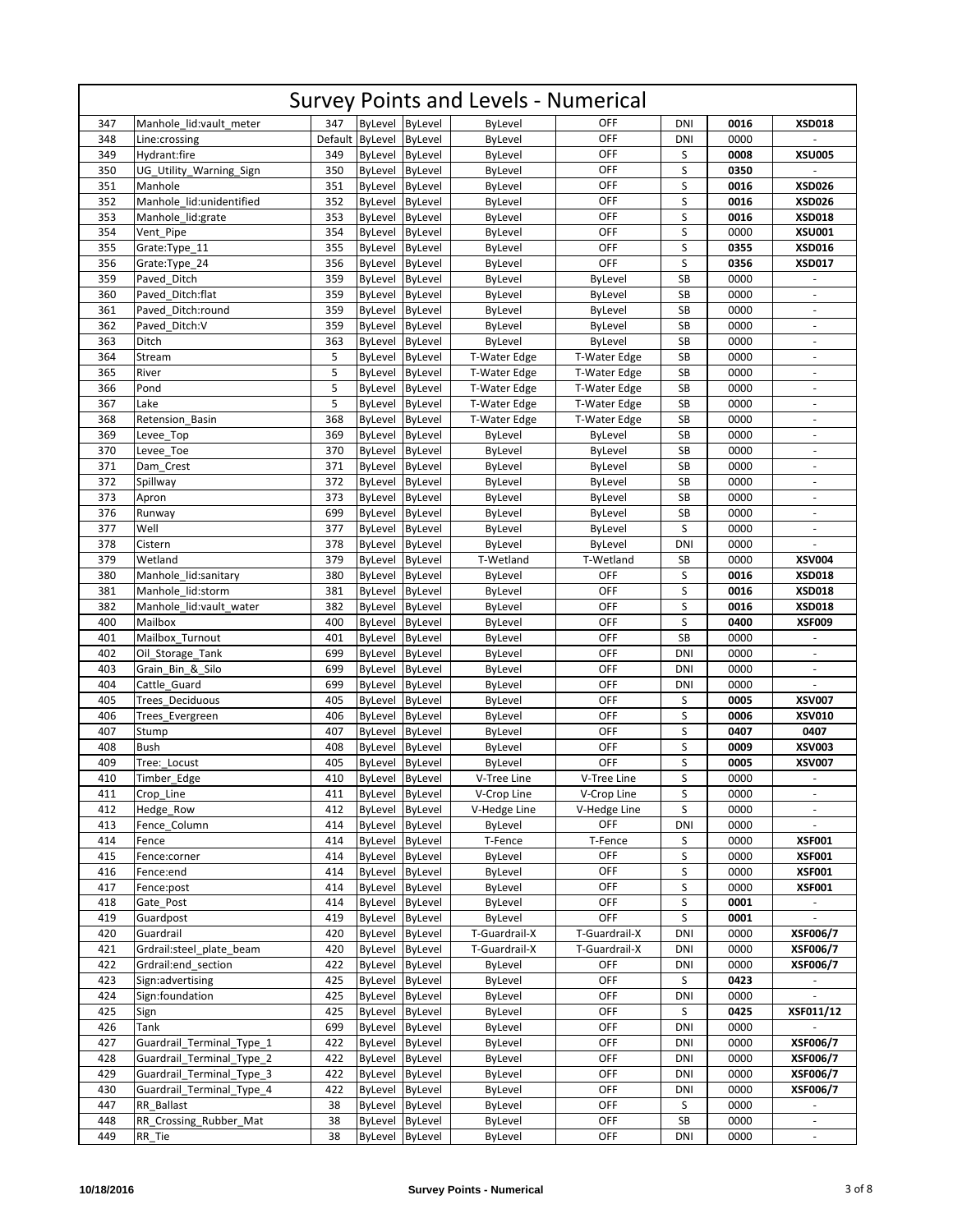# Survey Points and Levels - Numerical

| | | | | | | | | | |
|---|---|---|---|---|---|---|---|---|---|
| 347 | Manhole_lid:vault_meter | 347 | ByLevel | ByLevel | ByLevel | OFF | DNI | **0016** | **XSD018** |
| 348 | Line:crossing | Default | ByLevel | ByLevel | ByLevel | OFF | DNI | 0000 | - |
| 349 | Hydrant:fire | 349 | ByLevel | ByLevel | ByLevel | OFF | S | **0008** | **XSU005** |
| 350 | UG_Utility_Warning_Sign | 350 | ByLevel | ByLevel | ByLevel | OFF | S | **0350** | - |
| 351 | Manhole | 351 | ByLevel | ByLevel | ByLevel | OFF | S | **0016** | **XSD026** |
| 352 | Manhole_lid:unidentified | 352 | ByLevel | ByLevel | ByLevel | OFF | S | **0016** | **XSD026** |
| 353 | Manhole_lid:grate | 353 | ByLevel | ByLevel | ByLevel | OFF | S | **0016** | **XSD018** |
| 354 | Vent_Pipe | 354 | ByLevel | ByLevel | ByLevel | OFF | S | 0000 | **XSU001** |
| 355 | Grate:Type_11 | 355 | ByLevel | ByLevel | ByLevel | OFF | S | **0355** | **XSD016** |
| 356 | Grate:Type_24 | 356 | ByLevel | ByLevel | ByLevel | OFF | S | **0356** | **XSD017** |
| 359 | Paved_Ditch | 359 | ByLevel | ByLevel | ByLevel | ByLevel | SB | 0000 | - |
| 360 | Paved_Ditch:flat | 359 | ByLevel | ByLevel | ByLevel | ByLevel | SB | 0000 | - |
| 361 | Paved_Ditch:round | 359 | ByLevel | ByLevel | ByLevel | ByLevel | SB | 0000 | - |
| 362 | Paved_Ditch:V | 359 | ByLevel | ByLevel | ByLevel | ByLevel | SB | 0000 | - |
| 363 | Ditch | 363 | ByLevel | ByLevel | ByLevel | ByLevel | SB | 0000 | - |
| 364 | Stream | 5 | ByLevel | ByLevel | T-Water Edge | T-Water Edge | SB | 0000 | - |
| 365 | River | 5 | ByLevel | ByLevel | T-Water Edge | T-Water Edge | SB | 0000 | - |
| 366 | Pond | 5 | ByLevel | ByLevel | T-Water Edge | T-Water Edge | SB | 0000 | - |
| 367 | Lake | 5 | ByLevel | ByLevel | T-Water Edge | T-Water Edge | SB | 0000 | - |
| 368 | Retension_Basin | 368 | ByLevel | ByLevel | T-Water Edge | T-Water Edge | SB | 0000 | - |
| 369 | Levee_Top | 369 | ByLevel | ByLevel | ByLevel | ByLevel | SB | 0000 | - |
| 370 | Levee_Toe | 370 | ByLevel | ByLevel | ByLevel | ByLevel | SB | 0000 | - |
| 371 | Dam_Crest | 371 | ByLevel | ByLevel | ByLevel | ByLevel | SB | 0000 | - |
| 372 | Spillway | 372 | ByLevel | ByLevel | ByLevel | ByLevel | SB | 0000 | - |
| 373 | Apron | 373 | ByLevel | ByLevel | ByLevel | ByLevel | SB | 0000 | - |
| 376 | Runway | 699 | ByLevel | ByLevel | ByLevel | ByLevel | SB | 0000 | - |
| 377 | Well | 377 | ByLevel | ByLevel | ByLevel | ByLevel | S | 0000 | - |
| 378 | Cistern | 378 | ByLevel | ByLevel | ByLevel | ByLevel | DNI | 0000 | - |
| 379 | Wetland | 379 | ByLevel | ByLevel | T-Wetland | T-Wetland | SB | 0000 | **XSV004** |
| 380 | Manhole_lid:sanitary | 380 | ByLevel | ByLevel | ByLevel | OFF | S | **0016** | **XSD018** |
| 381 | Manhole_lid:storm | 381 | ByLevel | ByLevel | ByLevel | OFF | S | **0016** | **XSD018** |
| 382 | Manhole_lid:vault_water | 382 | ByLevel | ByLevel | ByLevel | OFF | S | **0016** | **XSD018** |
| 400 | Mailbox | 400 | ByLevel | ByLevel | ByLevel | OFF | S | **0400** | **XSF009** |
| 401 | Mailbox_Turnout | 401 | ByLevel | ByLevel | ByLevel | OFF | SB | 0000 | - |
| 402 | Oil_Storage_Tank | 699 | ByLevel | ByLevel | ByLevel | OFF | DNI | 0000 | - |
| 403 | Grain_Bin_&_Silo | 699 | ByLevel | ByLevel | ByLevel | OFF | DNI | 0000 | - |
| 404 | Cattle_Guard | 699 | ByLevel | ByLevel | ByLevel | OFF | DNI | 0000 | - |
| 405 | Trees_Deciduous | 405 | ByLevel | ByLevel | ByLevel | OFF | S | **0005** | **XSV007** |
| 406 | Trees_Evergreen | 406 | ByLevel | ByLevel | ByLevel | OFF | S | **0006** | **XSV010** |
| 407 | Stump | 407 | ByLevel | ByLevel | ByLevel | OFF | S | **0407** | **0407** |
| 408 | Bush | 408 | ByLevel | ByLevel | ByLevel | OFF | S | **0009** | **XSV003** |
| 409 | Tree:_Locust | 405 | ByLevel | ByLevel | ByLevel | OFF | S | **0005** | **XSV007** |
| 410 | Timber_Edge | 410 | ByLevel | ByLevel | V-Tree Line | V-Tree Line | S | 0000 | - |
| 411 | Crop_Line | 411 | ByLevel | ByLevel | V-Crop Line | V-Crop Line | S | 0000 | - |
| 412 | Hedge_Row | 412 | ByLevel | ByLevel | V-Hedge Line | V-Hedge Line | S | 0000 | - |
| 413 | Fence_Column | 414 | ByLevel | ByLevel | ByLevel | OFF | DNI | 0000 | - |
| 414 | Fence | 414 | ByLevel | ByLevel | T-Fence | T-Fence | S | 0000 | **XSF001** |
| 415 | Fence:corner | 414 | ByLevel | ByLevel | ByLevel | OFF | S | 0000 | **XSF001** |
| 416 | Fence:end | 414 | ByLevel | ByLevel | ByLevel | OFF | S | 0000 | **XSF001** |
| 417 | Fence:post | 414 | ByLevel | ByLevel | ByLevel | OFF | S | 0000 | **XSF001** |
| 418 | Gate_Post | 414 | ByLevel | ByLevel | ByLevel | OFF | S | **0001** | - |
| 419 | Guardpost | 419 | ByLevel | ByLevel | ByLevel | OFF | S | **0001** | - |
| 420 | Guardrail | 420 | ByLevel | ByLevel | T-Guardrail-X | T-Guardrail-X | DNI | 0000 | **XSF006/7** |
| 421 | Grdrail:steel_plate_beam | 420 | ByLevel | ByLevel | T-Guardrail-X | T-Guardrail-X | DNI | 0000 | **XSF006/7** |
| 422 | Grdrail:end_section | 422 | ByLevel | ByLevel | ByLevel | OFF | DNI | 0000 | **XSF006/7** |
| 423 | Sign:advertising | 425 | ByLevel | ByLevel | ByLevel | OFF | S | **0423** | - |
| 424 | Sign:foundation | 425 | ByLevel | ByLevel | ByLevel | OFF | DNI | 0000 | - |
| 425 | Sign | 425 | ByLevel | ByLevel | ByLevel | OFF | S | **0425** | **XSF011/12** |
| 426 | Tank | 699 | ByLevel | ByLevel | ByLevel | OFF | DNI | 0000 | - |
| 427 | Guardrail_Terminal_Type_1 | 422 | ByLevel | ByLevel | ByLevel | OFF | DNI | 0000 | **XSF006/7** |
| 428 | Guardrail_Terminal_Type_2 | 422 | ByLevel | ByLevel | ByLevel | OFF | DNI | 0000 | **XSF006/7** |
| 429 | Guardrail_Terminal_Type_3 | 422 | ByLevel | ByLevel | ByLevel | OFF | DNI | 0000 | **XSF006/7** |
| 430 | Guardrail_Terminal_Type_4 | 422 | ByLevel | ByLevel | ByLevel | OFF | DNI | 0000 | **XSF006/7** |
| 447 | RR_Ballast | 38 | ByLevel | ByLevel | ByLevel | OFF | S | 0000 | - |
| 448 | RR_Crossing_Rubber_Mat | 38 | ByLevel | ByLevel | ByLevel | OFF | SB | 0000 | - |
| 449 | RR_Tie | 38 | ByLevel | ByLevel | ByLevel | OFF | DNI | 0000 | - |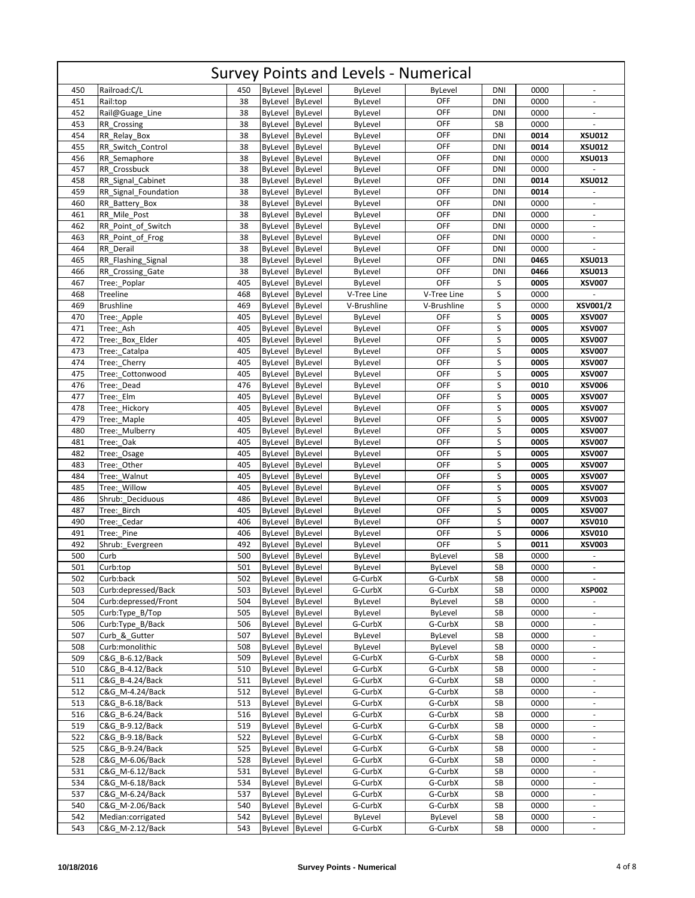# Survey Points and Levels - Numerical

| | | | | | | | | | |
|---|---|---|---|---|---|---|---|---|---|
| 450 | Railroad:C/L | 450 | ByLevel | ByLevel | ByLevel | ByLevel | DNI | 0000 | - |
| 451 | Rail:top | 38 | ByLevel | ByLevel | ByLevel | OFF | DNI | 0000 | - |
| 452 | Rail@Guage_Line | 38 | ByLevel | ByLevel | ByLevel | OFF | DNI | 0000 | - |
| 453 | RR_Crossing | 38 | ByLevel | ByLevel | ByLevel | OFF | SB | 0000 | - |
| 454 | RR_Relay_Box | 38 | ByLevel | ByLevel | ByLevel | OFF | DNI | **0014** | **XSU012** |
| 455 | RR_Switch_Control | 38 | ByLevel | ByLevel | ByLevel | OFF | DNI | **0014** | **XSU012** |
| 456 | RR_Semaphore | 38 | ByLevel | ByLevel | ByLevel | OFF | DNI | 0000 | **XSU013** |
| 457 | RR_Crossbuck | 38 | ByLevel | ByLevel | ByLevel | OFF | DNI | 0000 | - |
| 458 | RR_Signal_Cabinet | 38 | ByLevel | ByLevel | ByLevel | OFF | DNI | **0014** | **XSU012** |
| 459 | RR_Signal_Foundation | 38 | ByLevel | ByLevel | ByLevel | OFF | DNI | **0014** | - |
| 460 | RR_Battery_Box | 38 | ByLevel | ByLevel | ByLevel | OFF | DNI | 0000 | - |
| 461 | RR_Mile_Post | 38 | ByLevel | ByLevel | ByLevel | OFF | DNI | 0000 | - |
| 462 | RR_Point_of_Switch | 38 | ByLevel | ByLevel | ByLevel | OFF | DNI | 0000 | - |
| 463 | RR_Point_of_Frog | 38 | ByLevel | ByLevel | ByLevel | OFF | DNI | 0000 | - |
| 464 | RR_Derail | 38 | ByLevel | ByLevel | ByLevel | OFF | DNI | 0000 | - |
| 465 | RR_Flashing_Signal | 38 | ByLevel | ByLevel | ByLevel | OFF | DNI | **0465** | **XSU013** |
| 466 | RR_Crossing_Gate | 38 | ByLevel | ByLevel | ByLevel | OFF | DNI | **0466** | **XSU013** |
| 467 | Tree:_Poplar | 405 | ByLevel | ByLevel | ByLevel | OFF | S | **0005** | **XSV007** |
| 468 | Treeline | 468 | ByLevel | ByLevel | V-Tree Line | V-Tree Line | S | 0000 | - |
| 469 | Brushline | 469 | ByLevel | ByLevel | V-Brushline | V-Brushline | S | 0000 | **XSV001/2** |
| 470 | Tree:_Apple | 405 | ByLevel | ByLevel | ByLevel | OFF | S | **0005** | **XSV007** |
| 471 | Tree:_Ash | 405 | ByLevel | ByLevel | ByLevel | OFF | S | **0005** | **XSV007** |
| 472 | Tree:_Box_Elder | 405 | ByLevel | ByLevel | ByLevel | OFF | S | **0005** | **XSV007** |
| 473 | Tree:_Catalpa | 405 | ByLevel | ByLevel | ByLevel | OFF | S | **0005** | **XSV007** |
| 474 | Tree:_Cherry | 405 | ByLevel | ByLevel | ByLevel | OFF | S | **0005** | **XSV007** |
| 475 | Tree:_Cottonwood | 405 | ByLevel | ByLevel | ByLevel | OFF | S | **0005** | **XSV007** |
| 476 | Tree:_Dead | 476 | ByLevel | ByLevel | ByLevel | OFF | S | **0010** | **XSV006** |
| 477 | Tree:_Elm | 405 | ByLevel | ByLevel | ByLevel | OFF | S | **0005** | **XSV007** |
| 478 | Tree:_Hickory | 405 | ByLevel | ByLevel | ByLevel | OFF | S | **0005** | **XSV007** |
| 479 | Tree:_Maple | 405 | ByLevel | ByLevel | ByLevel | OFF | S | **0005** | **XSV007** |
| 480 | Tree:_Mulberry | 405 | ByLevel | ByLevel | ByLevel | OFF | S | **0005** | **XSV007** |
| 481 | Tree:_Oak | 405 | ByLevel | ByLevel | ByLevel | OFF | S | **0005** | **XSV007** |
| 482 | Tree:_Osage | 405 | ByLevel | ByLevel | ByLevel | OFF | S | **0005** | **XSV007** |
| 483 | Tree:_Other | 405 | ByLevel | ByLevel | ByLevel | OFF | S | **0005** | **XSV007** |
| 484 | Tree:_Walnut | 405 | ByLevel | ByLevel | ByLevel | OFF | S | **0005** | **XSV007** |
| 485 | Tree:_Willow | 405 | ByLevel | ByLevel | ByLevel | OFF | S | **0005** | **XSV007** |
| 486 | Shrub:_Deciduous | 486 | ByLevel | ByLevel | ByLevel | OFF | S | **0009** | **XSV003** |
| 487 | Tree:_Birch | 405 | ByLevel | ByLevel | ByLevel | OFF | S | **0005** | **XSV007** |
| 490 | Tree:_Cedar | 406 | ByLevel | ByLevel | ByLevel | OFF | S | **0007** | **XSV010** |
| 491 | Tree:_Pine | 406 | ByLevel | ByLevel | ByLevel | OFF | S | **0006** | **XSV010** |
| 492 | Shrub:_Evergreen | 492 | ByLevel | ByLevel | ByLevel | OFF | S | **0011** | **XSV003** |
| 500 | Curb | 500 | ByLevel | ByLevel | ByLevel | ByLevel | SB | 0000 | - |
| 501 | Curb:top | 501 | ByLevel | ByLevel | ByLevel | ByLevel | SB | 0000 | - |
| 502 | Curb:back | 502 | ByLevel | ByLevel | G-CurbX | G-CurbX | SB | 0000 | - |
| 503 | Curb:depressed/Back | 503 | ByLevel | ByLevel | G-CurbX | G-CurbX | SB | 0000 | **XSP002** |
| 504 | Curb:depressed/Front | 504 | ByLevel | ByLevel | ByLevel | ByLevel | SB | 0000 | - |
| 505 | Curb:Type_B/Top | 505 | ByLevel | ByLevel | ByLevel | ByLevel | SB | 0000 | - |
| 506 | Curb:Type_B/Back | 506 | ByLevel | ByLevel | G-CurbX | G-CurbX | SB | 0000 | - |
| 507 | Curb_&_Gutter | 507 | ByLevel | ByLevel | ByLevel | ByLevel | SB | 0000 | - |
| 508 | Curb:monolithic | 508 | ByLevel | ByLevel | ByLevel | ByLevel | SB | 0000 | - |
| 509 | C&G_B-6.12/Back | 509 | ByLevel | ByLevel | G-CurbX | G-CurbX | SB | 0000 | - |
| 510 | C&G_B-4.12/Back | 510 | ByLevel | ByLevel | G-CurbX | G-CurbX | SB | 0000 | - |
| 511 | C&G_B-4.24/Back | 511 | ByLevel | ByLevel | G-CurbX | G-CurbX | SB | 0000 | - |
| 512 | C&G_M-4.24/Back | 512 | ByLevel | ByLevel | G-CurbX | G-CurbX | SB | 0000 | - |
| 513 | C&G_B-6.18/Back | 513 | ByLevel | ByLevel | G-CurbX | G-CurbX | SB | 0000 | - |
| 516 | C&G_B-6.24/Back | 516 | ByLevel | ByLevel | G-CurbX | G-CurbX | SB | 0000 | - |
| 519 | C&G_B-9.12/Back | 519 | ByLevel | ByLevel | G-CurbX | G-CurbX | SB | 0000 | - |
| 522 | C&G_B-9.18/Back | 522 | ByLevel | ByLevel | G-CurbX | G-CurbX | SB | 0000 | - |
| 525 | C&G_B-9.24/Back | 525 | ByLevel | ByLevel | G-CurbX | G-CurbX | SB | 0000 | - |
| 528 | C&G_M-6.06/Back | 528 | ByLevel | ByLevel | G-CurbX | G-CurbX | SB | 0000 | - |
| 531 | C&G_M-6.12/Back | 531 | ByLevel | ByLevel | G-CurbX | G-CurbX | SB | 0000 | - |
| 534 | C&G_M-6.18/Back | 534 | ByLevel | ByLevel | G-CurbX | G-CurbX | SB | 0000 | - |
| 537 | C&G_M-6.24/Back | 537 | ByLevel | ByLevel | G-CurbX | G-CurbX | SB | 0000 | - |
| 540 | C&G_M-2.06/Back | 540 | ByLevel | ByLevel | G-CurbX | G-CurbX | SB | 0000 | - |
| 542 | Median:corrigated | 542 | ByLevel | ByLevel | ByLevel | ByLevel | SB | 0000 | - |
| 543 | C&G_M-2.12/Back | 543 | ByLevel | ByLevel | G-CurbX | G-CurbX | SB | 0000 | - |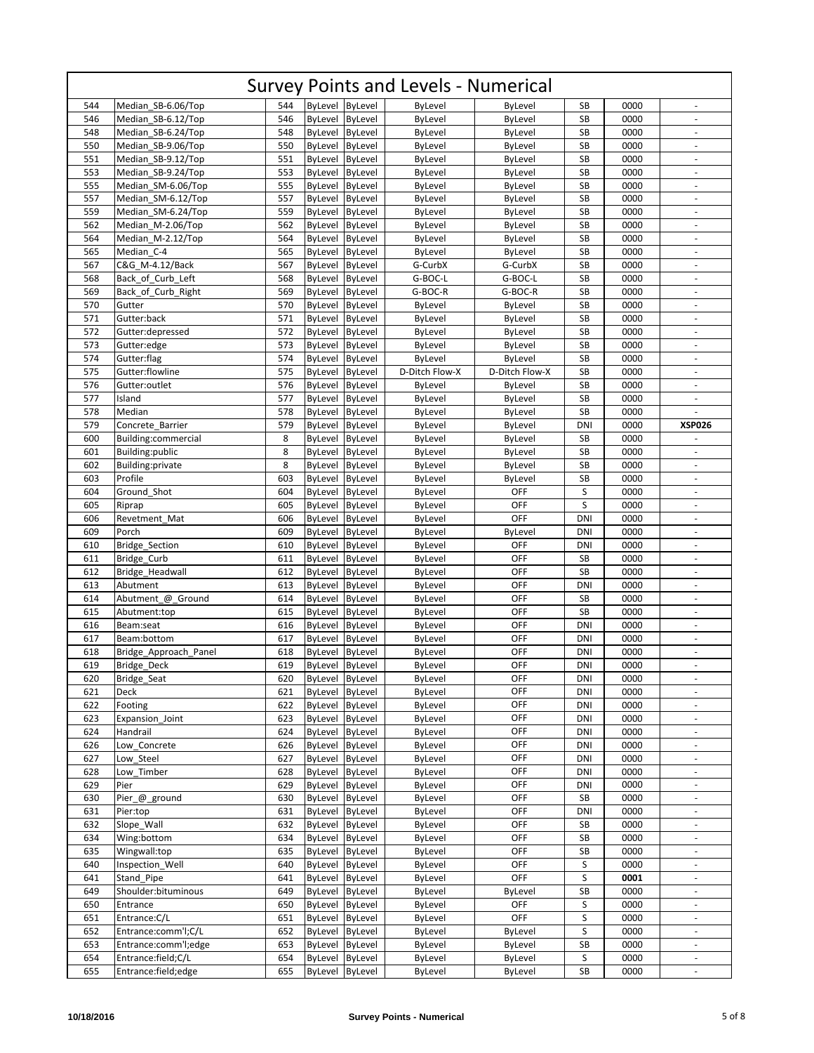# Survey Points and Levels - Numerical

| | | | | | | | | | |
|---|---|---|---|---|---|---|---|---|---|
| 544 | Median_SB-6.06/Top | 544 | ByLevel | ByLevel | ByLevel | ByLevel | SB | 0000 | - |
| 546 | Median_SB-6.12/Top | 546 | ByLevel | ByLevel | ByLevel | ByLevel | SB | 0000 | - |
| 548 | Median_SB-6.24/Top | 548 | ByLevel | ByLevel | ByLevel | ByLevel | SB | 0000 | - |
| 550 | Median_SB-9.06/Top | 550 | ByLevel | ByLevel | ByLevel | ByLevel | SB | 0000 | - |
| 551 | Median_SB-9.12/Top | 551 | ByLevel | ByLevel | ByLevel | ByLevel | SB | 0000 | - |
| 553 | Median_SB-9.24/Top | 553 | ByLevel | ByLevel | ByLevel | ByLevel | SB | 0000 | - |
| 555 | Median_SM-6.06/Top | 555 | ByLevel | ByLevel | ByLevel | ByLevel | SB | 0000 | - |
| 557 | Median_SM-6.12/Top | 557 | ByLevel | ByLevel | ByLevel | ByLevel | SB | 0000 | - |
| 559 | Median_SM-6.24/Top | 559 | ByLevel | ByLevel | ByLevel | ByLevel | SB | 0000 | - |
| 562 | Median_M-2.06/Top | 562 | ByLevel | ByLevel | ByLevel | ByLevel | SB | 0000 | - |
| 564 | Median_M-2.12/Top | 564 | ByLevel | ByLevel | ByLevel | ByLevel | SB | 0000 | - |
| 565 | Median_C-4 | 565 | ByLevel | ByLevel | ByLevel | ByLevel | SB | 0000 | - |
| 567 | C&G_M-4.12/Back | 567 | ByLevel | ByLevel | G-CurbX | G-CurbX | SB | 0000 | - |
| 568 | Back_of_Curb_Left | 568 | ByLevel | ByLevel | G-BOC-L | G-BOC-L | SB | 0000 | - |
| 569 | Back_of_Curb_Right | 569 | ByLevel | ByLevel | G-BOC-R | G-BOC-R | SB | 0000 | - |
| 570 | Gutter | 570 | ByLevel | ByLevel | ByLevel | ByLevel | SB | 0000 | - |
| 571 | Gutter:back | 571 | ByLevel | ByLevel | ByLevel | ByLevel | SB | 0000 | - |
| 572 | Gutter:depressed | 572 | ByLevel | ByLevel | ByLevel | ByLevel | SB | 0000 | - |
| 573 | Gutter:edge | 573 | ByLevel | ByLevel | ByLevel | ByLevel | SB | 0000 | - |
| 574 | Gutter:flag | 574 | ByLevel | ByLevel | ByLevel | ByLevel | SB | 0000 | - |
| 575 | Gutter:flowline | 575 | ByLevel | ByLevel | D-Ditch Flow-X | D-Ditch Flow-X | SB | 0000 | - |
| 576 | Gutter:outlet | 576 | ByLevel | ByLevel | ByLevel | ByLevel | SB | 0000 | - |
| 577 | Island | 577 | ByLevel | ByLevel | ByLevel | ByLevel | SB | 0000 | - |
| 578 | Median | 578 | ByLevel | ByLevel | ByLevel | ByLevel | SB | 0000 | - |
| 579 | Concrete_Barrier | 579 | ByLevel | ByLevel | ByLevel | ByLevel | DNI | 0000 | **XSP026** |
| 600 | Building:commercial | 8 | ByLevel | ByLevel | ByLevel | ByLevel | SB | 0000 | - |
| 601 | Building:public | 8 | ByLevel | ByLevel | ByLevel | ByLevel | SB | 0000 | - |
| 602 | Building:private | 8 | ByLevel | ByLevel | ByLevel | ByLevel | SB | 0000 | - |
| 603 | Profile | 603 | ByLevel | ByLevel | ByLevel | ByLevel | SB | 0000 | - |
| 604 | Ground_Shot | 604 | ByLevel | ByLevel | ByLevel | OFF | S | 0000 | - |
| 605 | Riprap | 605 | ByLevel | ByLevel | ByLevel | OFF | S | 0000 | - |
| 606 | Revetment_Mat | 606 | ByLevel | ByLevel | ByLevel | OFF | DNI | 0000 | - |
| 609 | Porch | 609 | ByLevel | ByLevel | ByLevel | ByLevel | DNI | 0000 | - |
| 610 | Bridge_Section | 610 | ByLevel | ByLevel | ByLevel | OFF | DNI | 0000 | - |
| 611 | Bridge_Curb | 611 | ByLevel | ByLevel | ByLevel | OFF | SB | 0000 | - |
| 612 | Bridge_Headwall | 612 | ByLevel | ByLevel | ByLevel | OFF | SB | 0000 | - |
| 613 | Abutment | 613 | ByLevel | ByLevel | ByLevel | OFF | DNI | 0000 | - |
| 614 | Abutment_@_Ground | 614 | ByLevel | ByLevel | ByLevel | OFF | SB | 0000 | - |
| 615 | Abutment:top | 615 | ByLevel | ByLevel | ByLevel | OFF | SB | 0000 | - |
| 616 | Beam:seat | 616 | ByLevel | ByLevel | ByLevel | OFF | DNI | 0000 | - |
| 617 | Beam:bottom | 617 | ByLevel | ByLevel | ByLevel | OFF | DNI | 0000 | - |
| 618 | Bridge_Approach_Panel | 618 | ByLevel | ByLevel | ByLevel | OFF | DNI | 0000 | - |
| 619 | Bridge_Deck | 619 | ByLevel | ByLevel | ByLevel | OFF | DNI | 0000 | - |
| 620 | Bridge_Seat | 620 | ByLevel | ByLevel | ByLevel | OFF | DNI | 0000 | - |
| 621 | Deck | 621 | ByLevel | ByLevel | ByLevel | OFF | DNI | 0000 | - |
| 622 | Footing | 622 | ByLevel | ByLevel | ByLevel | OFF | DNI | 0000 | - |
| 623 | Expansion_Joint | 623 | ByLevel | ByLevel | ByLevel | OFF | DNI | 0000 | - |
| 624 | Handrail | 624 | ByLevel | ByLevel | ByLevel | OFF | DNI | 0000 | - |
| 626 | Low_Concrete | 626 | ByLevel | ByLevel | ByLevel | OFF | DNI | 0000 | - |
| 627 | Low_Steel | 627 | ByLevel | ByLevel | ByLevel | OFF | DNI | 0000 | - |
| 628 | Low_Timber | 628 | ByLevel | ByLevel | ByLevel | OFF | DNI | 0000 | - |
| 629 | Pier | 629 | ByLevel | ByLevel | ByLevel | OFF | DNI | 0000 | - |
| 630 | Pier_@_ground | 630 | ByLevel | ByLevel | ByLevel | OFF | SB | 0000 | - |
| 631 | Pier:top | 631 | ByLevel | ByLevel | ByLevel | OFF | DNI | 0000 | - |
| 632 | Slope_Wall | 632 | ByLevel | ByLevel | ByLevel | OFF | SB | 0000 | - |
| 634 | Wing:bottom | 634 | ByLevel | ByLevel | ByLevel | OFF | SB | 0000 | - |
| 635 | Wingwall:top | 635 | ByLevel | ByLevel | ByLevel | OFF | SB | 0000 | - |
| 640 | Inspection_Well | 640 | ByLevel | ByLevel | ByLevel | OFF | S | 0000 | - |
| 641 | Stand_Pipe | 641 | ByLevel | ByLevel | ByLevel | OFF | S | **0001** | - |
| 649 | Shoulder:bituminous | 649 | ByLevel | ByLevel | ByLevel | ByLevel | SB | 0000 | - |
| 650 | Entrance | 650 | ByLevel | ByLevel | ByLevel | OFF | S | 0000 | - |
| 651 | Entrance:C/L | 651 | ByLevel | ByLevel | ByLevel | OFF | S | 0000 | - |
| 652 | Entrance:comm'l;C/L | 652 | ByLevel | ByLevel | ByLevel | ByLevel | S | 0000 | - |
| 653 | Entrance:comm'l;edge | 653 | ByLevel | ByLevel | ByLevel | ByLevel | SB | 0000 | - |
| 654 | Entrance:field;C/L | 654 | ByLevel | ByLevel | ByLevel | ByLevel | S | 0000 | - |
| 655 | Entrance:field;edge | 655 | ByLevel | ByLevel | ByLevel | ByLevel | SB | 0000 | - |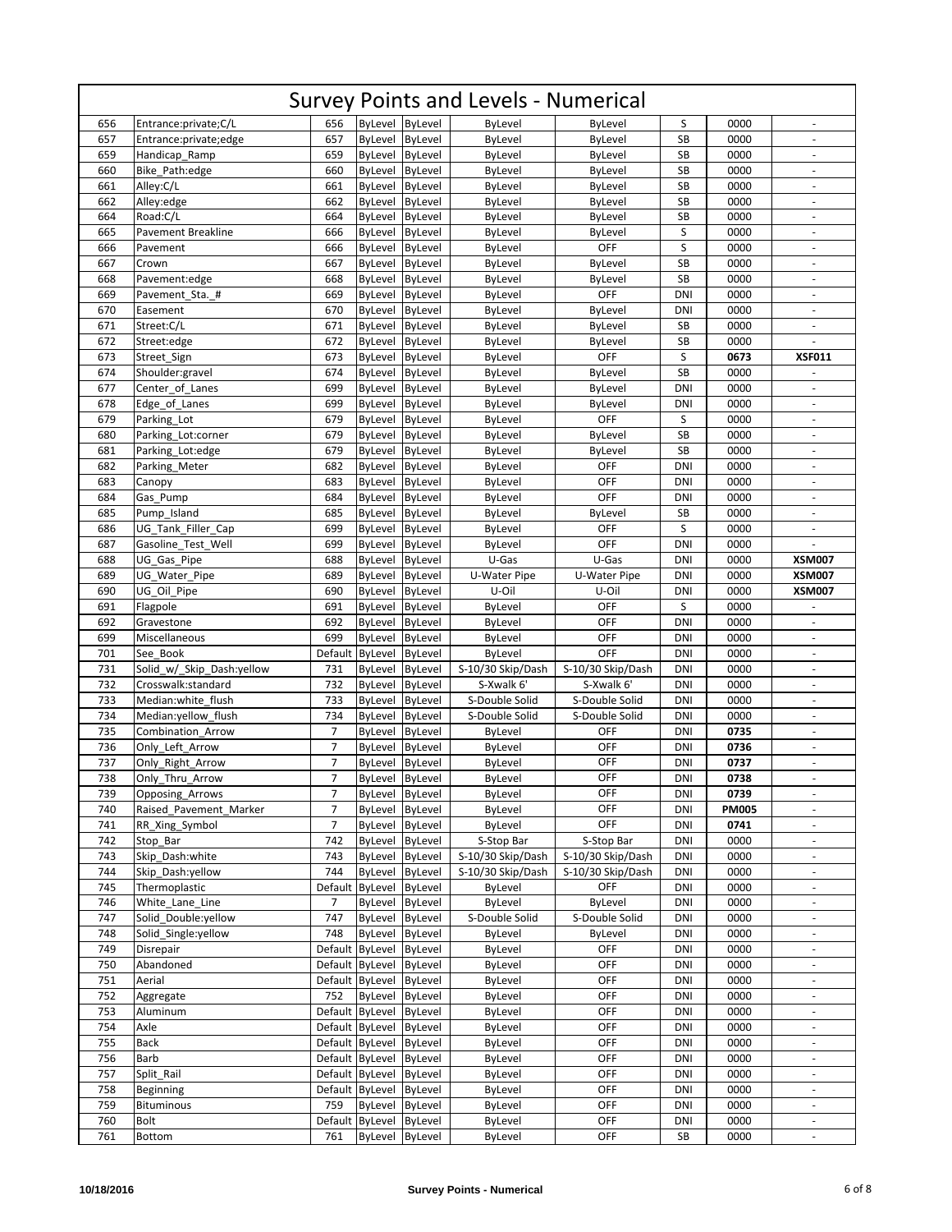# Survey Points and Levels - Numerical

| | | | | | | | | | |
|---|---|---|---|---|---|---|---|---|---|
| 656 | Entrance:private;C/L | 656 | ByLevel | ByLevel | ByLevel | ByLevel | S | 0000 | - |
| 657 | Entrance:private;edge | 657 | ByLevel | ByLevel | ByLevel | ByLevel | SB | 0000 | - |
| 659 | Handicap_Ramp | 659 | ByLevel | ByLevel | ByLevel | ByLevel | SB | 0000 | - |
| 660 | Bike_Path:edge | 660 | ByLevel | ByLevel | ByLevel | ByLevel | SB | 0000 | - |
| 661 | Alley:C/L | 661 | ByLevel | ByLevel | ByLevel | ByLevel | SB | 0000 | - |
| 662 | Alley:edge | 662 | ByLevel | ByLevel | ByLevel | ByLevel | SB | 0000 | - |
| 664 | Road:C/L | 664 | ByLevel | ByLevel | ByLevel | ByLevel | SB | 0000 | - |
| 665 | Pavement Breakline | 666 | ByLevel | ByLevel | ByLevel | ByLevel | S | 0000 | - |
| 666 | Pavement | 666 | ByLevel | ByLevel | ByLevel | OFF | S | 0000 | - |
| 667 | Crown | 667 | ByLevel | ByLevel | ByLevel | ByLevel | SB | 0000 | - |
| 668 | Pavement:edge | 668 | ByLevel | ByLevel | ByLevel | ByLevel | SB | 0000 | - |
| 669 | Pavement_Sta._# | 669 | ByLevel | ByLevel | ByLevel | OFF | DNI | 0000 | - |
| 670 | Easement | 670 | ByLevel | ByLevel | ByLevel | ByLevel | DNI | 0000 | - |
| 671 | Street:C/L | 671 | ByLevel | ByLevel | ByLevel | ByLevel | SB | 0000 | - |
| 672 | Street:edge | 672 | ByLevel | ByLevel | ByLevel | ByLevel | SB | 0000 | - |
| 673 | Street_Sign | 673 | ByLevel | ByLevel | ByLevel | OFF | S | **0673** | **XSF011** |
| 674 | Shoulder:gravel | 674 | ByLevel | ByLevel | ByLevel | ByLevel | SB | 0000 | - |
| 677 | Center_of_Lanes | 699 | ByLevel | ByLevel | ByLevel | ByLevel | DNI | 0000 | - |
| 678 | Edge_of_Lanes | 699 | ByLevel | ByLevel | ByLevel | ByLevel | DNI | 0000 | - |
| 679 | Parking_Lot | 679 | ByLevel | ByLevel | ByLevel | OFF | S | 0000 | - |
| 680 | Parking_Lot:corner | 679 | ByLevel | ByLevel | ByLevel | ByLevel | SB | 0000 | - |
| 681 | Parking_Lot:edge | 679 | ByLevel | ByLevel | ByLevel | ByLevel | SB | 0000 | - |
| 682 | Parking_Meter | 682 | ByLevel | ByLevel | ByLevel | OFF | DNI | 0000 | - |
| 683 | Canopy | 683 | ByLevel | ByLevel | ByLevel | OFF | DNI | 0000 | - |
| 684 | Gas_Pump | 684 | ByLevel | ByLevel | ByLevel | OFF | DNI | 0000 | - |
| 685 | Pump_Island | 685 | ByLevel | ByLevel | ByLevel | ByLevel | SB | 0000 | - |
| 686 | UG_Tank_Filler_Cap | 699 | ByLevel | ByLevel | ByLevel | OFF | S | 0000 | - |
| 687 | Gasoline_Test_Well | 699 | ByLevel | ByLevel | ByLevel | OFF | DNI | 0000 | - |
| 688 | UG_Gas_Pipe | 688 | ByLevel | ByLevel | U-Gas | U-Gas | DNI | 0000 | **XSM007** |
| 689 | UG_Water_Pipe | 689 | ByLevel | ByLevel | U-Water Pipe | U-Water Pipe | DNI | 0000 | **XSM007** |
| 690 | UG_Oil_Pipe | 690 | ByLevel | ByLevel | U-Oil | U-Oil | DNI | 0000 | **XSM007** |
| 691 | Flagpole | 691 | ByLevel | ByLevel | ByLevel | OFF | S | 0000 | - |
| 692 | Gravestone | 692 | ByLevel | ByLevel | ByLevel | OFF | DNI | 0000 | - |
| 699 | Miscellaneous | 699 | ByLevel | ByLevel | ByLevel | OFF | DNI | 0000 | - |
| 701 | See_Book | Default | ByLevel | ByLevel | ByLevel | OFF | DNI | 0000 | - |
| 731 | Solid_w/_Skip_Dash:yellow | 731 | ByLevel | ByLevel | S-10/30 Skip/Dash | S-10/30 Skip/Dash | DNI | 0000 | - |
| 732 | Crosswalk:standard | 732 | ByLevel | ByLevel | S-Xwalk 6' | S-Xwalk 6' | DNI | 0000 | - |
| 733 | Median:white_flush | 733 | ByLevel | ByLevel | S-Double Solid | S-Double Solid | DNI | 0000 | - |
| 734 | Median:yellow_flush | 734 | ByLevel | ByLevel | S-Double Solid | S-Double Solid | DNI | 0000 | - |
| 735 | Combination_Arrow | 7 | ByLevel | ByLevel | ByLevel | OFF | DNI | **0735** | - |
| 736 | Only_Left_Arrow | 7 | ByLevel | ByLevel | ByLevel | OFF | DNI | **0736** | - |
| 737 | Only_Right_Arrow | 7 | ByLevel | ByLevel | ByLevel | OFF | DNI | **0737** | - |
| 738 | Only_Thru_Arrow | 7 | ByLevel | ByLevel | ByLevel | OFF | DNI | **0738** | - |
| 739 | Opposing_Arrows | 7 | ByLevel | ByLevel | ByLevel | OFF | DNI | **0739** | - |
| 740 | Raised_Pavement_Marker | 7 | ByLevel | ByLevel | ByLevel | OFF | DNI | **PM005** | - |
| 741 | RR_Xing_Symbol | 7 | ByLevel | ByLevel | ByLevel | OFF | DNI | **0741** | - |
| 742 | Stop_Bar | 742 | ByLevel | ByLevel | S-Stop Bar | S-Stop Bar | DNI | 0000 | - |
| 743 | Skip_Dash:white | 743 | ByLevel | ByLevel | S-10/30 Skip/Dash | S-10/30 Skip/Dash | DNI | 0000 | - |
| 744 | Skip_Dash:yellow | 744 | ByLevel | ByLevel | S-10/30 Skip/Dash | S-10/30 Skip/Dash | DNI | 0000 | - |
| 745 | Thermoplastic | Default | ByLevel | ByLevel | ByLevel | OFF | DNI | 0000 | - |
| 746 | White_Lane_Line | 7 | ByLevel | ByLevel | ByLevel | ByLevel | DNI | 0000 | - |
| 747 | Solid_Double:yellow | 747 | ByLevel | ByLevel | S-Double Solid | S-Double Solid | DNI | 0000 | - |
| 748 | Solid_Single:yellow | 748 | ByLevel | ByLevel | ByLevel | ByLevel | DNI | 0000 | - |
| 749 | Disrepair | Default | ByLevel | ByLevel | ByLevel | OFF | DNI | 0000 | - |
| 750 | Abandoned | Default | ByLevel | ByLevel | ByLevel | OFF | DNI | 0000 | - |
| 751 | Aerial | Default | ByLevel | ByLevel | ByLevel | OFF | DNI | 0000 | - |
| 752 | Aggregate | 752 | ByLevel | ByLevel | ByLevel | OFF | DNI | 0000 | - |
| 753 | Aluminum | Default | ByLevel | ByLevel | ByLevel | OFF | DNI | 0000 | - |
| 754 | Axle | Default | ByLevel | ByLevel | ByLevel | OFF | DNI | 0000 | - |
| 755 | Back | Default | ByLevel | ByLevel | ByLevel | OFF | DNI | 0000 | - |
| 756 | Barb | Default | ByLevel | ByLevel | ByLevel | OFF | DNI | 0000 | - |
| 757 | Split_Rail | Default | ByLevel | ByLevel | ByLevel | OFF | DNI | 0000 | - |
| 758 | Beginning | Default | ByLevel | ByLevel | ByLevel | OFF | DNI | 0000 | - |
| 759 | Bituminous | 759 | ByLevel | ByLevel | ByLevel | OFF | DNI | 0000 | - |
| 760 | Bolt | Default | ByLevel | ByLevel | ByLevel | OFF | DNI | 0000 | - |
| 761 | Bottom | 761 | ByLevel | ByLevel | ByLevel | OFF | SB | 0000 | - |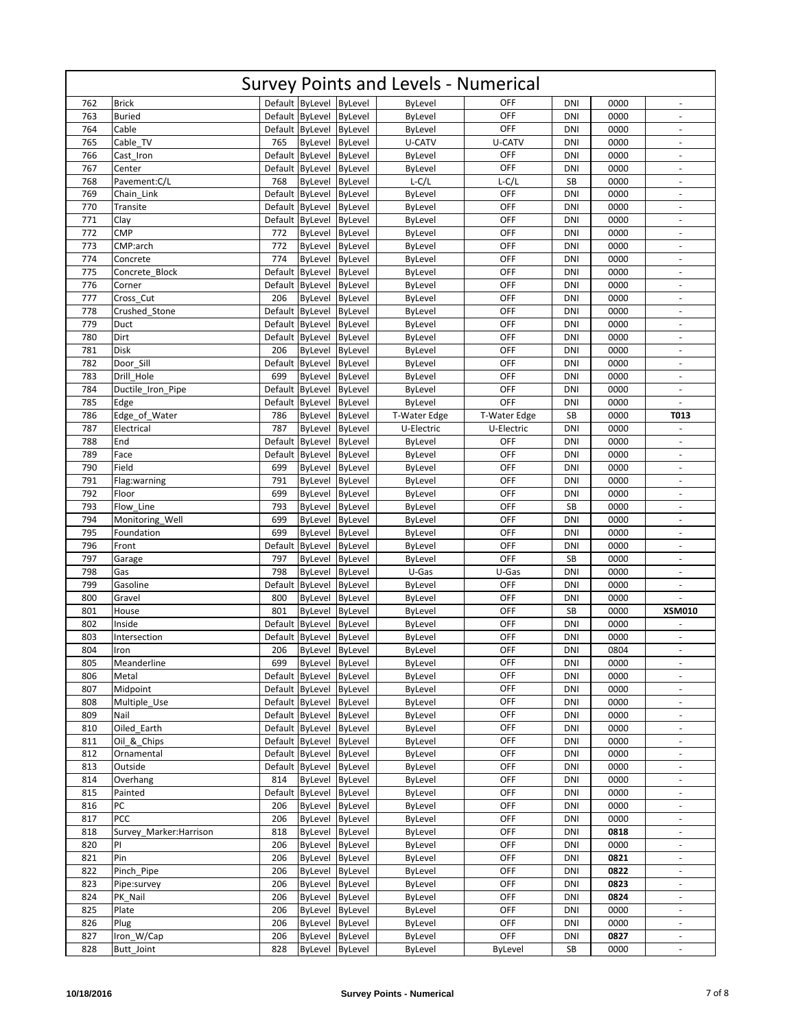# Survey Points and Levels - Numerical

| | | | | | | | | | |
|---|---|---|---|---|---|---|---|---|---|
| 762 | Brick | Default | ByLevel | ByLevel | ByLevel | OFF | DNI | 0000 | - |
| 763 | Buried | Default | ByLevel | ByLevel | ByLevel | OFF | DNI | 0000 | - |
| 764 | Cable | Default | ByLevel | ByLevel | ByLevel | OFF | DNI | 0000 | - |
| 765 | Cable_TV | 765 | ByLevel | ByLevel | U-CATV | U-CATV | DNI | 0000 | - |
| 766 | Cast_Iron | Default | ByLevel | ByLevel | ByLevel | OFF | DNI | 0000 | - |
| 767 | Center | Default | ByLevel | ByLevel | ByLevel | OFF | DNI | 0000 | - |
| 768 | Pavement:C/L | 768 | ByLevel | ByLevel | L-C/L | L-C/L | SB | 0000 | - |
| 769 | Chain_Link | Default | ByLevel | ByLevel | ByLevel | OFF | DNI | 0000 | - |
| 770 | Transite | Default | ByLevel | ByLevel | ByLevel | OFF | DNI | 0000 | - |
| 771 | Clay | Default | ByLevel | ByLevel | ByLevel | OFF | DNI | 0000 | - |
| 772 | CMP | 772 | ByLevel | ByLevel | ByLevel | OFF | DNI | 0000 | - |
| 773 | CMP:arch | 772 | ByLevel | ByLevel | ByLevel | OFF | DNI | 0000 | - |
| 774 | Concrete | 774 | ByLevel | ByLevel | ByLevel | OFF | DNI | 0000 | - |
| 775 | Concrete_Block | Default | ByLevel | ByLevel | ByLevel | OFF | DNI | 0000 | - |
| 776 | Corner | Default | ByLevel | ByLevel | ByLevel | OFF | DNI | 0000 | - |
| 777 | Cross_Cut | 206 | ByLevel | ByLevel | ByLevel | OFF | DNI | 0000 | - |
| 778 | Crushed_Stone | Default | ByLevel | ByLevel | ByLevel | OFF | DNI | 0000 | - |
| 779 | Duct | Default | ByLevel | ByLevel | ByLevel | OFF | DNI | 0000 | - |
| 780 | Dirt | Default | ByLevel | ByLevel | ByLevel | OFF | DNI | 0000 | - |
| 781 | Disk | 206 | ByLevel | ByLevel | ByLevel | OFF | DNI | 0000 | - |
| 782 | Door_Sill | Default | ByLevel | ByLevel | ByLevel | OFF | DNI | 0000 | - |
| 783 | Drill_Hole | 699 | ByLevel | ByLevel | ByLevel | OFF | DNI | 0000 | - |
| 784 | Ductile_Iron_Pipe | Default | ByLevel | ByLevel | ByLevel | OFF | DNI | 0000 | - |
| 785 | Edge | Default | ByLevel | ByLevel | ByLevel | OFF | DNI | 0000 | - |
| 786 | Edge_of_Water | 786 | ByLevel | ByLevel | T-Water Edge | T-Water Edge | SB | 0000 | **T013** |
| 787 | Electrical | 787 | ByLevel | ByLevel | U-Electric | U-Electric | DNI | 0000 | - |
| 788 | End | Default | ByLevel | ByLevel | ByLevel | OFF | DNI | 0000 | - |
| 789 | Face | Default | ByLevel | ByLevel | ByLevel | OFF | DNI | 0000 | - |
| 790 | Field | 699 | ByLevel | ByLevel | ByLevel | OFF | DNI | 0000 | - |
| 791 | Flag:warning | 791 | ByLevel | ByLevel | ByLevel | OFF | DNI | 0000 | - |
| 792 | Floor | 699 | ByLevel | ByLevel | ByLevel | OFF | DNI | 0000 | - |
| 793 | Flow_Line | 793 | ByLevel | ByLevel | ByLevel | OFF | SB | 0000 | - |
| 794 | Monitoring_Well | 699 | ByLevel | ByLevel | ByLevel | OFF | DNI | 0000 | - |
| 795 | Foundation | 699 | ByLevel | ByLevel | ByLevel | OFF | DNI | 0000 | - |
| 796 | Front | Default | ByLevel | ByLevel | ByLevel | OFF | DNI | 0000 | - |
| 797 | Garage | 797 | ByLevel | ByLevel | ByLevel | OFF | SB | 0000 | - |
| 798 | Gas | 798 | ByLevel | ByLevel | U-Gas | U-Gas | DNI | 0000 | - |
| 799 | Gasoline | Default | ByLevel | ByLevel | ByLevel | OFF | DNI | 0000 | - |
| 800 | Gravel | 800 | ByLevel | ByLevel | ByLevel | OFF | DNI | 0000 | - |
| 801 | House | 801 | ByLevel | ByLevel | ByLevel | OFF | SB | 0000 | **XSM010** |
| 802 | Inside | Default | ByLevel | ByLevel | ByLevel | OFF | DNI | 0000 | - |
| 803 | Intersection | Default | ByLevel | ByLevel | ByLevel | OFF | DNI | 0000 | - |
| 804 | Iron | 206 | ByLevel | ByLevel | ByLevel | OFF | DNI | 0804 | - |
| 805 | Meanderline | 699 | ByLevel | ByLevel | ByLevel | OFF | DNI | 0000 | - |
| 806 | Metal | Default | ByLevel | ByLevel | ByLevel | OFF | DNI | 0000 | - |
| 807 | Midpoint | Default | ByLevel | ByLevel | ByLevel | OFF | DNI | 0000 | - |
| 808 | Multiple_Use | Default | ByLevel | ByLevel | ByLevel | OFF | DNI | 0000 | - |
| 809 | Nail | Default | ByLevel | ByLevel | ByLevel | OFF | DNI | 0000 | - |
| 810 | Oiled_Earth | Default | ByLevel | ByLevel | ByLevel | OFF | DNI | 0000 | - |
| 811 | Oil_&_Chips | Default | ByLevel | ByLevel | ByLevel | OFF | DNI | 0000 | - |
| 812 | Ornamental | Default | ByLevel | ByLevel | ByLevel | OFF | DNI | 0000 | - |
| 813 | Outside | Default | ByLevel | ByLevel | ByLevel | OFF | DNI | 0000 | - |
| 814 | Overhang | 814 | ByLevel | ByLevel | ByLevel | OFF | DNI | 0000 | - |
| 815 | Painted | Default | ByLevel | ByLevel | ByLevel | OFF | DNI | 0000 | - |
| 816 | PC | 206 | ByLevel | ByLevel | ByLevel | OFF | DNI | 0000 | - |
| 817 | PCC | 206 | ByLevel | ByLevel | ByLevel | OFF | DNI | 0000 | - |
| 818 | Survey_Marker:Harrison | 818 | ByLevel | ByLevel | ByLevel | OFF | DNI | **0818** | - |
| 820 | PI | 206 | ByLevel | ByLevel | ByLevel | OFF | DNI | 0000 | - |
| 821 | Pin | 206 | ByLevel | ByLevel | ByLevel | OFF | DNI | **0821** | - |
| 822 | Pinch_Pipe | 206 | ByLevel | ByLevel | ByLevel | OFF | DNI | **0822** | - |
| 823 | Pipe:survey | 206 | ByLevel | ByLevel | ByLevel | OFF | DNI | **0823** | - |
| 824 | PK_Nail | 206 | ByLevel | ByLevel | ByLevel | OFF | DNI | **0824** | - |
| 825 | Plate | 206 | ByLevel | ByLevel | ByLevel | OFF | DNI | 0000 | - |
| 826 | Plug | 206 | ByLevel | ByLevel | ByLevel | OFF | DNI | 0000 | - |
| 827 | Iron_W/Cap | 206 | ByLevel | ByLevel | ByLevel | OFF | DNI | **0827** | - |
| 828 | Butt_Joint | 828 | ByLevel | ByLevel | ByLevel | ByLevel | SB | 0000 | - |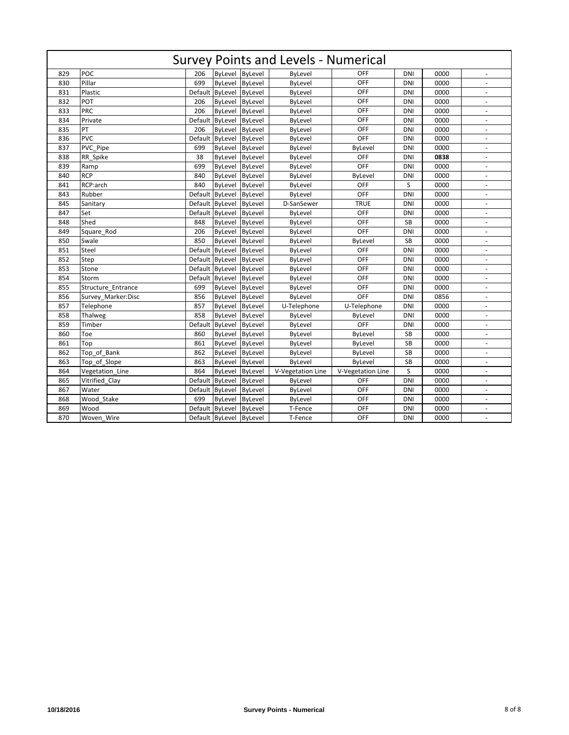# Survey Points and Levels - Numerical

| | | | | | | | | | |
|---|---|---|---|---|---|---|---|---|---|
| 829 | POC | 206 | ByLevel | ByLevel | ByLevel | OFF | DNI | 0000 | - |
| 830 | Pillar | 699 | ByLevel | ByLevel | ByLevel | OFF | DNI | 0000 | - |
| 831 | Plastic | Default | ByLevel | ByLevel | ByLevel | OFF | DNI | 0000 | - |
| 832 | POT | 206 | ByLevel | ByLevel | ByLevel | OFF | DNI | 0000 | - |
| 833 | PRC | 206 | ByLevel | ByLevel | ByLevel | OFF | DNI | 0000 | - |
| 834 | Private | Default | ByLevel | ByLevel | ByLevel | OFF | DNI | 0000 | - |
| 835 | PT | 206 | ByLevel | ByLevel | ByLevel | OFF | DNI | 0000 | - |
| 836 | PVC | Default | ByLevel | ByLevel | ByLevel | OFF | DNI | 0000 | - |
| 837 | PVC_Pipe | 699 | ByLevel | ByLevel | ByLevel | ByLevel | DNI | 0000 | - |
| 838 | RR_Spike | 38 | ByLevel | ByLevel | ByLevel | OFF | DNI | **0838** | - |
| 839 | Ramp | 699 | ByLevel | ByLevel | ByLevel | OFF | DNI | 0000 | - |
| 840 | RCP | 840 | ByLevel | ByLevel | ByLevel | ByLevel | DNI | 0000 | - |
| 841 | RCP:arch | 840 | ByLevel | ByLevel | ByLevel | OFF | S | 0000 | - |
| 843 | Rubber | Default | ByLevel | ByLevel | ByLevel | OFF | DNI | 0000 | - |
| 845 | Sanitary | Default | ByLevel | ByLevel | D-SanSewer | TRUE | DNI | 0000 | - |
| 847 | Set | Default | ByLevel | ByLevel | ByLevel | OFF | DNI | 0000 | - |
| 848 | Shed | 848 | ByLevel | ByLevel | ByLevel | OFF | SB | 0000 | - |
| 849 | Square_Rod | 206 | ByLevel | ByLevel | ByLevel | OFF | DNI | 0000 | - |
| 850 | Swale | 850 | ByLevel | ByLevel | ByLevel | ByLevel | SB | 0000 | - |
| 851 | Steel | Default | ByLevel | ByLevel | ByLevel | OFF | DNI | 0000 | - |
| 852 | Step | Default | ByLevel | ByLevel | ByLevel | OFF | DNI | 0000 | - |
| 853 | Stone | Default | ByLevel | ByLevel | ByLevel | OFF | DNI | 0000 | - |
| 854 | Storm | Default | ByLevel | ByLevel | ByLevel | OFF | DNI | 0000 | - |
| 855 | Structure_Entrance | 699 | ByLevel | ByLevel | ByLevel | OFF | DNI | 0000 | - |
| 856 | Survey_Marker:Disc | 856 | ByLevel | ByLevel | ByLevel | OFF | DNI | 0856 | - |
| 857 | Telephone | 857 | ByLevel | ByLevel | U-Telephone | U-Telephone | DNI | 0000 | - |
| 858 | Thalweg | 858 | ByLevel | ByLevel | ByLevel | ByLevel | DNI | 0000 | - |
| 859 | Timber | Default | ByLevel | ByLevel | ByLevel | OFF | DNI | 0000 | - |
| 860 | Toe | 860 | ByLevel | ByLevel | ByLevel | ByLevel | SB | 0000 | - |
| 861 | Top | 861 | ByLevel | ByLevel | ByLevel | ByLevel | SB | 0000 | - |
| 862 | Top_of_Bank | 862 | ByLevel | ByLevel | ByLevel | ByLevel | SB | 0000 | - |
| 863 | Top_of_Slope | 863 | ByLevel | ByLevel | ByLevel | ByLevel | SB | 0000 | - |
| 864 | Vegetation_Line | 864 | ByLevel | ByLevel | V-Vegetation Line | V-Vegetation Line | S | 0000 | - |
| 865 | Vitrified_Clay | Default | ByLevel | ByLevel | ByLevel | OFF | DNI | 0000 | - |
| 867 | Water | Default | ByLevel | ByLevel | ByLevel | OFF | DNI | 0000 | - |
| 868 | Wood_Stake | 699 | ByLevel | ByLevel | ByLevel | OFF | DNI | 0000 | - |
| 869 | Wood | Default | ByLevel | ByLevel | T-Fence | OFF | DNI | 0000 | - |
| 870 | Woven_Wire | Default | ByLevel | ByLevel | T-Fence | OFF | DNI | 0000 | - |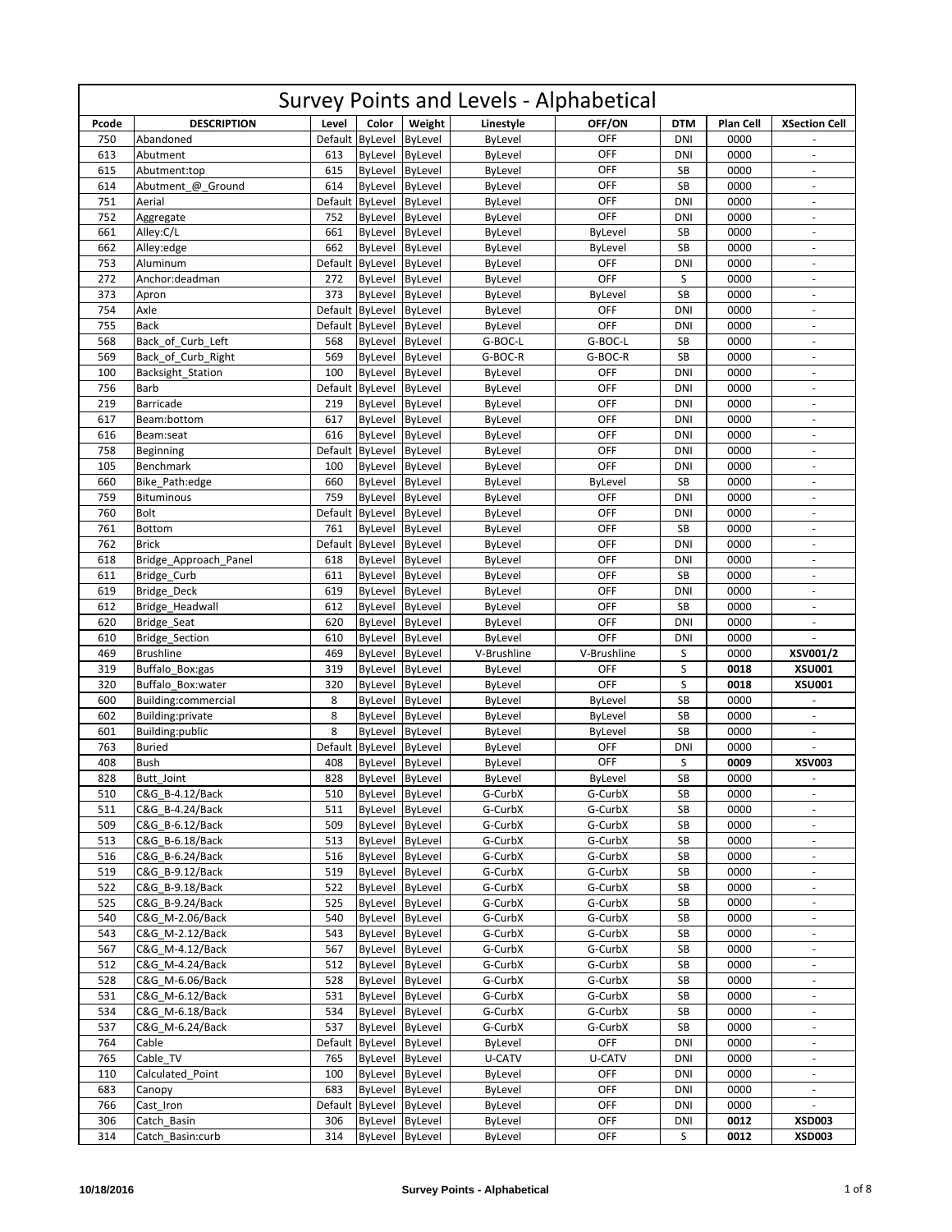# Survey Points and Levels - Alphabetical

| Pcode | DESCRIPTION | Level | Color | Weight | Linestyle | OFF/ON | DTM | Plan Cell | XSection Cell |
|---|---|---|---|---|---|---|---|---|---|
| 750 | Abandoned | Default | ByLevel | ByLevel | ByLevel | OFF | DNI | 0000 | - |
| 613 | Abutment | 613 | ByLevel | ByLevel | ByLevel | OFF | DNI | 0000 | - |
| 615 | Abutment:top | 615 | ByLevel | ByLevel | ByLevel | OFF | SB | 0000 | - |
| 614 | Abutment_@_Ground | 614 | ByLevel | ByLevel | ByLevel | OFF | SB | 0000 | - |
| 751 | Aerial | Default | ByLevel | ByLevel | ByLevel | OFF | DNI | 0000 | - |
| 752 | Aggregate | 752 | ByLevel | ByLevel | ByLevel | OFF | DNI | 0000 | - |
| 661 | Alley:C/L | 661 | ByLevel | ByLevel | ByLevel | ByLevel | SB | 0000 | - |
| 662 | Alley:edge | 662 | ByLevel | ByLevel | ByLevel | ByLevel | SB | 0000 | - |
| 753 | Aluminum | Default | ByLevel | ByLevel | ByLevel | OFF | DNI | 0000 | - |
| 272 | Anchor:deadman | 272 | ByLevel | ByLevel | ByLevel | OFF | S | 0000 | - |
| 373 | Apron | 373 | ByLevel | ByLevel | ByLevel | ByLevel | SB | 0000 | - |
| 754 | Axle | Default | ByLevel | ByLevel | ByLevel | OFF | DNI | 0000 | - |
| 755 | Back | Default | ByLevel | ByLevel | ByLevel | OFF | DNI | 0000 | - |
| 568 | Back_of_Curb_Left | 568 | ByLevel | ByLevel | G-BOC-L | G-BOC-L | SB | 0000 | - |
| 569 | Back_of_Curb_Right | 569 | ByLevel | ByLevel | G-BOC-R | G-BOC-R | SB | 0000 | - |
| 100 | Backsight_Station | 100 | ByLevel | ByLevel | ByLevel | OFF | DNI | 0000 | - |
| 756 | Barb | Default | ByLevel | ByLevel | ByLevel | OFF | DNI | 0000 | - |
| 219 | Barricade | 219 | ByLevel | ByLevel | ByLevel | OFF | DNI | 0000 | - |
| 617 | Beam:bottom | 617 | ByLevel | ByLevel | ByLevel | OFF | DNI | 0000 | - |
| 616 | Beam:seat | 616 | ByLevel | ByLevel | ByLevel | OFF | DNI | 0000 | - |
| 758 | Beginning | Default | ByLevel | ByLevel | ByLevel | OFF | DNI | 0000 | - |
| 105 | Benchmark | 100 | ByLevel | ByLevel | ByLevel | OFF | DNI | 0000 | - |
| 660 | Bike_Path:edge | 660 | ByLevel | ByLevel | ByLevel | ByLevel | SB | 0000 | - |
| 759 | Bituminous | 759 | ByLevel | ByLevel | ByLevel | OFF | DNI | 0000 | - |
| 760 | Bolt | Default | ByLevel | ByLevel | ByLevel | OFF | DNI | 0000 | - |
| 761 | Bottom | 761 | ByLevel | ByLevel | ByLevel | OFF | SB | 0000 | - |
| 762 | Brick | Default | ByLevel | ByLevel | ByLevel | OFF | DNI | 0000 | - |
| 618 | Bridge_Approach_Panel | 618 | ByLevel | ByLevel | ByLevel | OFF | DNI | 0000 | - |
| 611 | Bridge_Curb | 611 | ByLevel | ByLevel | ByLevel | OFF | SB | 0000 | - |
| 619 | Bridge_Deck | 619 | ByLevel | ByLevel | ByLevel | OFF | DNI | 0000 | - |
| 612 | Bridge_Headwall | 612 | ByLevel | ByLevel | ByLevel | OFF | SB | 0000 | - |
| 620 | Bridge_Seat | 620 | ByLevel | ByLevel | ByLevel | OFF | DNI | 0000 | - |
| 610 | Bridge_Section | 610 | ByLevel | ByLevel | ByLevel | OFF | DNI | 0000 | - |
| 469 | Brushline | 469 | ByLevel | ByLevel | V-Brushline | V-Brushline | S | 0000 | **XSV001/2** |
| 319 | Buffalo_Box:gas | 319 | ByLevel | ByLevel | ByLevel | OFF | S | **0018** | **XSU001** |
| 320 | Buffalo_Box:water | 320 | ByLevel | ByLevel | ByLevel | OFF | S | **0018** | **XSU001** |
| 600 | Building:commercial | 8 | ByLevel | ByLevel | ByLevel | ByLevel | SB | 0000 | - |
| 602 | Building:private | 8 | ByLevel | ByLevel | ByLevel | ByLevel | SB | 0000 | - |
| 601 | Building:public | 8 | ByLevel | ByLevel | ByLevel | ByLevel | SB | 0000 | - |
| 763 | Buried | Default | ByLevel | ByLevel | ByLevel | OFF | DNI | 0000 | - |
| 408 | Bush | 408 | ByLevel | ByLevel | ByLevel | OFF | S | **0009** | **XSV003** |
| 828 | Butt_Joint | 828 | ByLevel | ByLevel | ByLevel | ByLevel | SB | 0000 | - |
| 510 | C&G_B-4.12/Back | 510 | ByLevel | ByLevel | G-CurbX | G-CurbX | SB | 0000 | - |
| 511 | C&G_B-4.24/Back | 511 | ByLevel | ByLevel | G-CurbX | G-CurbX | SB | 0000 | - |
| 509 | C&G_B-6.12/Back | 509 | ByLevel | ByLevel | G-CurbX | G-CurbX | SB | 0000 | - |
| 513 | C&G_B-6.18/Back | 513 | ByLevel | ByLevel | G-CurbX | G-CurbX | SB | 0000 | - |
| 516 | C&G_B-6.24/Back | 516 | ByLevel | ByLevel | G-CurbX | G-CurbX | SB | 0000 | - |
| 519 | C&G_B-9.12/Back | 519 | ByLevel | ByLevel | G-CurbX | G-CurbX | SB | 0000 | - |
| 522 | C&G_B-9.18/Back | 522 | ByLevel | ByLevel | G-CurbX | G-CurbX | SB | 0000 | - |
| 525 | C&G_B-9.24/Back | 525 | ByLevel | ByLevel | G-CurbX | G-CurbX | SB | 0000 | - |
| 540 | C&G_M-2.06/Back | 540 | ByLevel | ByLevel | G-CurbX | G-CurbX | SB | 0000 | - |
| 543 | C&G_M-2.12/Back | 543 | ByLevel | ByLevel | G-CurbX | G-CurbX | SB | 0000 | - |
| 567 | C&G_M-4.12/Back | 567 | ByLevel | ByLevel | G-CurbX | G-CurbX | SB | 0000 | - |
| 512 | C&G_M-4.24/Back | 512 | ByLevel | ByLevel | G-CurbX | G-CurbX | SB | 0000 | - |
| 528 | C&G_M-6.06/Back | 528 | ByLevel | ByLevel | G-CurbX | G-CurbX | SB | 0000 | - |
| 531 | C&G_M-6.12/Back | 531 | ByLevel | ByLevel | G-CurbX | G-CurbX | SB | 0000 | - |
| 534 | C&G_M-6.18/Back | 534 | ByLevel | ByLevel | G-CurbX | G-CurbX | SB | 0000 | - |
| 537 | C&G_M-6.24/Back | 537 | ByLevel | ByLevel | G-CurbX | G-CurbX | SB | 0000 | - |
| 764 | Cable | Default | ByLevel | ByLevel | ByLevel | OFF | DNI | 0000 | - |
| 765 | Cable_TV | 765 | ByLevel | ByLevel | U-CATV | U-CATV | DNI | 0000 | - |
| 110 | Calculated_Point | 100 | ByLevel | ByLevel | ByLevel | OFF | DNI | 0000 | - |
| 683 | Canopy | 683 | ByLevel | ByLevel | ByLevel | OFF | DNI | 0000 | - |
| 766 | Cast_Iron | Default | ByLevel | ByLevel | ByLevel | OFF | DNI | 0000 | - |
| 306 | Catch_Basin | 306 | ByLevel | ByLevel | ByLevel | OFF | DNI | **0012** | **XSD003** |
| 314 | Catch_Basin:curb | 314 | ByLevel | ByLevel | ByLevel | OFF | S | **0012** | **XSD003** |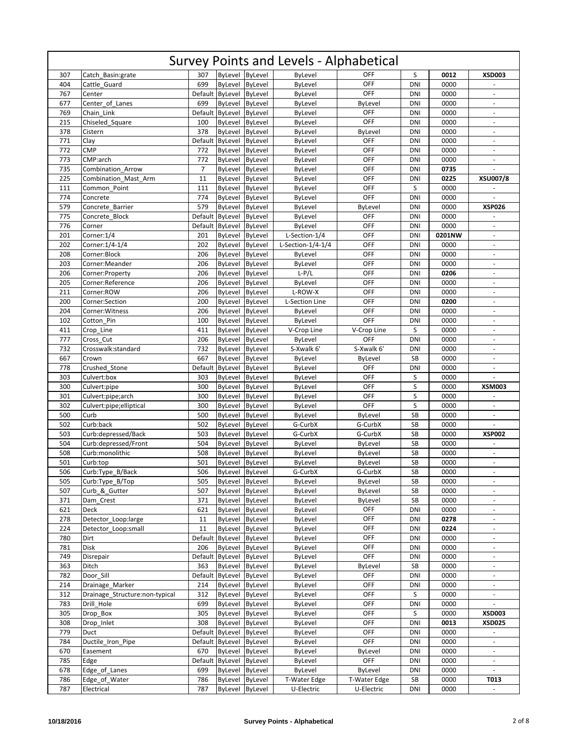# Survey Points and Levels - Alphabetical

| | | | | | | | | | |
|---|---|---|---|---|---|---|---|---|---|
| 307 | Catch_Basin:grate | 307 | ByLevel | ByLevel | ByLevel | OFF | S | **0012** | **XSD003** |
| 404 | Cattle_Guard | 699 | ByLevel | ByLevel | ByLevel | OFF | DNI | 0000 | - |
| 767 | Center | Default | ByLevel | ByLevel | ByLevel | OFF | DNI | 0000 | - |
| 677 | Center_of_Lanes | 699 | ByLevel | ByLevel | ByLevel | ByLevel | DNI | 0000 | - |
| 769 | Chain_Link | Default | ByLevel | ByLevel | ByLevel | OFF | DNI | 0000 | - |
| 215 | Chiseled_Square | 100 | ByLevel | ByLevel | ByLevel | OFF | DNI | 0000 | - |
| 378 | Cistern | 378 | ByLevel | ByLevel | ByLevel | ByLevel | DNI | 0000 | - |
| 771 | Clay | Default | ByLevel | ByLevel | ByLevel | OFF | DNI | 0000 | - |
| 772 | CMP | 772 | ByLevel | ByLevel | ByLevel | OFF | DNI | 0000 | - |
| 773 | CMP:arch | 772 | ByLevel | ByLevel | ByLevel | OFF | DNI | 0000 | - |
| 735 | Combination_Arrow | 7 | ByLevel | ByLevel | ByLevel | OFF | DNI | **0735** | - |
| 225 | Combination_Mast_Arm | 11 | ByLevel | ByLevel | ByLevel | OFF | DNI | **0225** | **XSU007/8** |
| 111 | Common_Point | 111 | ByLevel | ByLevel | ByLevel | OFF | S | 0000 | - |
| 774 | Concrete | 774 | ByLevel | ByLevel | ByLevel | OFF | DNI | 0000 | - |
| 579 | Concrete_Barrier | 579 | ByLevel | ByLevel | ByLevel | ByLevel | DNI | 0000 | **XSP026** |
| 775 | Concrete_Block | Default | ByLevel | ByLevel | ByLevel | OFF | DNI | 0000 | - |
| 776 | Corner | Default | ByLevel | ByLevel | ByLevel | OFF | DNI | 0000 | - |
| 201 | Corner:1/4 | 201 | ByLevel | ByLevel | L-Section-1/4 | OFF | DNI | **0201NW** | - |
| 202 | Corner:1/4-1/4 | 202 | ByLevel | ByLevel | L-Section-1/4-1/4 | OFF | DNI | 0000 | - |
| 208 | Corner:Block | 206 | ByLevel | ByLevel | ByLevel | OFF | DNI | 0000 | - |
| 203 | Corner:Meander | 206 | ByLevel | ByLevel | ByLevel | OFF | DNI | 0000 | - |
| 206 | Corner:Property | 206 | ByLevel | ByLevel | L-P/L | OFF | DNI | **0206** | - |
| 205 | Corner:Reference | 206 | ByLevel | ByLevel | ByLevel | OFF | DNI | 0000 | - |
| 211 | Corner:ROW | 206 | ByLevel | ByLevel | L-ROW-X | OFF | DNI | 0000 | - |
| 200 | Corner:Section | 200 | ByLevel | ByLevel | L-Section Line | OFF | DNI | **0200** | - |
| 204 | Corner:Witness | 206 | ByLevel | ByLevel | ByLevel | OFF | DNI | 0000 | - |
| 102 | Cotton_Pin | 100 | ByLevel | ByLevel | ByLevel | OFF | DNI | 0000 | - |
| 411 | Crop_Line | 411 | ByLevel | ByLevel | V-Crop Line | V-Crop Line | S | 0000 | - |
| 777 | Cross_Cut | 206 | ByLevel | ByLevel | ByLevel | OFF | DNI | 0000 | - |
| 732 | Crosswalk:standard | 732 | ByLevel | ByLevel | S-Xwalk 6' | S-Xwalk 6' | DNI | 0000 | - |
| 667 | Crown | 667 | ByLevel | ByLevel | ByLevel | ByLevel | SB | 0000 | - |
| 778 | Crushed_Stone | Default | ByLevel | ByLevel | ByLevel | OFF | DNI | 0000 | - |
| 303 | Culvert:box | 303 | ByLevel | ByLevel | ByLevel | OFF | S | 0000 | - |
| 300 | Culvert:pipe | 300 | ByLevel | ByLevel | ByLevel | OFF | S | 0000 | **XSM003** |
| 301 | Culvert:pipe;arch | 300 | ByLevel | ByLevel | ByLevel | OFF | S | 0000 | - |
| 302 | Culvert:pipe;elliptical | 300 | ByLevel | ByLevel | ByLevel | OFF | S | 0000 | - |
| 500 | Curb | 500 | ByLevel | ByLevel | ByLevel | ByLevel | SB | 0000 | - |
| 502 | Curb:back | 502 | ByLevel | ByLevel | G-CurbX | G-CurbX | SB | 0000 | - |
| 503 | Curb:depressed/Back | 503 | ByLevel | ByLevel | G-CurbX | G-CurbX | SB | 0000 | **XSP002** |
| 504 | Curb:depressed/Front | 504 | ByLevel | ByLevel | ByLevel | ByLevel | SB | 0000 | - |
| 508 | Curb:monolithic | 508 | ByLevel | ByLevel | ByLevel | ByLevel | SB | 0000 | - |
| 501 | Curb:top | 501 | ByLevel | ByLevel | ByLevel | ByLevel | SB | 0000 | - |
| 506 | Curb:Type_B/Back | 506 | ByLevel | ByLevel | G-CurbX | G-CurbX | SB | 0000 | - |
| 505 | Curb:Type_B/Top | 505 | ByLevel | ByLevel | ByLevel | ByLevel | SB | 0000 | - |
| 507 | Curb_&_Gutter | 507 | ByLevel | ByLevel | ByLevel | ByLevel | SB | 0000 | - |
| 371 | Dam_Crest | 371 | ByLevel | ByLevel | ByLevel | ByLevel | SB | 0000 | - |
| 621 | Deck | 621 | ByLevel | ByLevel | ByLevel | OFF | DNI | 0000 | - |
| 278 | Detector_Loop:large | 11 | ByLevel | ByLevel | ByLevel | OFF | DNI | **0278** | - |
| 224 | Detector_Loop:small | 11 | ByLevel | ByLevel | ByLevel | OFF | DNI | **0224** | - |
| 780 | Dirt | Default | ByLevel | ByLevel | ByLevel | OFF | DNI | 0000 | - |
| 781 | Disk | 206 | ByLevel | ByLevel | ByLevel | OFF | DNI | 0000 | - |
| 749 | Disrepair | Default | ByLevel | ByLevel | ByLevel | OFF | DNI | 0000 | - |
| 363 | Ditch | 363 | ByLevel | ByLevel | ByLevel | ByLevel | SB | 0000 | - |
| 782 | Door_Sill | Default | ByLevel | ByLevel | ByLevel | OFF | DNI | 0000 | - |
| 214 | Drainage_Marker | 214 | ByLevel | ByLevel | ByLevel | OFF | DNI | 0000 | - |
| 312 | Drainage_Structure:non-typical | 312 | ByLevel | ByLevel | ByLevel | OFF | S | 0000 | - |
| 783 | Drill_Hole | 699 | ByLevel | ByLevel | ByLevel | OFF | DNI | 0000 | - |
| 305 | Drop_Box | 305 | ByLevel | ByLevel | ByLevel | OFF | S | 0000 | **XSD003** |
| 308 | Drop_Inlet | 308 | ByLevel | ByLevel | ByLevel | OFF | DNI | **0013** | **XSD025** |
| 779 | Duct | Default | ByLevel | ByLevel | ByLevel | OFF | DNI | 0000 | - |
| 784 | Ductile_Iron_Pipe | Default | ByLevel | ByLevel | ByLevel | OFF | DNI | 0000 | - |
| 670 | Easement | 670 | ByLevel | ByLevel | ByLevel | ByLevel | DNI | 0000 | - |
| 785 | Edge | Default | ByLevel | ByLevel | ByLevel | OFF | DNI | 0000 | - |
| 678 | Edge_of_Lanes | 699 | ByLevel | ByLevel | ByLevel | ByLevel | DNI | 0000 | - |
| 786 | Edge_of_Water | 786 | ByLevel | ByLevel | T-Water Edge | T-Water Edge | SB | 0000 | **T013** |
| 787 | Electrical | 787 | ByLevel | ByLevel | U-Electric | U-Electric | DNI | 0000 | - |

10/18/2016 Survey Points - Alphabetical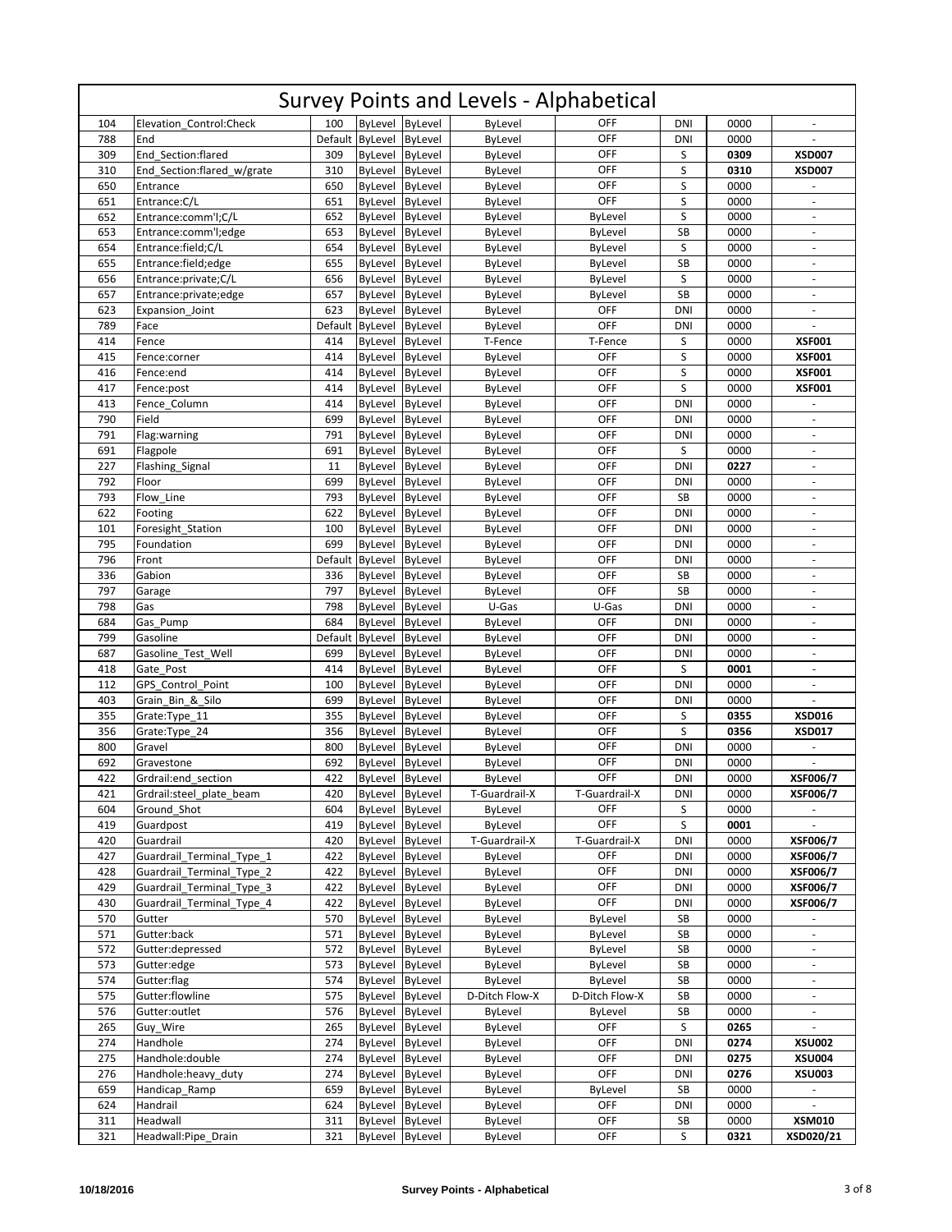# Survey Points and Levels - Alphabetical

| | | | | | | | | | |
|---|---|---|---|---|---|---|---|---|---|
| 104 | Elevation_Control:Check | 100 | ByLevel | ByLevel | ByLevel | OFF | DNI | 0000 | - |
| 788 | End | Default | ByLevel | ByLevel | ByLevel | OFF | DNI | 0000 | - |
| 309 | End_Section:flared | 309 | ByLevel | ByLevel | ByLevel | OFF | S | **0309** | **XSD007** |
| 310 | End_Section:flared_w/grate | 310 | ByLevel | ByLevel | ByLevel | OFF | S | **0310** | **XSD007** |
| 650 | Entrance | 650 | ByLevel | ByLevel | ByLevel | OFF | S | 0000 | - |
| 651 | Entrance:C/L | 651 | ByLevel | ByLevel | ByLevel | OFF | S | 0000 | - |
| 652 | Entrance:comm'l;C/L | 652 | ByLevel | ByLevel | ByLevel | ByLevel | S | 0000 | - |
| 653 | Entrance:comm'l;edge | 653 | ByLevel | ByLevel | ByLevel | ByLevel | SB | 0000 | - |
| 654 | Entrance:field;C/L | 654 | ByLevel | ByLevel | ByLevel | ByLevel | S | 0000 | - |
| 655 | Entrance:field;edge | 655 | ByLevel | ByLevel | ByLevel | ByLevel | SB | 0000 | - |
| 656 | Entrance:private;C/L | 656 | ByLevel | ByLevel | ByLevel | ByLevel | S | 0000 | - |
| 657 | Entrance:private;edge | 657 | ByLevel | ByLevel | ByLevel | ByLevel | SB | 0000 | - |
| 623 | Expansion_Joint | 623 | ByLevel | ByLevel | ByLevel | OFF | DNI | 0000 | - |
| 789 | Face | Default | ByLevel | ByLevel | ByLevel | OFF | DNI | 0000 | - |
| 414 | Fence | 414 | ByLevel | ByLevel | T-Fence | T-Fence | S | 0000 | **XSF001** |
| 415 | Fence:corner | 414 | ByLevel | ByLevel | ByLevel | OFF | S | 0000 | **XSF001** |
| 416 | Fence:end | 414 | ByLevel | ByLevel | ByLevel | OFF | S | 0000 | **XSF001** |
| 417 | Fence:post | 414 | ByLevel | ByLevel | ByLevel | OFF | S | 0000 | **XSF001** |
| 413 | Fence_Column | 414 | ByLevel | ByLevel | ByLevel | OFF | DNI | 0000 | - |
| 790 | Field | 699 | ByLevel | ByLevel | ByLevel | OFF | DNI | 0000 | - |
| 791 | Flag:warning | 791 | ByLevel | ByLevel | ByLevel | OFF | DNI | 0000 | - |
| 691 | Flagpole | 691 | ByLevel | ByLevel | ByLevel | OFF | S | 0000 | - |
| 227 | Flashing_Signal | 11 | ByLevel | ByLevel | ByLevel | OFF | DNI | **0227** | - |
| 792 | Floor | 699 | ByLevel | ByLevel | ByLevel | OFF | DNI | 0000 | - |
| 793 | Flow_Line | 793 | ByLevel | ByLevel | ByLevel | OFF | SB | 0000 | - |
| 622 | Footing | 622 | ByLevel | ByLevel | ByLevel | OFF | DNI | 0000 | - |
| 101 | Foresight_Station | 100 | ByLevel | ByLevel | ByLevel | OFF | DNI | 0000 | - |
| 795 | Foundation | 699 | ByLevel | ByLevel | ByLevel | OFF | DNI | 0000 | - |
| 796 | Front | Default | ByLevel | ByLevel | ByLevel | OFF | DNI | 0000 | - |
| 336 | Gabion | 336 | ByLevel | ByLevel | ByLevel | OFF | SB | 0000 | - |
| 797 | Garage | 797 | ByLevel | ByLevel | ByLevel | OFF | SB | 0000 | - |
| 798 | Gas | 798 | ByLevel | ByLevel | U-Gas | U-Gas | DNI | 0000 | - |
| 684 | Gas_Pump | 684 | ByLevel | ByLevel | ByLevel | OFF | DNI | 0000 | - |
| 799 | Gasoline | Default | ByLevel | ByLevel | ByLevel | OFF | DNI | 0000 | - |
| 687 | Gasoline_Test_Well | 699 | ByLevel | ByLevel | ByLevel | OFF | DNI | 0000 | - |
| 418 | Gate_Post | 414 | ByLevel | ByLevel | ByLevel | OFF | S | **0001** | - |
| 112 | GPS_Control_Point | 100 | ByLevel | ByLevel | ByLevel | OFF | DNI | 0000 | - |
| 403 | Grain_Bin_&_Silo | 699 | ByLevel | ByLevel | ByLevel | OFF | DNI | 0000 | - |
| 355 | Grate:Type_11 | 355 | ByLevel | ByLevel | ByLevel | OFF | S | **0355** | **XSD016** |
| 356 | Grate:Type_24 | 356 | ByLevel | ByLevel | ByLevel | OFF | S | **0356** | **XSD017** |
| 800 | Gravel | 800 | ByLevel | ByLevel | ByLevel | OFF | DNI | 0000 | - |
| 692 | Gravestone | 692 | ByLevel | ByLevel | ByLevel | OFF | DNI | 0000 | - |
| 422 | Grdrail:end_section | 422 | ByLevel | ByLevel | ByLevel | OFF | DNI | 0000 | **XSF006/7** |
| 421 | Grdrail:steel_plate_beam | 420 | ByLevel | ByLevel | T-Guardrail-X | T-Guardrail-X | DNI | 0000 | **XSF006/7** |
| 604 | Ground_Shot | 604 | ByLevel | ByLevel | ByLevel | OFF | S | 0000 | - |
| 419 | Guardpost | 419 | ByLevel | ByLevel | ByLevel | OFF | S | **0001** | - |
| 420 | Guardrail | 420 | ByLevel | ByLevel | T-Guardrail-X | T-Guardrail-X | DNI | 0000 | **XSF006/7** |
| 427 | Guardrail_Terminal_Type_1 | 422 | ByLevel | ByLevel | ByLevel | OFF | DNI | 0000 | **XSF006/7** |
| 428 | Guardrail_Terminal_Type_2 | 422 | ByLevel | ByLevel | ByLevel | OFF | DNI | 0000 | **XSF006/7** |
| 429 | Guardrail_Terminal_Type_3 | 422 | ByLevel | ByLevel | ByLevel | OFF | DNI | 0000 | **XSF006/7** |
| 430 | Guardrail_Terminal_Type_4 | 422 | ByLevel | ByLevel | ByLevel | OFF | DNI | 0000 | **XSF006/7** |
| 570 | Gutter | 570 | ByLevel | ByLevel | ByLevel | ByLevel | SB | 0000 | - |
| 571 | Gutter:back | 571 | ByLevel | ByLevel | ByLevel | ByLevel | SB | 0000 | - |
| 572 | Gutter:depressed | 572 | ByLevel | ByLevel | ByLevel | ByLevel | SB | 0000 | - |
| 573 | Gutter:edge | 573 | ByLevel | ByLevel | ByLevel | ByLevel | SB | 0000 | - |
| 574 | Gutter:flag | 574 | ByLevel | ByLevel | ByLevel | ByLevel | SB | 0000 | - |
| 575 | Gutter:flowline | 575 | ByLevel | ByLevel | D-Ditch Flow-X | D-Ditch Flow-X | SB | 0000 | - |
| 576 | Gutter:outlet | 576 | ByLevel | ByLevel | ByLevel | ByLevel | SB | 0000 | - |
| 265 | Guy_Wire | 265 | ByLevel | ByLevel | ByLevel | OFF | S | **0265** | - |
| 274 | Handhole | 274 | ByLevel | ByLevel | ByLevel | OFF | DNI | **0274** | **XSU002** |
| 275 | Handhole:double | 274 | ByLevel | ByLevel | ByLevel | OFF | DNI | **0275** | **XSU004** |
| 276 | Handhole:heavy_duty | 274 | ByLevel | ByLevel | ByLevel | OFF | DNI | **0276** | **XSU003** |
| 659 | Handicap_Ramp | 659 | ByLevel | ByLevel | ByLevel | ByLevel | SB | 0000 | - |
| 624 | Handrail | 624 | ByLevel | ByLevel | ByLevel | OFF | DNI | 0000 | - |
| 311 | Headwall | 311 | ByLevel | ByLevel | ByLevel | OFF | SB | 0000 | **XSM010** |
| 321 | Headwall:Pipe_Drain | 321 | ByLevel | ByLevel | ByLevel | OFF | S | **0321** | **XSD020/21** |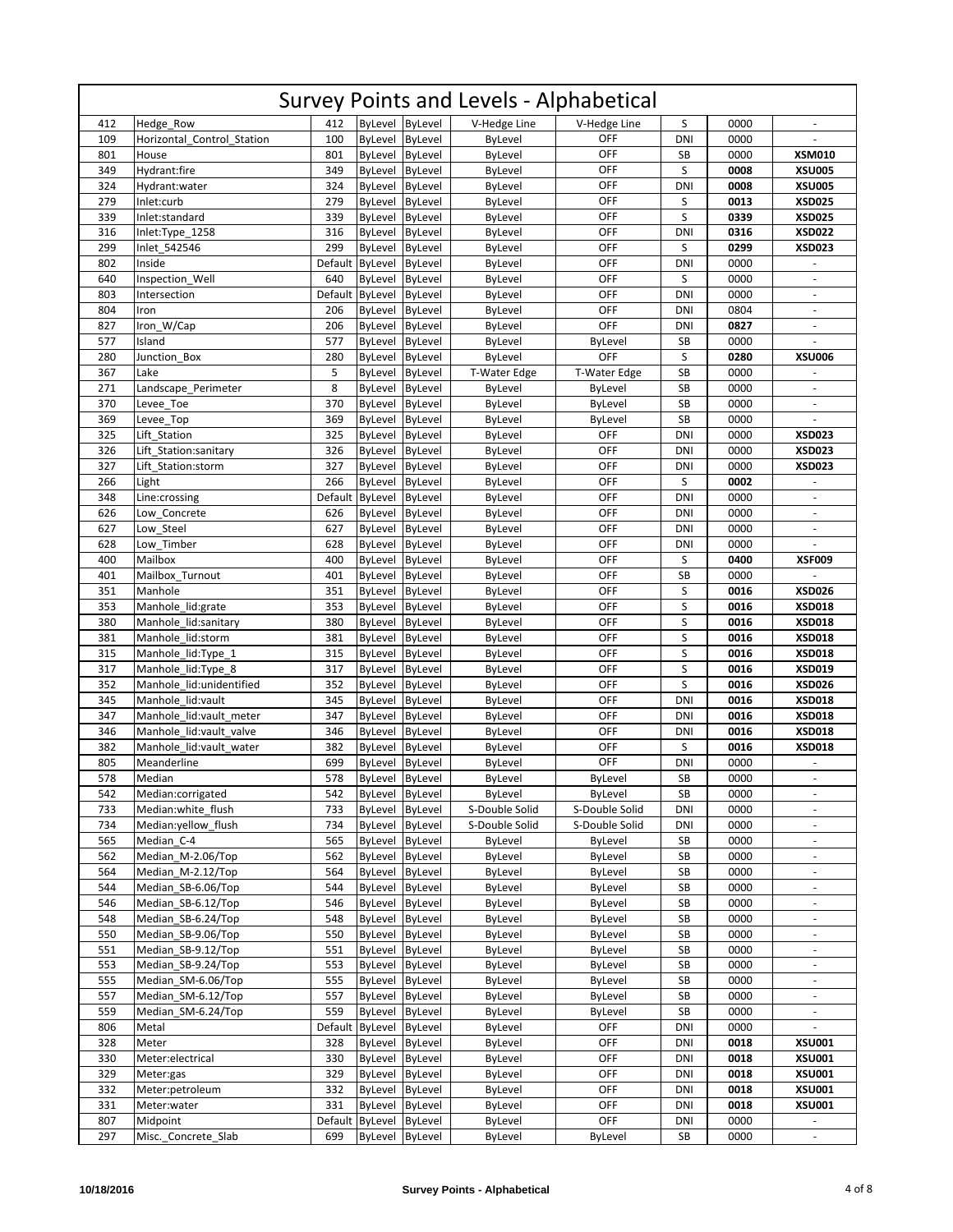# Survey Points and Levels - Alphabetical

| | | | | | | | | | |
|---|---|---|---|---|---|---|---|---|---|
| 412 | Hedge_Row | 412 | ByLevel | ByLevel | V-Hedge Line | V-Hedge Line | S | 0000 | - |
| 109 | Horizontal_Control_Station | 100 | ByLevel | ByLevel | ByLevel | OFF | DNI | 0000 | - |
| 801 | House | 801 | ByLevel | ByLevel | ByLevel | OFF | SB | 0000 | **XSM010** |
| 349 | Hydrant:fire | 349 | ByLevel | ByLevel | ByLevel | OFF | S | **0008** | **XSU005** |
| 324 | Hydrant:water | 324 | ByLevel | ByLevel | ByLevel | OFF | DNI | **0008** | **XSU005** |
| 279 | Inlet:curb | 279 | ByLevel | ByLevel | ByLevel | OFF | S | **0013** | **XSD025** |
| 339 | Inlet:standard | 339 | ByLevel | ByLevel | ByLevel | OFF | S | **0339** | **XSD025** |
| 316 | Inlet:Type_1258 | 316 | ByLevel | ByLevel | ByLevel | OFF | DNI | **0316** | **XSD022** |
| 299 | Inlet_542546 | 299 | ByLevel | ByLevel | ByLevel | OFF | S | **0299** | **XSD023** |
| 802 | Inside | Default | ByLevel | ByLevel | ByLevel | OFF | DNI | 0000 | - |
| 640 | Inspection_Well | 640 | ByLevel | ByLevel | ByLevel | OFF | S | 0000 | - |
| 803 | Intersection | Default | ByLevel | ByLevel | ByLevel | OFF | DNI | 0000 | - |
| 804 | Iron | 206 | ByLevel | ByLevel | ByLevel | OFF | DNI | 0804 | - |
| 827 | Iron_W/Cap | 206 | ByLevel | ByLevel | ByLevel | OFF | DNI | **0827** | - |
| 577 | Island | 577 | ByLevel | ByLevel | ByLevel | ByLevel | SB | 0000 | - |
| 280 | Junction_Box | 280 | ByLevel | ByLevel | ByLevel | OFF | S | **0280** | **XSU006** |
| 367 | Lake | 5 | ByLevel | ByLevel | T-Water Edge | T-Water Edge | SB | 0000 | - |
| 271 | Landscape_Perimeter | 8 | ByLevel | ByLevel | ByLevel | ByLevel | SB | 0000 | - |
| 370 | Levee_Toe | 370 | ByLevel | ByLevel | ByLevel | ByLevel | SB | 0000 | - |
| 369 | Levee_Top | 369 | ByLevel | ByLevel | ByLevel | ByLevel | SB | 0000 | - |
| 325 | Lift_Station | 325 | ByLevel | ByLevel | ByLevel | OFF | DNI | 0000 | **XSD023** |
| 326 | Lift_Station:sanitary | 326 | ByLevel | ByLevel | ByLevel | OFF | DNI | 0000 | **XSD023** |
| 327 | Lift_Station:storm | 327 | ByLevel | ByLevel | ByLevel | OFF | DNI | 0000 | **XSD023** |
| 266 | Light | 266 | ByLevel | ByLevel | ByLevel | OFF | S | **0002** | - |
| 348 | Line:crossing | Default | ByLevel | ByLevel | ByLevel | OFF | DNI | 0000 | - |
| 626 | Low_Concrete | 626 | ByLevel | ByLevel | ByLevel | OFF | DNI | 0000 | - |
| 627 | Low_Steel | 627 | ByLevel | ByLevel | ByLevel | OFF | DNI | 0000 | - |
| 628 | Low_Timber | 628 | ByLevel | ByLevel | ByLevel | OFF | DNI | 0000 | - |
| 400 | Mailbox | 400 | ByLevel | ByLevel | ByLevel | OFF | S | **0400** | **XSF009** |
| 401 | Mailbox_Turnout | 401 | ByLevel | ByLevel | ByLevel | OFF | SB | 0000 | - |
| 351 | Manhole | 351 | ByLevel | ByLevel | ByLevel | OFF | S | **0016** | **XSD026** |
| 353 | Manhole_lid:grate | 353 | ByLevel | ByLevel | ByLevel | OFF | S | **0016** | **XSD018** |
| 380 | Manhole_lid:sanitary | 380 | ByLevel | ByLevel | ByLevel | OFF | S | **0016** | **XSD018** |
| 381 | Manhole_lid:storm | 381 | ByLevel | ByLevel | ByLevel | OFF | S | **0016** | **XSD018** |
| 315 | Manhole_lid:Type_1 | 315 | ByLevel | ByLevel | ByLevel | OFF | S | **0016** | **XSD018** |
| 317 | Manhole_lid:Type_8 | 317 | ByLevel | ByLevel | ByLevel | OFF | S | **0016** | **XSD019** |
| 352 | Manhole_lid:unidentified | 352 | ByLevel | ByLevel | ByLevel | OFF | S | **0016** | **XSD026** |
| 345 | Manhole_lid:vault | 345 | ByLevel | ByLevel | ByLevel | OFF | DNI | **0016** | **XSD018** |
| 347 | Manhole_lid:vault_meter | 347 | ByLevel | ByLevel | ByLevel | OFF | DNI | **0016** | **XSD018** |
| 346 | Manhole_lid:vault_valve | 346 | ByLevel | ByLevel | ByLevel | OFF | DNI | **0016** | **XSD018** |
| 382 | Manhole_lid:vault_water | 382 | ByLevel | ByLevel | ByLevel | OFF | S | **0016** | **XSD018** |
| 805 | Meanderline | 699 | ByLevel | ByLevel | ByLevel | OFF | DNI | 0000 | - |
| 578 | Median | 578 | ByLevel | ByLevel | ByLevel | ByLevel | SB | 0000 | - |
| 542 | Median:corrigated | 542 | ByLevel | ByLevel | ByLevel | ByLevel | SB | 0000 | - |
| 733 | Median:white_flush | 733 | ByLevel | ByLevel | S-Double Solid | S-Double Solid | DNI | 0000 | - |
| 734 | Median:yellow_flush | 734 | ByLevel | ByLevel | S-Double Solid | S-Double Solid | DNI | 0000 | - |
| 565 | Median_C-4 | 565 | ByLevel | ByLevel | ByLevel | ByLevel | SB | 0000 | - |
| 562 | Median_M-2.06/Top | 562 | ByLevel | ByLevel | ByLevel | ByLevel | SB | 0000 | - |
| 564 | Median_M-2.12/Top | 564 | ByLevel | ByLevel | ByLevel | ByLevel | SB | 0000 | - |
| 544 | Median_SB-6.06/Top | 544 | ByLevel | ByLevel | ByLevel | ByLevel | SB | 0000 | - |
| 546 | Median_SB-6.12/Top | 546 | ByLevel | ByLevel | ByLevel | ByLevel | SB | 0000 | - |
| 548 | Median_SB-6.24/Top | 548 | ByLevel | ByLevel | ByLevel | ByLevel | SB | 0000 | - |
| 550 | Median_SB-9.06/Top | 550 | ByLevel | ByLevel | ByLevel | ByLevel | SB | 0000 | - |
| 551 | Median_SB-9.12/Top | 551 | ByLevel | ByLevel | ByLevel | ByLevel | SB | 0000 | - |
| 553 | Median_SB-9.24/Top | 553 | ByLevel | ByLevel | ByLevel | ByLevel | SB | 0000 | - |
| 555 | Median_SM-6.06/Top | 555 | ByLevel | ByLevel | ByLevel | ByLevel | SB | 0000 | - |
| 557 | Median_SM-6.12/Top | 557 | ByLevel | ByLevel | ByLevel | ByLevel | SB | 0000 | - |
| 559 | Median_SM-6.24/Top | 559 | ByLevel | ByLevel | ByLevel | ByLevel | SB | 0000 | - |
| 806 | Metal | Default | ByLevel | ByLevel | ByLevel | OFF | DNI | 0000 | - |
| 328 | Meter | 328 | ByLevel | ByLevel | ByLevel | OFF | DNI | **0018** | **XSU001** |
| 330 | Meter:electrical | 330 | ByLevel | ByLevel | ByLevel | OFF | DNI | **0018** | **XSU001** |
| 329 | Meter:gas | 329 | ByLevel | ByLevel | ByLevel | OFF | DNI | **0018** | **XSU001** |
| 332 | Meter:petroleum | 332 | ByLevel | ByLevel | ByLevel | OFF | DNI | **0018** | **XSU001** |
| 331 | Meter:water | 331 | ByLevel | ByLevel | ByLevel | OFF | DNI | **0018** | **XSU001** |
| 807 | Midpoint | Default | ByLevel | ByLevel | ByLevel | OFF | DNI | 0000 | - |
| 297 | Misc._Concrete_Slab | 699 | ByLevel | ByLevel | ByLevel | ByLevel | SB | 0000 | - |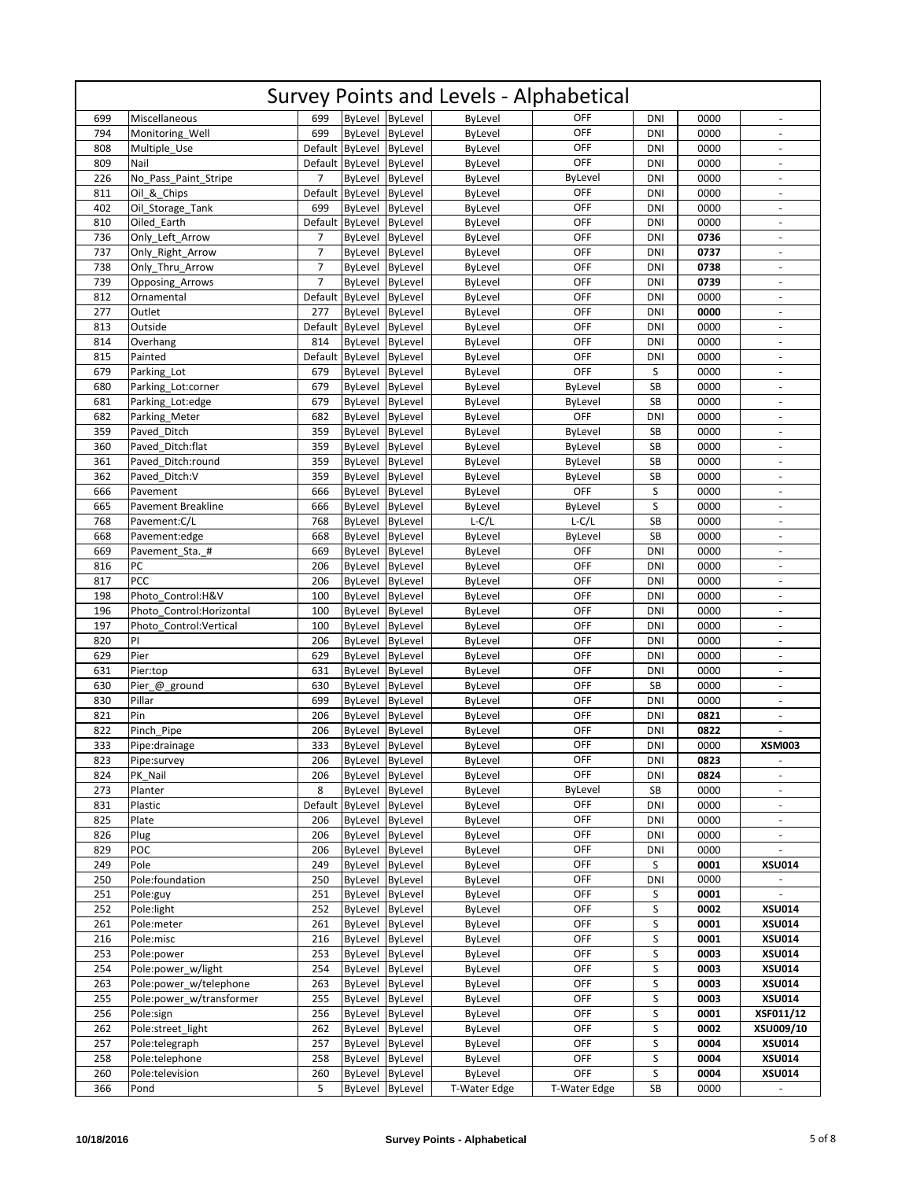# Survey Points and Levels - Alphabetical

| | | | | | | | | | |
|---|---|---|---|---|---|---|---|---|---|
| 699 | Miscellaneous | 699 | ByLevel | ByLevel | ByLevel | OFF | DNI | 0000 | - |
| 794 | Monitoring_Well | 699 | ByLevel | ByLevel | ByLevel | OFF | DNI | 0000 | - |
| 808 | Multiple_Use | Default | ByLevel | ByLevel | ByLevel | OFF | DNI | 0000 | - |
| 809 | Nail | Default | ByLevel | ByLevel | ByLevel | OFF | DNI | 0000 | - |
| 226 | No_Pass_Paint_Stripe | 7 | ByLevel | ByLevel | ByLevel | ByLevel | DNI | 0000 | - |
| 811 | Oil_&_Chips | Default | ByLevel | ByLevel | ByLevel | OFF | DNI | 0000 | - |
| 402 | Oil_Storage_Tank | 699 | ByLevel | ByLevel | ByLevel | OFF | DNI | 0000 | - |
| 810 | Oiled_Earth | Default | ByLevel | ByLevel | ByLevel | OFF | DNI | 0000 | - |
| 736 | Only_Left_Arrow | 7 | ByLevel | ByLevel | ByLevel | OFF | DNI | **0736** | - |
| 737 | Only_Right_Arrow | 7 | ByLevel | ByLevel | ByLevel | OFF | DNI | **0737** | - |
| 738 | Only_Thru_Arrow | 7 | ByLevel | ByLevel | ByLevel | OFF | DNI | **0738** | - |
| 739 | Opposing_Arrows | 7 | ByLevel | ByLevel | ByLevel | OFF | DNI | **0739** | - |
| 812 | Ornamental | Default | ByLevel | ByLevel | ByLevel | OFF | DNI | 0000 | - |
| 277 | Outlet | 277 | ByLevel | ByLevel | ByLevel | OFF | DNI | **0000** | - |
| 813 | Outside | Default | ByLevel | ByLevel | ByLevel | OFF | DNI | 0000 | - |
| 814 | Overhang | 814 | ByLevel | ByLevel | ByLevel | OFF | DNI | 0000 | - |
| 815 | Painted | Default | ByLevel | ByLevel | ByLevel | OFF | DNI | 0000 | - |
| 679 | Parking_Lot | 679 | ByLevel | ByLevel | ByLevel | OFF | S | 0000 | - |
| 680 | Parking_Lot:corner | 679 | ByLevel | ByLevel | ByLevel | ByLevel | SB | 0000 | - |
| 681 | Parking_Lot:edge | 679 | ByLevel | ByLevel | ByLevel | ByLevel | SB | 0000 | - |
| 682 | Parking_Meter | 682 | ByLevel | ByLevel | ByLevel | OFF | DNI | 0000 | - |
| 359 | Paved_Ditch | 359 | ByLevel | ByLevel | ByLevel | ByLevel | SB | 0000 | - |
| 360 | Paved_Ditch:flat | 359 | ByLevel | ByLevel | ByLevel | ByLevel | SB | 0000 | - |
| 361 | Paved_Ditch:round | 359 | ByLevel | ByLevel | ByLevel | ByLevel | SB | 0000 | - |
| 362 | Paved_Ditch:V | 359 | ByLevel | ByLevel | ByLevel | ByLevel | SB | 0000 | - |
| 666 | Pavement | 666 | ByLevel | ByLevel | ByLevel | OFF | S | 0000 | - |
| 665 | Pavement Breakline | 666 | ByLevel | ByLevel | ByLevel | ByLevel | S | 0000 | - |
| 768 | Pavement:C/L | 768 | ByLevel | ByLevel | L-C/L | L-C/L | SB | 0000 | - |
| 668 | Pavement:edge | 668 | ByLevel | ByLevel | ByLevel | ByLevel | SB | 0000 | - |
| 669 | Pavement_Sta._# | 669 | ByLevel | ByLevel | ByLevel | OFF | DNI | 0000 | - |
| 816 | PC | 206 | ByLevel | ByLevel | ByLevel | OFF | DNI | 0000 | - |
| 817 | PCC | 206 | ByLevel | ByLevel | ByLevel | OFF | DNI | 0000 | - |
| 198 | Photo_Control:H&V | 100 | ByLevel | ByLevel | ByLevel | OFF | DNI | 0000 | - |
| 196 | Photo_Control:Horizontal | 100 | ByLevel | ByLevel | ByLevel | OFF | DNI | 0000 | - |
| 197 | Photo_Control:Vertical | 100 | ByLevel | ByLevel | ByLevel | OFF | DNI | 0000 | - |
| 820 | PI | 206 | ByLevel | ByLevel | ByLevel | OFF | DNI | 0000 | - |
| 629 | Pier | 629 | ByLevel | ByLevel | ByLevel | OFF | DNI | 0000 | - |
| 631 | Pier:top | 631 | ByLevel | ByLevel | ByLevel | OFF | DNI | 0000 | - |
| 630 | Pier_@_ground | 630 | ByLevel | ByLevel | ByLevel | OFF | SB | 0000 | - |
| 830 | Pillar | 699 | ByLevel | ByLevel | ByLevel | OFF | DNI | 0000 | - |
| 821 | Pin | 206 | ByLevel | ByLevel | ByLevel | OFF | DNI | **0821** | - |
| 822 | Pinch_Pipe | 206 | ByLevel | ByLevel | ByLevel | OFF | DNI | **0822** | - |
| 333 | Pipe:drainage | 333 | ByLevel | ByLevel | ByLevel | OFF | DNI | 0000 | **XSM003** |
| 823 | Pipe:survey | 206 | ByLevel | ByLevel | ByLevel | OFF | DNI | **0823** | - |
| 824 | PK_Nail | 206 | ByLevel | ByLevel | ByLevel | OFF | DNI | **0824** | - |
| 273 | Planter | 8 | ByLevel | ByLevel | ByLevel | ByLevel | SB | 0000 | - |
| 831 | Plastic | Default | ByLevel | ByLevel | ByLevel | OFF | DNI | 0000 | - |
| 825 | Plate | 206 | ByLevel | ByLevel | ByLevel | OFF | DNI | 0000 | - |
| 826 | Plug | 206 | ByLevel | ByLevel | ByLevel | OFF | DNI | 0000 | - |
| 829 | POC | 206 | ByLevel | ByLevel | ByLevel | OFF | DNI | 0000 | - |
| 249 | Pole | 249 | ByLevel | ByLevel | ByLevel | OFF | S | **0001** | **XSU014** |
| 250 | Pole:foundation | 250 | ByLevel | ByLevel | ByLevel | OFF | DNI | 0000 | - |
| 251 | Pole:guy | 251 | ByLevel | ByLevel | ByLevel | OFF | S | **0001** | - |
| 252 | Pole:light | 252 | ByLevel | ByLevel | ByLevel | OFF | S | **0002** | **XSU014** |
| 261 | Pole:meter | 261 | ByLevel | ByLevel | ByLevel | OFF | S | **0001** | **XSU014** |
| 216 | Pole:misc | 216 | ByLevel | ByLevel | ByLevel | OFF | S | **0001** | **XSU014** |
| 253 | Pole:power | 253 | ByLevel | ByLevel | ByLevel | OFF | S | **0003** | **XSU014** |
| 254 | Pole:power_w/light | 254 | ByLevel | ByLevel | ByLevel | OFF | S | **0003** | **XSU014** |
| 263 | Pole:power_w/telephone | 263 | ByLevel | ByLevel | ByLevel | OFF | S | **0003** | **XSU014** |
| 255 | Pole:power_w/transformer | 255 | ByLevel | ByLevel | ByLevel | OFF | S | **0003** | **XSU014** |
| 256 | Pole:sign | 256 | ByLevel | ByLevel | ByLevel | OFF | S | **0001** | **XSF011/12** |
| 262 | Pole:street_light | 262 | ByLevel | ByLevel | ByLevel | OFF | S | **0002** | **XSU009/10** |
| 257 | Pole:telegraph | 257 | ByLevel | ByLevel | ByLevel | OFF | S | **0004** | **XSU014** |
| 258 | Pole:telephone | 258 | ByLevel | ByLevel | ByLevel | OFF | S | **0004** | **XSU014** |
| 260 | Pole:television | 260 | ByLevel | ByLevel | ByLevel | OFF | S | **0004** | **XSU014** |
| 366 | Pond | 5 | ByLevel | ByLevel | T-Water Edge | T-Water Edge | SB | 0000 | - |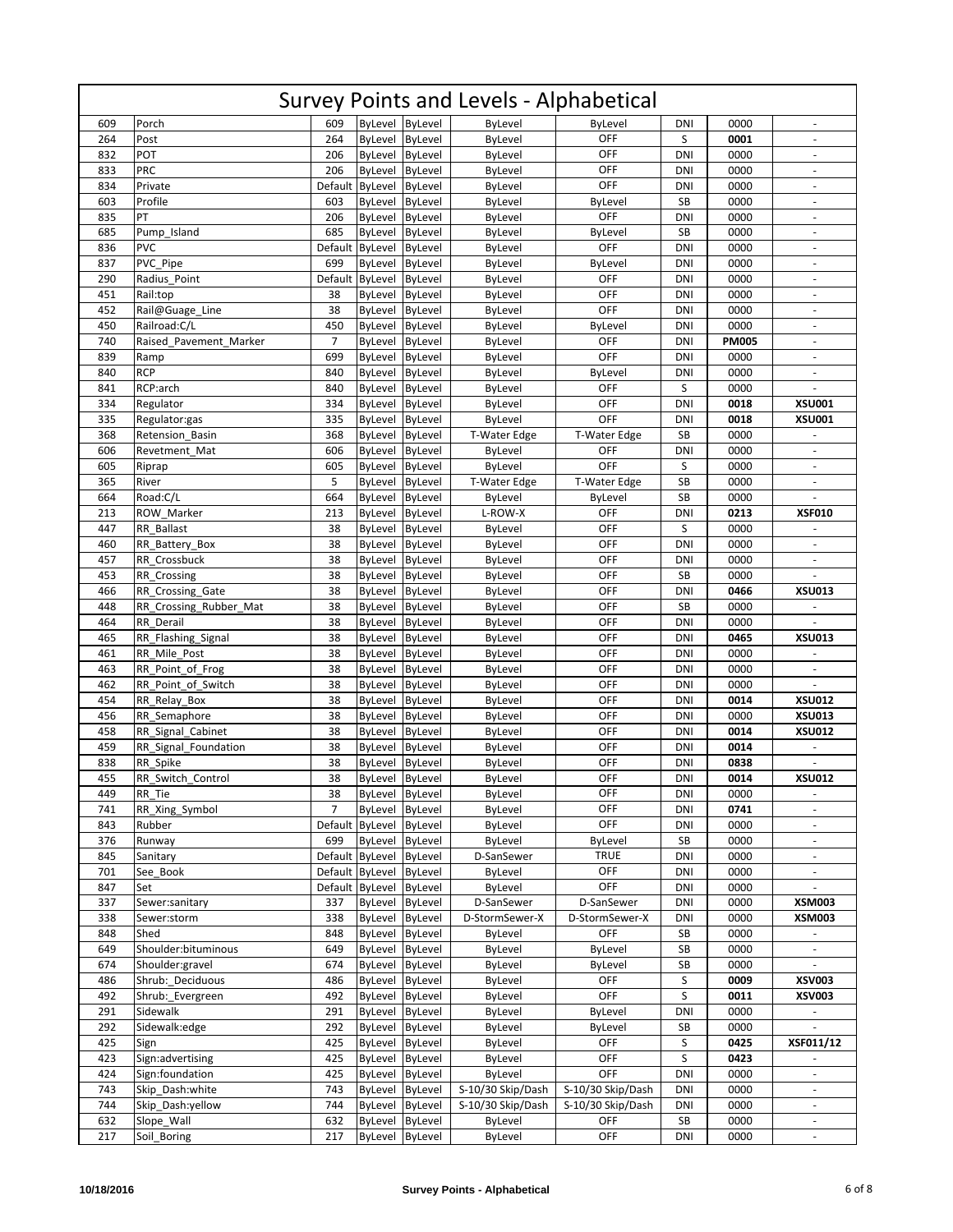# Survey Points and Levels - Alphabetical

| | | | | | | | | | |
|---|---|---|---|---|---|---|---|---|---|
| 609 | Porch | 609 | ByLevel | ByLevel | ByLevel | ByLevel | DNI | 0000 | - |
| 264 | Post | 264 | ByLevel | ByLevel | ByLevel | OFF | S | **0001** | - |
| 832 | POT | 206 | ByLevel | ByLevel | ByLevel | OFF | DNI | 0000 | - |
| 833 | PRC | 206 | ByLevel | ByLevel | ByLevel | OFF | DNI | 0000 | - |
| 834 | Private | Default | ByLevel | ByLevel | ByLevel | OFF | DNI | 0000 | - |
| 603 | Profile | 603 | ByLevel | ByLevel | ByLevel | ByLevel | SB | 0000 | - |
| 835 | PT | 206 | ByLevel | ByLevel | ByLevel | OFF | DNI | 0000 | - |
| 685 | Pump_Island | 685 | ByLevel | ByLevel | ByLevel | ByLevel | SB | 0000 | - |
| 836 | PVC | Default | ByLevel | ByLevel | ByLevel | OFF | DNI | 0000 | - |
| 837 | PVC_Pipe | 699 | ByLevel | ByLevel | ByLevel | ByLevel | DNI | 0000 | - |
| 290 | Radius_Point | Default | ByLevel | ByLevel | ByLevel | OFF | DNI | 0000 | - |
| 451 | Rail:top | 38 | ByLevel | ByLevel | ByLevel | OFF | DNI | 0000 | - |
| 452 | Rail@Guage_Line | 38 | ByLevel | ByLevel | ByLevel | OFF | DNI | 0000 | - |
| 450 | Railroad:C/L | 450 | ByLevel | ByLevel | ByLevel | ByLevel | DNI | 0000 | - |
| 740 | Raised_Pavement_Marker | 7 | ByLevel | ByLevel | ByLevel | OFF | DNI | **PM005** | - |
| 839 | Ramp | 699 | ByLevel | ByLevel | ByLevel | OFF | DNI | 0000 | - |
| 840 | RCP | 840 | ByLevel | ByLevel | ByLevel | ByLevel | DNI | 0000 | - |
| 841 | RCP:arch | 840 | ByLevel | ByLevel | ByLevel | OFF | S | 0000 | - |
| 334 | Regulator | 334 | ByLevel | ByLevel | ByLevel | OFF | DNI | **0018** | **XSU001** |
| 335 | Regulator:gas | 335 | ByLevel | ByLevel | ByLevel | OFF | DNI | **0018** | **XSU001** |
| 368 | Retension_Basin | 368 | ByLevel | ByLevel | T-Water Edge | T-Water Edge | SB | 0000 | - |
| 606 | Revetment_Mat | 606 | ByLevel | ByLevel | ByLevel | OFF | DNI | 0000 | - |
| 605 | Riprap | 605 | ByLevel | ByLevel | ByLevel | OFF | S | 0000 | - |
| 365 | River | 5 | ByLevel | ByLevel | T-Water Edge | T-Water Edge | SB | 0000 | - |
| 664 | Road:C/L | 664 | ByLevel | ByLevel | ByLevel | ByLevel | SB | 0000 | - |
| 213 | ROW_Marker | 213 | ByLevel | ByLevel | L-ROW-X | OFF | DNI | **0213** | **XSF010** |
| 447 | RR_Ballast | 38 | ByLevel | ByLevel | ByLevel | OFF | S | 0000 | - |
| 460 | RR_Battery_Box | 38 | ByLevel | ByLevel | ByLevel | OFF | DNI | 0000 | - |
| 457 | RR_Crossbuck | 38 | ByLevel | ByLevel | ByLevel | OFF | DNI | 0000 | - |
| 453 | RR_Crossing | 38 | ByLevel | ByLevel | ByLevel | OFF | SB | 0000 | - |
| 466 | RR_Crossing_Gate | 38 | ByLevel | ByLevel | ByLevel | OFF | DNI | **0466** | **XSU013** |
| 448 | RR_Crossing_Rubber_Mat | 38 | ByLevel | ByLevel | ByLevel | OFF | SB | 0000 | - |
| 464 | RR_Derail | 38 | ByLevel | ByLevel | ByLevel | OFF | DNI | 0000 | - |
| 465 | RR_Flashing_Signal | 38 | ByLevel | ByLevel | ByLevel | OFF | DNI | **0465** | **XSU013** |
| 461 | RR_Mile_Post | 38 | ByLevel | ByLevel | ByLevel | OFF | DNI | 0000 | - |
| 463 | RR_Point_of_Frog | 38 | ByLevel | ByLevel | ByLevel | OFF | DNI | 0000 | - |
| 462 | RR_Point_of_Switch | 38 | ByLevel | ByLevel | ByLevel | OFF | DNI | 0000 | - |
| 454 | RR_Relay_Box | 38 | ByLevel | ByLevel | ByLevel | OFF | DNI | **0014** | **XSU012** |
| 456 | RR_Semaphore | 38 | ByLevel | ByLevel | ByLevel | OFF | DNI | 0000 | **XSU013** |
| 458 | RR_Signal_Cabinet | 38 | ByLevel | ByLevel | ByLevel | OFF | DNI | **0014** | **XSU012** |
| 459 | RR_Signal_Foundation | 38 | ByLevel | ByLevel | ByLevel | OFF | DNI | **0014** | - |
| 838 | RR_Spike | 38 | ByLevel | ByLevel | ByLevel | OFF | DNI | **0838** | - |
| 455 | RR_Switch_Control | 38 | ByLevel | ByLevel | ByLevel | OFF | DNI | **0014** | **XSU012** |
| 449 | RR_Tie | 38 | ByLevel | ByLevel | ByLevel | OFF | DNI | 0000 | - |
| 741 | RR_Xing_Symbol | 7 | ByLevel | ByLevel | ByLevel | OFF | DNI | **0741** | - |
| 843 | Rubber | Default | ByLevel | ByLevel | ByLevel | OFF | DNI | 0000 | - |
| 376 | Runway | 699 | ByLevel | ByLevel | ByLevel | ByLevel | SB | 0000 | - |
| 845 | Sanitary | Default | ByLevel | ByLevel | D-SanSewer | TRUE | DNI | 0000 | - |
| 701 | See_Book | Default | ByLevel | ByLevel | ByLevel | OFF | DNI | 0000 | - |
| 847 | Set | Default | ByLevel | ByLevel | ByLevel | OFF | DNI | 0000 | - |
| 337 | Sewer:sanitary | 337 | ByLevel | ByLevel | D-SanSewer | D-SanSewer | DNI | 0000 | **XSM003** |
| 338 | Sewer:storm | 338 | ByLevel | ByLevel | D-StormSewer-X | D-StormSewer-X | DNI | 0000 | **XSM003** |
| 848 | Shed | 848 | ByLevel | ByLevel | ByLevel | OFF | SB | 0000 | - |
| 649 | Shoulder:bituminous | 649 | ByLevel | ByLevel | ByLevel | ByLevel | SB | 0000 | - |
| 674 | Shoulder:gravel | 674 | ByLevel | ByLevel | ByLevel | ByLevel | SB | 0000 | - |
| 486 | Shrub:_Deciduous | 486 | ByLevel | ByLevel | ByLevel | OFF | S | **0009** | **XSV003** |
| 492 | Shrub:_Evergreen | 492 | ByLevel | ByLevel | ByLevel | OFF | S | **0011** | **XSV003** |
| 291 | Sidewalk | 291 | ByLevel | ByLevel | ByLevel | ByLevel | DNI | 0000 | - |
| 292 | Sidewalk:edge | 292 | ByLevel | ByLevel | ByLevel | ByLevel | SB | 0000 | - |
| 425 | Sign | 425 | ByLevel | ByLevel | ByLevel | OFF | S | **0425** | **XSF011/12** |
| 423 | Sign:advertising | 425 | ByLevel | ByLevel | ByLevel | OFF | S | **0423** | - |
| 424 | Sign:foundation | 425 | ByLevel | ByLevel | ByLevel | OFF | DNI | 0000 | - |
| 743 | Skip_Dash:white | 743 | ByLevel | ByLevel | S-10/30 Skip/Dash | S-10/30 Skip/Dash | DNI | 0000 | - |
| 744 | Skip_Dash:yellow | 744 | ByLevel | ByLevel | S-10/30 Skip/Dash | S-10/30 Skip/Dash | DNI | 0000 | - |
| 632 | Slope_Wall | 632 | ByLevel | ByLevel | ByLevel | OFF | SB | 0000 | - |
| 217 | Soil_Boring | 217 | ByLevel | ByLevel | ByLevel | OFF | DNI | 0000 | - |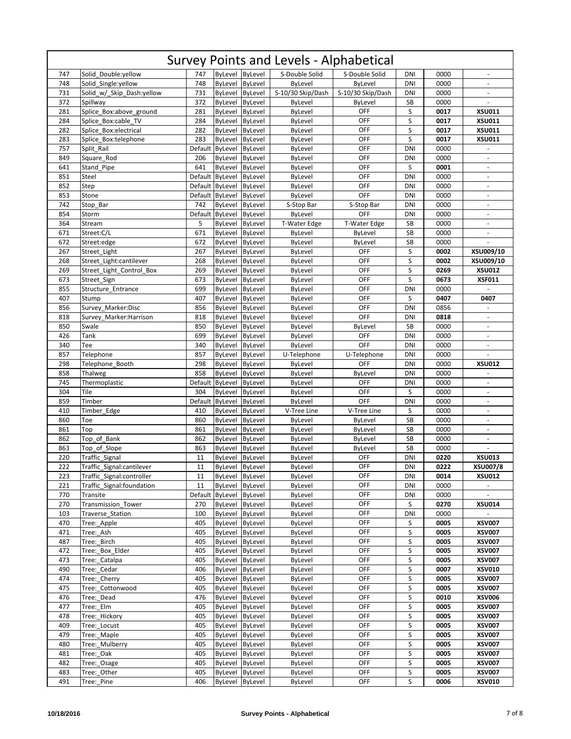# Survey Points and Levels - Alphabetical

| | | | | | | | | | |
|---|---|---|---|---|---|---|---|---|---|
| 747 | Solid_Double:yellow | 747 | ByLevel | ByLevel | S-Double Solid | S-Double Solid | DNI | 0000 | - |
| 748 | Solid_Single:yellow | 748 | ByLevel | ByLevel | ByLevel | ByLevel | DNI | 0000 | - |
| 731 | Solid_w/_Skip_Dash:yellow | 731 | ByLevel | ByLevel | S-10/30 Skip/Dash | S-10/30 Skip/Dash | DNI | 0000 | - |
| 372 | Spillway | 372 | ByLevel | ByLevel | ByLevel | ByLevel | SB | 0000 | - |
| 281 | Splice_Box:above_ground | 281 | ByLevel | ByLevel | ByLevel | OFF | S | **0017** | **XSU011** |
| 284 | Splice_Box:cable_TV | 284 | ByLevel | ByLevel | ByLevel | OFF | S | **0017** | **XSU011** |
| 282 | Splice_Box:electrical | 282 | ByLevel | ByLevel | ByLevel | OFF | S | **0017** | **XSU011** |
| 283 | Splice_Box:telephone | 283 | ByLevel | ByLevel | ByLevel | OFF | S | **0017** | **XSU011** |
| 757 | Split_Rail | Default | ByLevel | ByLevel | ByLevel | OFF | DNI | 0000 | - |
| 849 | Square_Rod | 206 | ByLevel | ByLevel | ByLevel | OFF | DNI | 0000 | - |
| 641 | Stand_Pipe | 641 | ByLevel | ByLevel | ByLevel | OFF | S | **0001** | - |
| 851 | Steel | Default | ByLevel | ByLevel | ByLevel | OFF | DNI | 0000 | - |
| 852 | Step | Default | ByLevel | ByLevel | ByLevel | OFF | DNI | 0000 | - |
| 853 | Stone | Default | ByLevel | ByLevel | ByLevel | OFF | DNI | 0000 | - |
| 742 | Stop_Bar | 742 | ByLevel | ByLevel | S-Stop Bar | S-Stop Bar | DNI | 0000 | - |
| 854 | Storm | Default | ByLevel | ByLevel | ByLevel | OFF | DNI | 0000 | - |
| 364 | Stream | 5 | ByLevel | ByLevel | T-Water Edge | T-Water Edge | SB | 0000 | - |
| 671 | Street:C/L | 671 | ByLevel | ByLevel | ByLevel | ByLevel | SB | 0000 | - |
| 672 | Street:edge | 672 | ByLevel | ByLevel | ByLevel | ByLevel | SB | 0000 | - |
| 267 | Street_Light | 267 | ByLevel | ByLevel | ByLevel | OFF | S | **0002** | **XSU009/10** |
| 268 | Street_Light:cantilever | 268 | ByLevel | ByLevel | ByLevel | OFF | S | **0002** | **XSU009/10** |
| 269 | Street_Light_Control_Box | 269 | ByLevel | ByLevel | ByLevel | OFF | S | **0269** | **XSU012** |
| 673 | Street_Sign | 673 | ByLevel | ByLevel | ByLevel | OFF | S | **0673** | **XSF011** |
| 855 | Structure_Entrance | 699 | ByLevel | ByLevel | ByLevel | OFF | DNI | 0000 | - |
| 407 | Stump | 407 | ByLevel | ByLevel | ByLevel | OFF | S | **0407** | **0407** |
| 856 | Survey_Marker:Disc | 856 | ByLevel | ByLevel | ByLevel | OFF | DNI | 0856 | - |
| 818 | Survey_Marker:Harrison | 818 | ByLevel | ByLevel | ByLevel | OFF | DNI | **0818** | - |
| 850 | Swale | 850 | ByLevel | ByLevel | ByLevel | ByLevel | SB | 0000 | - |
| 426 | Tank | 699 | ByLevel | ByLevel | ByLevel | OFF | DNI | 0000 | - |
| 340 | Tee | 340 | ByLevel | ByLevel | ByLevel | OFF | DNI | 0000 | - |
| 857 | Telephone | 857 | ByLevel | ByLevel | U-Telephone | U-Telephone | DNI | 0000 | - |
| 298 | Telephone_Booth | 298 | ByLevel | ByLevel | ByLevel | OFF | DNI | 0000 | **XSU012** |
| 858 | Thalweg | 858 | ByLevel | ByLevel | ByLevel | ByLevel | DNI | 0000 | - |
| 745 | Thermoplastic | Default | ByLevel | ByLevel | ByLevel | OFF | DNI | 0000 | - |
| 304 | Tile | 304 | ByLevel | ByLevel | ByLevel | OFF | S | 0000 | - |
| 859 | Timber | Default | ByLevel | ByLevel | ByLevel | OFF | DNI | 0000 | - |
| 410 | Timber_Edge | 410 | ByLevel | ByLevel | V-Tree Line | V-Tree Line | S | 0000 | - |
| 860 | Toe | 860 | ByLevel | ByLevel | ByLevel | ByLevel | SB | 0000 | - |
| 861 | Top | 861 | ByLevel | ByLevel | ByLevel | ByLevel | SB | 0000 | - |
| 862 | Top_of_Bank | 862 | ByLevel | ByLevel | ByLevel | ByLevel | SB | 0000 | - |
| 863 | Top_of_Slope | 863 | ByLevel | ByLevel | ByLevel | ByLevel | SB | 0000 | - |
| 220 | Traffic_Signal | 11 | ByLevel | ByLevel | ByLevel | OFF | DNI | **0220** | **XSU013** |
| 222 | Traffic_Signal:cantilever | 11 | ByLevel | ByLevel | ByLevel | OFF | DNI | **0222** | **XSU007/8** |
| 223 | Traffic_Signal:controller | 11 | ByLevel | ByLevel | ByLevel | OFF | DNI | **0014** | **XSU012** |
| 221 | Traffic_Signal:foundation | 11 | ByLevel | ByLevel | ByLevel | OFF | DNI | 0000 | - |
| 770 | Transite | Default | ByLevel | ByLevel | ByLevel | OFF | DNI | 0000 | - |
| 270 | Transmission_Tower | 270 | ByLevel | ByLevel | ByLevel | OFF | S | **0270** | **XSU014** |
| 103 | Traverse_Station | 100 | ByLevel | ByLevel | ByLevel | OFF | DNI | 0000 | - |
| 470 | Tree:_Apple | 405 | ByLevel | ByLevel | ByLevel | OFF | S | **0005** | **XSV007** |
| 471 | Tree:_Ash | 405 | ByLevel | ByLevel | ByLevel | OFF | S | **0005** | **XSV007** |
| 487 | Tree:_Birch | 405 | ByLevel | ByLevel | ByLevel | OFF | S | **0005** | **XSV007** |
| 472 | Tree:_Box_Elder | 405 | ByLevel | ByLevel | ByLevel | OFF | S | **0005** | **XSV007** |
| 473 | Tree:_Catalpa | 405 | ByLevel | ByLevel | ByLevel | OFF | S | **0005** | **XSV007** |
| 490 | Tree:_Cedar | 406 | ByLevel | ByLevel | ByLevel | OFF | S | **0007** | **XSV010** |
| 474 | Tree:_Cherry | 405 | ByLevel | ByLevel | ByLevel | OFF | S | **0005** | **XSV007** |
| 475 | Tree:_Cottonwood | 405 | ByLevel | ByLevel | ByLevel | OFF | S | **0005** | **XSV007** |
| 476 | Tree:_Dead | 476 | ByLevel | ByLevel | ByLevel | OFF | S | **0010** | **XSV006** |
| 477 | Tree:_Elm | 405 | ByLevel | ByLevel | ByLevel | OFF | S | **0005** | **XSV007** |
| 478 | Tree:_Hickory | 405 | ByLevel | ByLevel | ByLevel | OFF | S | **0005** | **XSV007** |
| 409 | Tree:_Locust | 405 | ByLevel | ByLevel | ByLevel | OFF | S | **0005** | **XSV007** |
| 479 | Tree:_Maple | 405 | ByLevel | ByLevel | ByLevel | OFF | S | **0005** | **XSV007** |
| 480 | Tree:_Mulberry | 405 | ByLevel | ByLevel | ByLevel | OFF | S | **0005** | **XSV007** |
| 481 | Tree:_Oak | 405 | ByLevel | ByLevel | ByLevel | OFF | S | **0005** | **XSV007** |
| 482 | Tree:_Osage | 405 | ByLevel | ByLevel | ByLevel | OFF | S | **0005** | **XSV007** |
| 483 | Tree:_Other | 405 | ByLevel | ByLevel | ByLevel | OFF | S | **0005** | **XSV007** |
| 491 | Tree:_Pine | 406 | ByLevel | ByLevel | ByLevel | OFF | S | **0006** | **XSV010** |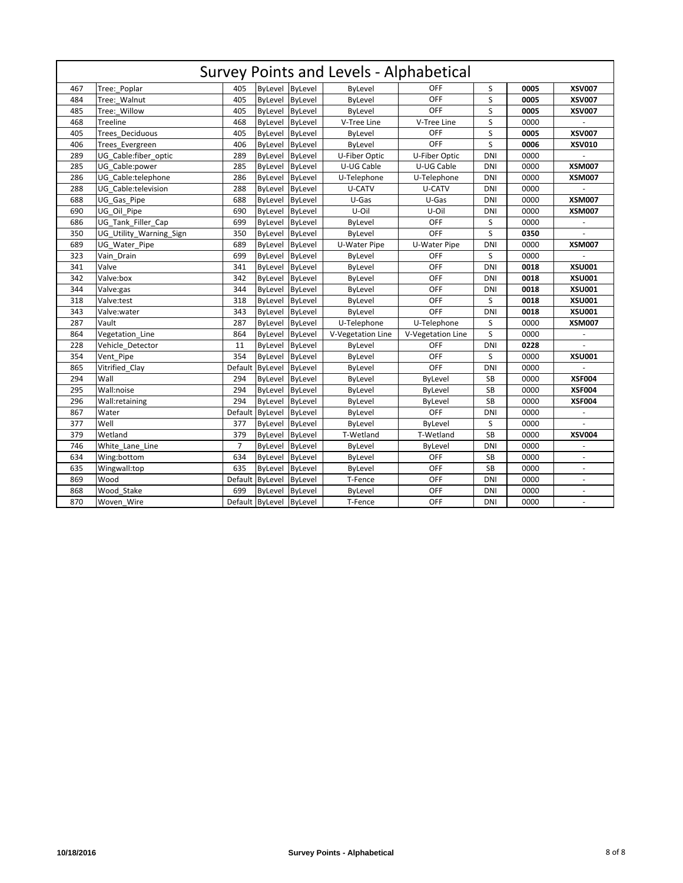# Survey Points and Levels - Alphabetical

| | | | | | | | | | |
|---|---|---|---|---|---|---|---|---|---|
| 467 | Tree:_Poplar | 405 | ByLevel | ByLevel | ByLevel | OFF | S | **0005** | **XSV007** |
| 484 | Tree:_Walnut | 405 | ByLevel | ByLevel | ByLevel | OFF | S | **0005** | **XSV007** |
| 485 | Tree:_Willow | 405 | ByLevel | ByLevel | ByLevel | OFF | S | **0005** | **XSV007** |
| 468 | Treeline | 468 | ByLevel | ByLevel | V-Tree Line | V-Tree Line | S | 0000 | - |
| 405 | Trees_Deciduous | 405 | ByLevel | ByLevel | ByLevel | OFF | S | **0005** | **XSV007** |
| 406 | Trees_Evergreen | 406 | ByLevel | ByLevel | ByLevel | OFF | S | **0006** | **XSV010** |
| 289 | UG_Cable:fiber_optic | 289 | ByLevel | ByLevel | U-Fiber Optic | U-Fiber Optic | DNI | 0000 | - |
| 285 | UG_Cable:power | 285 | ByLevel | ByLevel | U-UG Cable | U-UG Cable | DNI | 0000 | **XSM007** |
| 286 | UG_Cable:telephone | 286 | ByLevel | ByLevel | U-Telephone | U-Telephone | DNI | 0000 | **XSM007** |
| 288 | UG_Cable:television | 288 | ByLevel | ByLevel | U-CATV | U-CATV | DNI | 0000 | - |
| 688 | UG_Gas_Pipe | 688 | ByLevel | ByLevel | U-Gas | U-Gas | DNI | 0000 | **XSM007** |
| 690 | UG_Oil_Pipe | 690 | ByLevel | ByLevel | U-Oil | U-Oil | DNI | 0000 | **XSM007** |
| 686 | UG_Tank_Filler_Cap | 699 | ByLevel | ByLevel | ByLevel | OFF | S | 0000 | - |
| 350 | UG_Utility_Warning_Sign | 350 | ByLevel | ByLevel | ByLevel | OFF | S | **0350** | - |
| 689 | UG_Water_Pipe | 689 | ByLevel | ByLevel | U-Water Pipe | U-Water Pipe | DNI | 0000 | **XSM007** |
| 323 | Vain_Drain | 699 | ByLevel | ByLevel | ByLevel | OFF | S | 0000 | - |
| 341 | Valve | 341 | ByLevel | ByLevel | ByLevel | OFF | DNI | **0018** | **XSU001** |
| 342 | Valve:box | 342 | ByLevel | ByLevel | ByLevel | OFF | DNI | **0018** | **XSU001** |
| 344 | Valve:gas | 344 | ByLevel | ByLevel | ByLevel | OFF | DNI | **0018** | **XSU001** |
| 318 | Valve:test | 318 | ByLevel | ByLevel | ByLevel | OFF | S | **0018** | **XSU001** |
| 343 | Valve:water | 343 | ByLevel | ByLevel | ByLevel | OFF | DNI | **0018** | **XSU001** |
| 287 | Vault | 287 | ByLevel | ByLevel | U-Telephone | U-Telephone | S | 0000 | **XSM007** |
| 864 | Vegetation_Line | 864 | ByLevel | ByLevel | V-Vegetation Line | V-Vegetation Line | S | 0000 | - |
| 228 | Vehicle_Detector | 11 | ByLevel | ByLevel | ByLevel | OFF | DNI | **0228** | - |
| 354 | Vent_Pipe | 354 | ByLevel | ByLevel | ByLevel | OFF | S | 0000 | **XSU001** |
| 865 | Vitrified_Clay | Default | ByLevel | ByLevel | ByLevel | OFF | DNI | 0000 | - |
| 294 | Wall | 294 | ByLevel | ByLevel | ByLevel | ByLevel | SB | 0000 | **XSF004** |
| 295 | Wall:noise | 294 | ByLevel | ByLevel | ByLevel | ByLevel | SB | 0000 | **XSF004** |
| 296 | Wall:retaining | 294 | ByLevel | ByLevel | ByLevel | ByLevel | SB | 0000 | **XSF004** |
| 867 | Water | Default | ByLevel | ByLevel | ByLevel | OFF | DNI | 0000 | - |
| 377 | Well | 377 | ByLevel | ByLevel | ByLevel | ByLevel | S | 0000 | - |
| 379 | Wetland | 379 | ByLevel | ByLevel | T-Wetland | T-Wetland | SB | 0000 | **XSV004** |
| 746 | White_Lane_Line | 7 | ByLevel | ByLevel | ByLevel | ByLevel | DNI | 0000 | - |
| 634 | Wing:bottom | 634 | ByLevel | ByLevel | ByLevel | OFF | SB | 0000 | - |
| 635 | Wingwall:top | 635 | ByLevel | ByLevel | ByLevel | OFF | SB | 0000 | - |
| 869 | Wood | Default | ByLevel | ByLevel | T-Fence | OFF | DNI | 0000 | - |
| 868 | Wood_Stake | 699 | ByLevel | ByLevel | ByLevel | OFF | DNI | 0000 | - |
| 870 | Woven_Wire | Default | ByLevel | ByLevel | T-Fence | OFF | DNI | 0000 | - |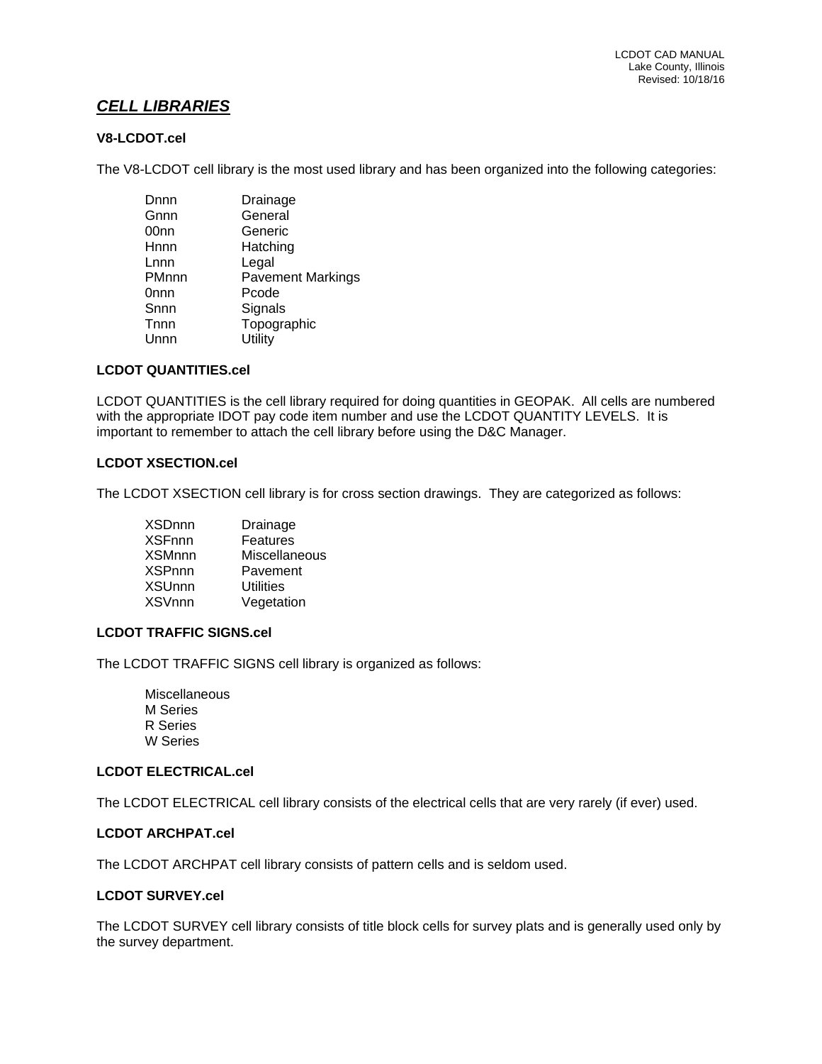## ***CELL LIBRARIES***

### V8-LCDOT.cel

The V8-LCDOT cell library is the most used library and has been organized into the following categories:

| | |
|---|---|
| Dnnn | Drainage |
| Gnnn | General |
| 00nn | Generic |
| Hnnn | Hatching |
| Lnnn | Legal |
| PMnnn | Pavement Markings |
| 0nnn | Pcode |
| Snnn | Signals |
| Tnnn | Topographic |
| Unnn | Utility |

### LCDOT QUANTITIES.cel

LCDOT QUANTITIES is the cell library required for doing quantities in GEOPAK. All cells are numbered with the appropriate IDOT pay code item number and use the LCDOT QUANTITY LEVELS. It is important to remember to attach the cell library before using the D&C Manager.

### LCDOT XSECTION.cel

The LCDOT XSECTION cell library is for cross section drawings. They are categorized as follows:

| | |
|---|---|
| XSDnnn | Drainage |
| XSFnnn | Features |
| XSMnnn | Miscellaneous |
| XSPnnn | Pavement |
| XSUnnn | Utilities |
| XSVnnn | Vegetation |

### LCDOT TRAFFIC SIGNS.cel

The LCDOT TRAFFIC SIGNS cell library is organized as follows:

Miscellaneous
M Series
R Series
W Series

### LCDOT ELECTRICAL.cel

The LCDOT ELECTRICAL cell library consists of the electrical cells that are very rarely (if ever) used.

### LCDOT ARCHPAT.cel

The LCDOT ARCHPAT cell library consists of pattern cells and is seldom used.

### LCDOT SURVEY.cel

The LCDOT SURVEY cell library consists of title block cells for survey plats and is generally used only by the survey department.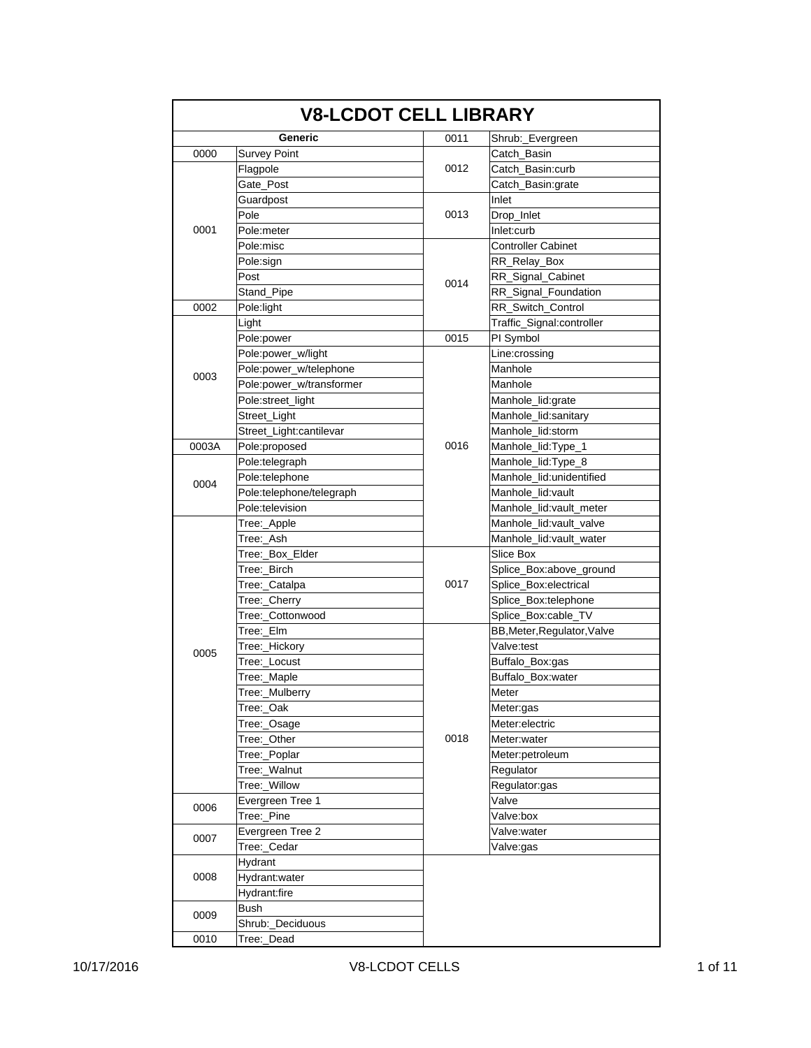# V8-LCDOT CELL LIBRARY

| Generic | | | |
|---|---|---|---|
| 0000 | Survey Point | 0011 | Shrub:_Evergreen |
| 0001 | Flagpole | 0012 | Catch_Basin |
| | Gate_Post | | Catch_Basin:curb |
| | Guardpost | | Catch_Basin:grate |
| | Pole | 0013 | Inlet |
| | Pole:meter | | Drop_Inlet |
| | Pole:misc | | Inlet:curb |
| | Pole:sign | 0014 | Controller Cabinet |
| | Post | | RR_Relay_Box |
| | Stand_Pipe | | RR_Signal_Cabinet |
| 0002 | Pole:light | | RR_Signal_Foundation |
| 0003 | Light | | RR_Switch_Control |
| | Pole:power | | Traffic_Signal:controller |
| | Pole:power_w/light | 0015 | PI Symbol |
| | Pole:power_w/telephone | 0016 | Line:crossing |
| | Pole:power_w/transformer | | Manhole |
| | Pole:street_light | | Manhole |
| | Street_Light | | Manhole_lid:grate |
| | Street_Light:cantilevar | | Manhole_lid:sanitary |
| 0003A | Pole:proposed | | Manhole_lid:storm |
| 0004 | Pole:telegraph | | Manhole_lid:Type_1 |
| | Pole:telephone | | Manhole_lid:Type_8 |
| | Pole:telephone/telegraph | | Manhole_lid:unidentified |
| | Pole:television | | Manhole_lid:vault |
| 0005 | Tree:_Apple | | Manhole_lid:vault_meter |
| | Tree:_Ash | | Manhole_lid:vault_valve |
| | Tree:_Box_Elder | | Manhole_lid:vault_water |
| | Tree:_Birch | 0017 | Slice Box |
| | Tree:_Catalpa | | Splice_Box:above_ground |
| | Tree:_Cherry | | Splice_Box:electrical |
| | Tree:_Cottonwood | | Splice_Box:telephone |
| | Tree:_Elm | | Splice_Box:cable_TV |
| | Tree:_Hickory | 0018 | BB,Meter,Regulator,Valve |
| | Tree:_Locust | | Valve:test |
| | Tree:_Maple | | Buffalo_Box:gas |
| | Tree:_Mulberry | | Buffalo_Box:water |
| | Tree:_Oak | | Meter |
| | Tree:_Osage | | Meter:gas |
| | Tree:_Other | | Meter:electric |
| | Tree:_Poplar | | Meter:water |
| | Tree:_Walnut | | Meter:petroleum |
| | Tree:_Willow | | Regulator |
| 0006 | Evergreen Tree 1 | | Regulator:gas |
| | Tree:_Pine | | Valve |
| 0007 | Evergreen Tree 2 | | Valve:box |
| | Tree:_Cedar | | Valve:water |
| 0008 | Hydrant | | Valve:gas |
| | Hydrant:water | | |
| | Hydrant:fire | | |
| 0009 | Bush | | |
| | Shrub:_Deciduous | | |
| 0010 | Tree:_Dead | | |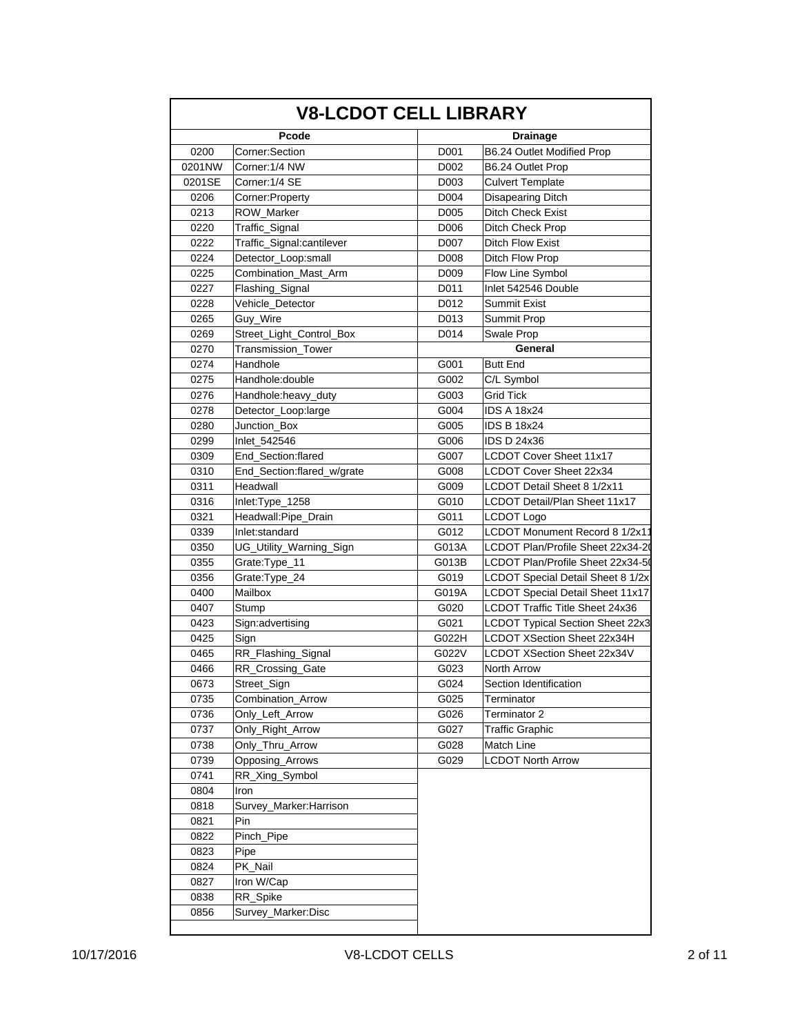# V8-LCDOT CELL LIBRARY

| Pcode | | Drainage | |
|---|---|---|---|
| 0200 | Corner:Section | D001 | B6.24 Outlet Modified Prop |
| 0201NW | Corner:1/4 NW | D002 | B6.24 Outlet Prop |
| 0201SE | Corner:1/4 SE | D003 | Culvert Template |
| 0206 | Corner:Property | D004 | Disapearing Ditch |
| 0213 | ROW_Marker | D005 | Ditch Check Exist |
| 0220 | Traffic_Signal | D006 | Ditch Check Prop |
| 0222 | Traffic_Signal:cantilever | D007 | Ditch Flow Exist |
| 0224 | Detector_Loop:small | D008 | Ditch Flow Prop |
| 0225 | Combination_Mast_Arm | D009 | Flow Line Symbol |
| 0227 | Flashing_Signal | D011 | Inlet 542546 Double |
| 0228 | Vehicle_Detector | D012 | Summit Exist |
| 0265 | Guy_Wire | D013 | Summit Prop |
| 0269 | Street_Light_Control_Box | D014 | Swale Prop |
| 0270 | Transmission_Tower | **General** | |
| 0274 | Handhole | G001 | Butt End |
| 0275 | Handhole:double | G002 | C/L Symbol |
| 0276 | Handhole:heavy_duty | G003 | Grid Tick |
| 0278 | Detector_Loop:large | G004 | IDS A 18x24 |
| 0280 | Junction_Box | G005 | IDS B 18x24 |
| 0299 | Inlet_542546 | G006 | IDS D 24x36 |
| 0309 | End_Section:flared | G007 | LCDOT Cover Sheet 11x17 |
| 0310 | End_Section:flared_w/grate | G008 | LCDOT Cover Sheet 22x34 |
| 0311 | Headwall | G009 | LCDOT Detail Sheet 8 1/2x11 |
| 0316 | Inlet:Type_1258 | G010 | LCDOT Detail/Plan Sheet 11x17 |
| 0321 | Headwall:Pipe_Drain | G011 | LCDOT Logo |
| 0339 | Inlet:standard | G012 | LCDOT Monument Record 8 1/2x11 |
| 0350 | UG_Utility_Warning_Sign | G013A | LCDOT Plan/Profile Sheet 22x34-20 |
| 0355 | Grate:Type_11 | G013B | LCDOT Plan/Profile Sheet 22x34-50 |
| 0356 | Grate:Type_24 | G019 | LCDOT Special Detail Sheet 8 1/2x |
| 0400 | Mailbox | G019A | LCDOT Special Detail Sheet 11x17 |
| 0407 | Stump | G020 | LCDOT Traffic Title Sheet 24x36 |
| 0423 | Sign:advertising | G021 | LCDOT Typical Section Sheet 22x3 |
| 0425 | Sign | G022H | LCDOT XSection Sheet 22x34H |
| 0465 | RR_Flashing_Signal | G022V | LCDOT XSection Sheet 22x34V |
| 0466 | RR_Crossing_Gate | G023 | North Arrow |
| 0673 | Street_Sign | G024 | Section Identification |
| 0735 | Combination_Arrow | G025 | Terminator |
| 0736 | Only_Left_Arrow | G026 | Terminator 2 |
| 0737 | Only_Right_Arrow | G027 | Traffic Graphic |
| 0738 | Only_Thru_Arrow | G028 | Match Line |
| 0739 | Opposing_Arrows | G029 | LCDOT North Arrow |
| 0741 | RR_Xing_Symbol | | |
| 0804 | Iron | | |
| 0818 | Survey_Marker:Harrison | | |
| 0821 | Pin | | |
| 0822 | Pinch_Pipe | | |
| 0823 | Pipe | | |
| 0824 | PK_Nail | | |
| 0827 | Iron W/Cap | | |
| 0838 | RR_Spike | | |
| 0856 | Survey_Marker:Disc | | |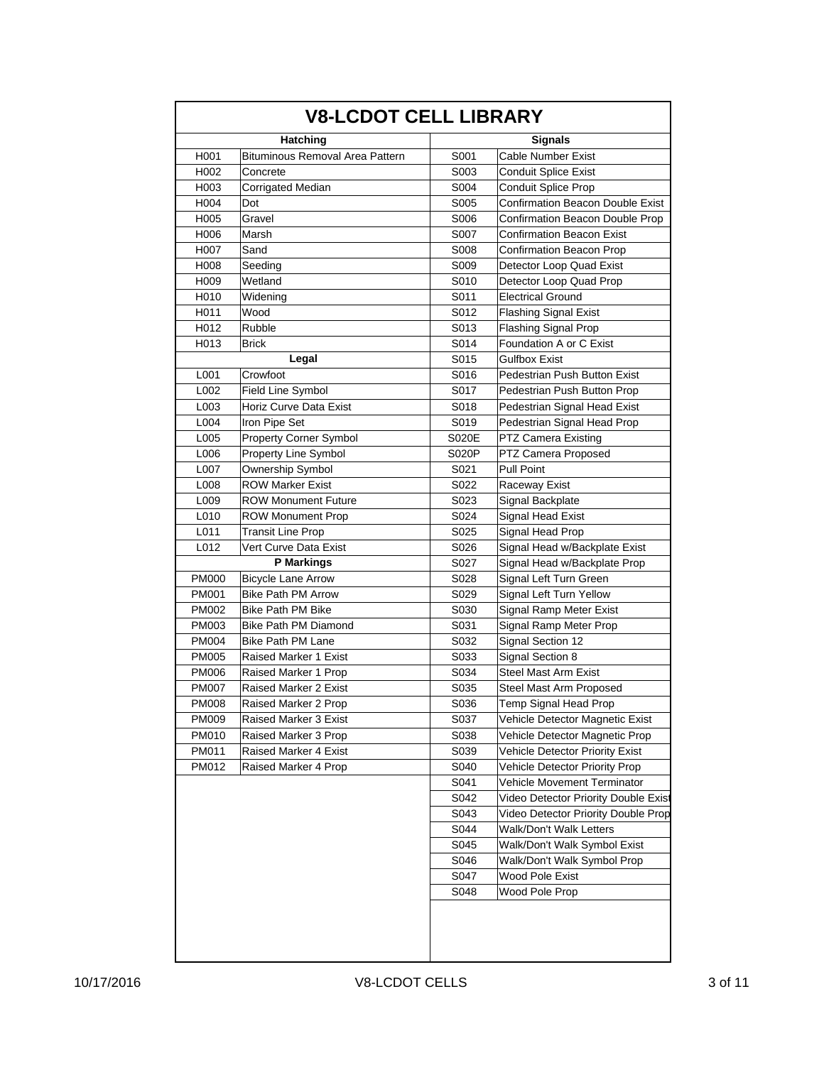# V8-LCDOT CELL LIBRARY

| Hatching | | Signals | |
|---|---|---|---|
| H001 | Bituminous Removal Area Pattern | S001 | Cable Number Exist |
| H002 | Concrete | S003 | Conduit Splice Exist |
| H003 | Corrigated Median | S004 | Conduit Splice Prop |
| H004 | Dot | S005 | Confirmation Beacon Double Exist |
| H005 | Gravel | S006 | Confirmation Beacon Double Prop |
| H006 | Marsh | S007 | Confirmation Beacon Exist |
| H007 | Sand | S008 | Confirmation Beacon Prop |
| H008 | Seeding | S009 | Detector Loop Quad Exist |
| H009 | Wetland | S010 | Detector Loop Quad Prop |
| H010 | Widening | S011 | Electrical Ground |
| H011 | Wood | S012 | Flashing Signal Exist |
| H012 | Rubble | S013 | Flashing Signal Prop |
| H013 | Brick | S014 | Foundation A or C Exist |
| **Legal** | | S015 | Gulfbox Exist |
| L001 | Crowfoot | S016 | Pedestrian Push Button Exist |
| L002 | Field Line Symbol | S017 | Pedestrian Push Button Prop |
| L003 | Horiz Curve Data Exist | S018 | Pedestrian Signal Head Exist |
| L004 | Iron Pipe Set | S019 | Pedestrian Signal Head Prop |
| L005 | Property Corner Symbol | S020E | PTZ Camera Existing |
| L006 | Property Line Symbol | S020P | PTZ Camera Proposed |
| L007 | Ownership Symbol | S021 | Pull Point |
| L008 | ROW Marker Exist | S022 | Raceway Exist |
| L009 | ROW Monument Future | S023 | Signal Backplate |
| L010 | ROW Monument Prop | S024 | Signal Head Exist |
| L011 | Transit Line Prop | S025 | Signal Head Prop |
| L012 | Vert Curve Data Exist | S026 | Signal Head w/Backplate Exist |
| **P Markings** | | S027 | Signal Head w/Backplate Prop |
| PM000 | Bicycle Lane Arrow | S028 | Signal Left Turn Green |
| PM001 | Bike Path PM Arrow | S029 | Signal Left Turn Yellow |
| PM002 | Bike Path PM Bike | S030 | Signal Ramp Meter Exist |
| PM003 | Bike Path PM Diamond | S031 | Signal Ramp Meter Prop |
| PM004 | Bike Path PM Lane | S032 | Signal Section 12 |
| PM005 | Raised Marker 1 Exist | S033 | Signal Section 8 |
| PM006 | Raised Marker 1 Prop | S034 | Steel Mast Arm Exist |
| PM007 | Raised Marker 2 Exist | S035 | Steel Mast Arm Proposed |
| PM008 | Raised Marker 2 Prop | S036 | Temp Signal Head Prop |
| PM009 | Raised Marker 3 Exist | S037 | Vehicle Detector Magnetic Exist |
| PM010 | Raised Marker 3 Prop | S038 | Vehicle Detector Magnetic Prop |
| PM011 | Raised Marker 4 Exist | S039 | Vehicle Detector Priority Exist |
| PM012 | Raised Marker 4 Prop | S040 | Vehicle Detector Priority Prop |
| | | S041 | Vehicle Movement Terminator |
| | | S042 | Video Detector Priority Double Exist |
| | | S043 | Video Detector Priority Double Prop |
| | | S044 | Walk/Don't Walk Letters |
| | | S045 | Walk/Don't Walk Symbol Exist |
| | | S046 | Walk/Don't Walk Symbol Prop |
| | | S047 | Wood Pole Exist |
| | | S048 | Wood Pole Prop |

10/17/2016 V8-LCDOT CELLS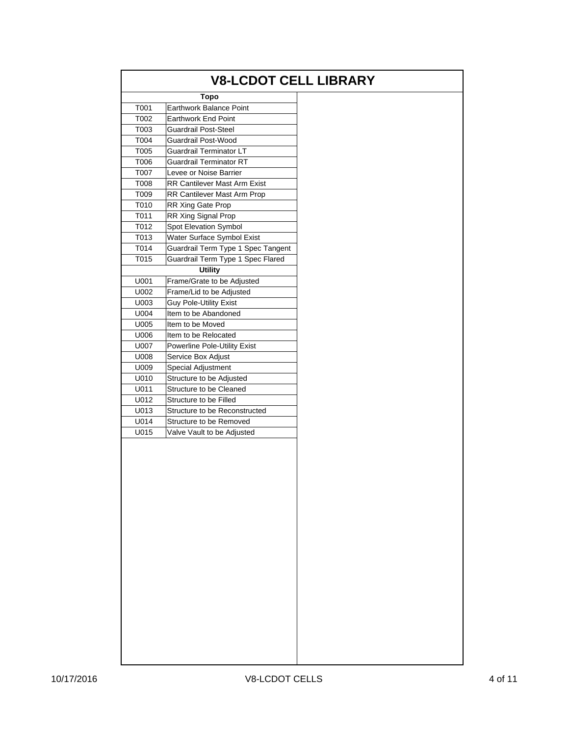# V8-LCDOT CELL LIBRARY

| Topo | |
|---|---|
| T001 | Earthwork Balance Point |
| T002 | Earthwork End Point |
| T003 | Guardrail Post-Steel |
| T004 | Guardrail Post-Wood |
| T005 | Guardrail Terminator LT |
| T006 | Guardrail Terminator RT |
| T007 | Levee or Noise Barrier |
| T008 | RR Cantilever Mast Arm Exist |
| T009 | RR Cantilever Mast Arm Prop |
| T010 | RR Xing Gate Prop |
| T011 | RR Xing Signal Prop |
| T012 | Spot Elevation Symbol |
| T013 | Water Surface Symbol Exist |
| T014 | Guardrail Term Type 1 Spec Tangent |
| T015 | Guardrail Term Type 1 Spec Flared |
| **Utility** | |
| U001 | Frame/Grate to be Adjusted |
| U002 | Frame/Lid to be Adjusted |
| U003 | Guy Pole-Utility Exist |
| U004 | Item to be Abandoned |
| U005 | Item to be Moved |
| U006 | Item to be Relocated |
| U007 | Powerline Pole-Utility Exist |
| U008 | Service Box Adjust |
| U009 | Special Adjustment |
| U010 | Structure to be Adjusted |
| U011 | Structure to be Cleaned |
| U012 | Structure to be Filled |
| U013 | Structure to be Reconstructed |
| U014 | Structure to be Removed |
| U015 | Valve Vault to be Adjusted |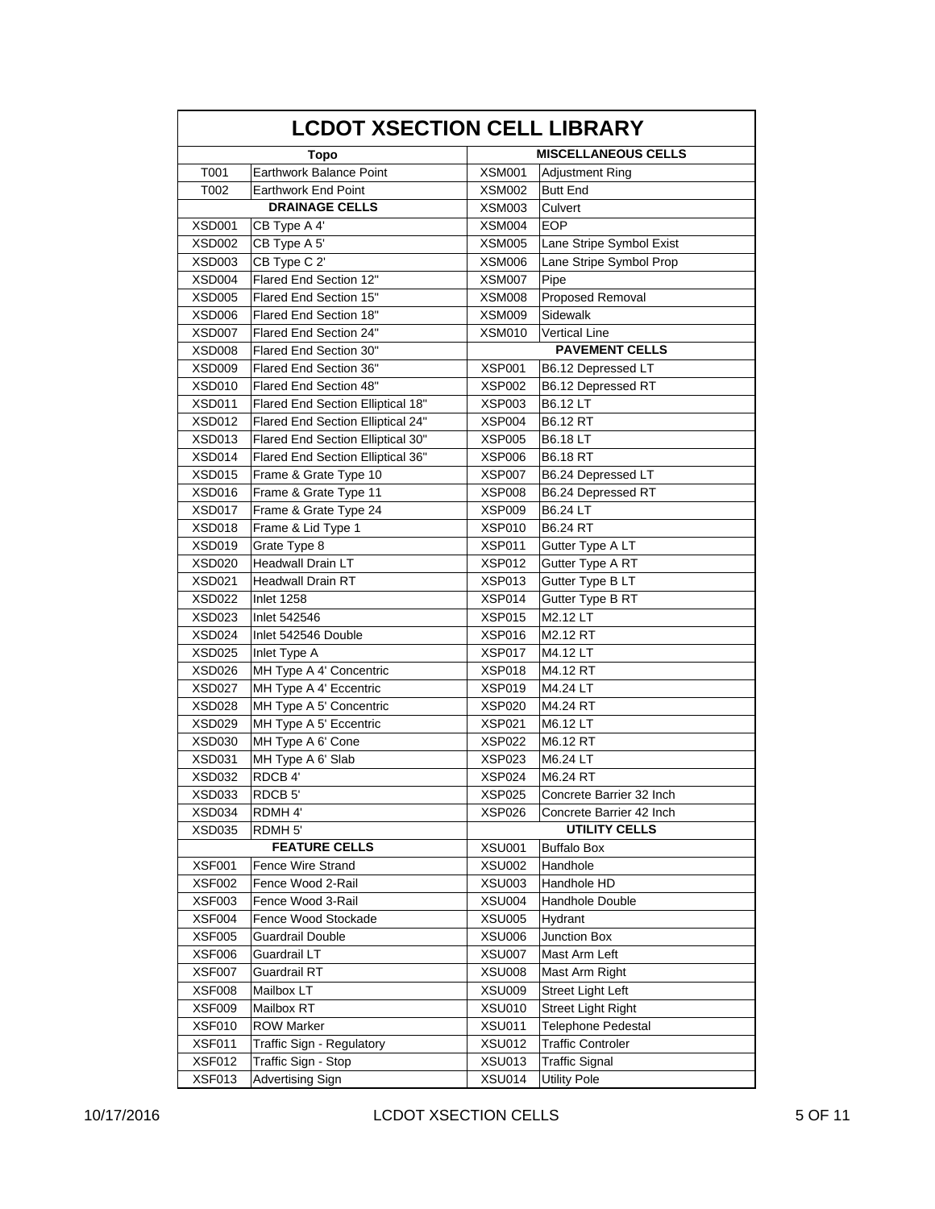# LCDOT XSECTION CELL LIBRARY

| Topo | | MISCELLANEOUS CELLS | |
|---|---|---|---|
| T001 | Earthwork Balance Point | XSM001 | Adjustment Ring |
| T002 | Earthwork End Point | XSM002 | Butt End |
| **DRAINAGE CELLS** | | XSM003 | Culvert |
| XSD001 | CB Type A 4' | XSM004 | EOP |
| XSD002 | CB Type A 5' | XSM005 | Lane Stripe Symbol Exist |
| XSD003 | CB Type C 2' | XSM006 | Lane Stripe Symbol Prop |
| XSD004 | Flared End Section 12" | XSM007 | Pipe |
| XSD005 | Flared End Section 15" | XSM008 | Proposed Removal |
| XSD006 | Flared End Section 18" | XSM009 | Sidewalk |
| XSD007 | Flared End Section 24" | XSM010 | Vertical Line |
| XSD008 | Flared End Section 30" | **PAVEMENT CELLS** | |
| XSD009 | Flared End Section 36" | XSP001 | B6.12 Depressed LT |
| XSD010 | Flared End Section 48" | XSP002 | B6.12 Depressed RT |
| XSD011 | Flared End Section Elliptical 18" | XSP003 | B6.12 LT |
| XSD012 | Flared End Section Elliptical 24" | XSP004 | B6.12 RT |
| XSD013 | Flared End Section Elliptical 30" | XSP005 | B6.18 LT |
| XSD014 | Flared End Section Elliptical 36" | XSP006 | B6.18 RT |
| XSD015 | Frame & Grate Type 10 | XSP007 | B6.24 Depressed LT |
| XSD016 | Frame & Grate Type 11 | XSP008 | B6.24 Depressed RT |
| XSD017 | Frame & Grate Type 24 | XSP009 | B6.24 LT |
| XSD018 | Frame & Lid Type 1 | XSP010 | B6.24 RT |
| XSD019 | Grate Type 8 | XSP011 | Gutter Type A LT |
| XSD020 | Headwall Drain LT | XSP012 | Gutter Type A RT |
| XSD021 | Headwall Drain RT | XSP013 | Gutter Type B LT |
| XSD022 | Inlet 1258 | XSP014 | Gutter Type B RT |
| XSD023 | Inlet 542546 | XSP015 | M2.12 LT |
| XSD024 | Inlet 542546 Double | XSP016 | M2.12 RT |
| XSD025 | Inlet Type A | XSP017 | M4.12 LT |
| XSD026 | MH Type A 4' Concentric | XSP018 | M4.12 RT |
| XSD027 | MH Type A 4' Eccentric | XSP019 | M4.24 LT |
| XSD028 | MH Type A 5' Concentric | XSP020 | M4.24 RT |
| XSD029 | MH Type A 5' Eccentric | XSP021 | M6.12 LT |
| XSD030 | MH Type A 6' Cone | XSP022 | M6.12 RT |
| XSD031 | MH Type A 6' Slab | XSP023 | M6.24 LT |
| XSD032 | RDCB 4' | XSP024 | M6.24 RT |
| XSD033 | RDCB 5' | XSP025 | Concrete Barrier 32 Inch |
| XSD034 | RDMH 4' | XSP026 | Concrete Barrier 42 Inch |
| XSD035 | RDMH 5' | **UTILITY CELLS** | |
| **FEATURE CELLS** | | XSU001 | Buffalo Box |
| XSF001 | Fence Wire Strand | XSU002 | Handhole |
| XSF002 | Fence Wood 2-Rail | XSU003 | Handhole HD |
| XSF003 | Fence Wood 3-Rail | XSU004 | Handhole Double |
| XSF004 | Fence Wood Stockade | XSU005 | Hydrant |
| XSF005 | Guardrail Double | XSU006 | Junction Box |
| XSF006 | Guardrail LT | XSU007 | Mast Arm Left |
| XSF007 | Guardrail RT | XSU008 | Mast Arm Right |
| XSF008 | Mailbox LT | XSU009 | Street Light Left |
| XSF009 | Mailbox RT | XSU010 | Street Light Right |
| XSF010 | ROW Marker | XSU011 | Telephone Pedestal |
| XSF011 | Traffic Sign - Regulatory | XSU012 | Traffic Controler |
| XSF012 | Traffic Sign - Stop | XSU013 | Traffic Signal |
| XSF013 | Advertising Sign | XSU014 | Utility Pole |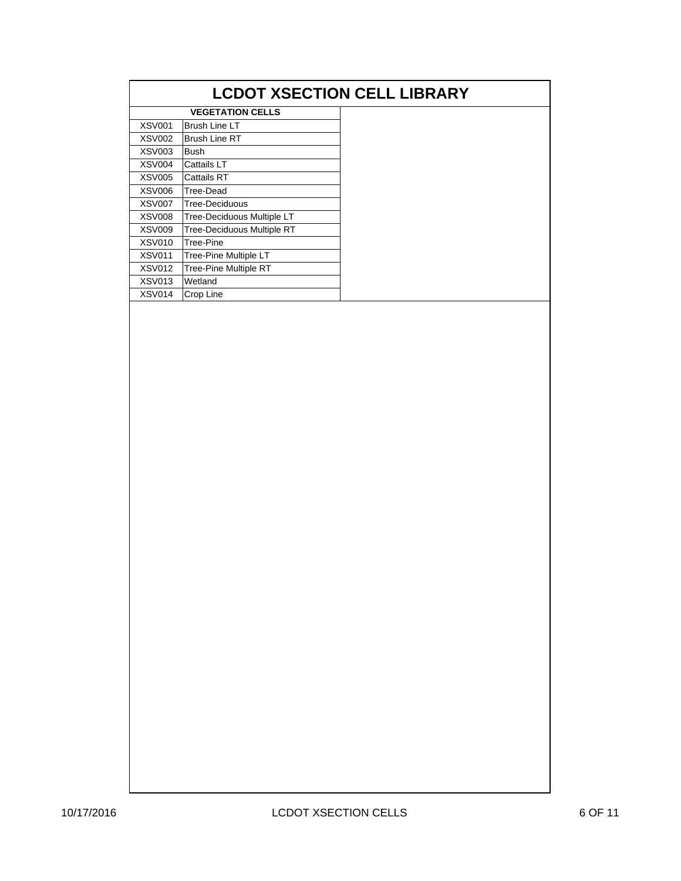# LCDOT XSECTION CELL LIBRARY

| VEGETATION CELLS | |
|---|---|
| XSV001 | Brush Line LT |
| XSV002 | Brush Line RT |
| XSV003 | Bush |
| XSV004 | Cattails LT |
| XSV005 | Cattails RT |
| XSV006 | Tree-Dead |
| XSV007 | Tree-Deciduous |
| XSV008 | Tree-Deciduous Multiple LT |
| XSV009 | Tree-Deciduous Multiple RT |
| XSV010 | Tree-Pine |
| XSV011 | Tree-Pine Multiple LT |
| XSV012 | Tree-Pine Multiple RT |
| XSV013 | Wetland |
| XSV014 | Crop Line |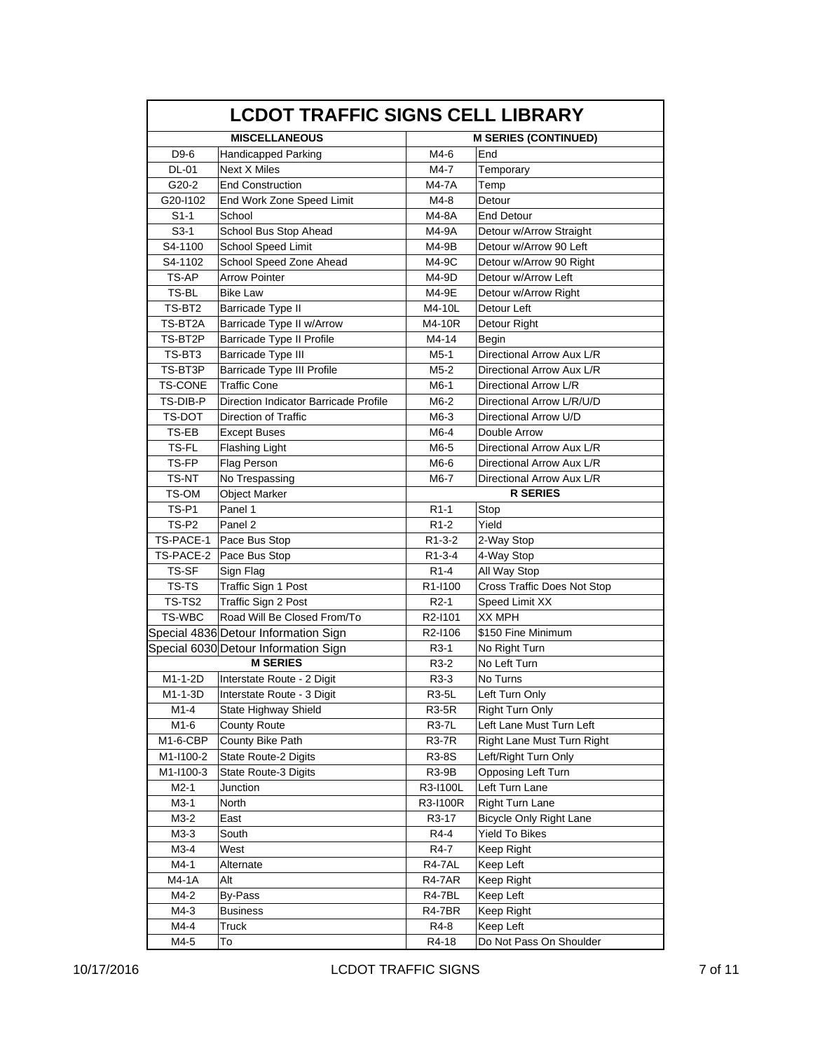# LCDOT TRAFFIC SIGNS CELL LIBRARY

| MISCELLANEOUS | | M SERIES (CONTINUED) | |
|---|---|---|---|
| D9-6 | Handicapped Parking | M4-6 | End |
| DL-01 | Next X Miles | M4-7 | Temporary |
| G20-2 | End Construction | M4-7A | Temp |
| G20-I102 | End Work Zone Speed Limit | M4-8 | Detour |
| S1-1 | School | M4-8A | End Detour |
| S3-1 | School Bus Stop Ahead | M4-9A | Detour w/Arrow Straight |
| S4-1100 | School Speed Limit | M4-9B | Detour w/Arrow 90 Left |
| S4-1102 | School Speed Zone Ahead | M4-9C | Detour w/Arrow 90 Right |
| TS-AP | Arrow Pointer | M4-9D | Detour w/Arrow Left |
| TS-BL | Bike Law | M4-9E | Detour w/Arrow Right |
| TS-BT2 | Barricade Type II | M4-10L | Detour Left |
| TS-BT2A | Barricade Type II w/Arrow | M4-10R | Detour Right |
| TS-BT2P | Barricade Type II Profile | M4-14 | Begin |
| TS-BT3 | Barricade Type III | M5-1 | Directional Arrow Aux L/R |
| TS-BT3P | Barricade Type III Profile | M5-2 | Directional Arrow Aux L/R |
| TS-CONE | Traffic Cone | M6-1 | Directional Arrow L/R |
| TS-DIB-P | Direction Indicator Barricade Profile | M6-2 | Directional Arrow L/R/U/D |
| TS-DOT | Direction of Traffic | M6-3 | Directional Arrow U/D |
| TS-EB | Except Buses | M6-4 | Double Arrow |
| TS-FL | Flashing Light | M6-5 | Directional Arrow Aux L/R |
| TS-FP | Flag Person | M6-6 | Directional Arrow Aux L/R |
| TS-NT | No Trespassing | M6-7 | Directional Arrow Aux L/R |
| TS-OM | Object Marker | **R SERIES** | |
| TS-P1 | Panel 1 | R1-1 | Stop |
| TS-P2 | Panel 2 | R1-2 | Yield |
| TS-PACE-1 | Pace Bus Stop | R1-3-2 | 2-Way Stop |
| TS-PACE-2 | Pace Bus Stop | R1-3-4 | 4-Way Stop |
| TS-SF | Sign Flag | R1-4 | All Way Stop |
| TS-TS | Traffic Sign 1 Post | R1-I100 | Cross Traffic Does Not Stop |
| TS-TS2 | Traffic Sign 2 Post | R2-1 | Speed Limit XX |
| TS-WBC | Road Will Be Closed From/To | R2-I101 | XX MPH |
| Special 4836 | Detour Information Sign | R2-I106 | $150 Fine Minimum |
| Special 6030 | Detour Information Sign | R3-1 | No Right Turn |
| **M SERIES** | | R3-2 | No Left Turn |
| M1-1-2D | Interstate Route - 2 Digit | R3-3 | No Turns |
| M1-1-3D | Interstate Route - 3 Digit | R3-5L | Left Turn Only |
| M1-4 | State Highway Shield | R3-5R | Right Turn Only |
| M1-6 | County Route | R3-7L | Left Lane Must Turn Left |
| M1-6-CBP | County Bike Path | R3-7R | Right Lane Must Turn Right |
| M1-I100-2 | State Route-2 Digits | R3-8S | Left/Right Turn Only |
| M1-I100-3 | State Route-3 Digits | R3-9B | Opposing Left Turn |
| M2-1 | Junction | R3-I100L | Left Turn Lane |
| M3-1 | North | R3-I100R | Right Turn Lane |
| M3-2 | East | R3-17 | Bicycle Only Right Lane |
| M3-3 | South | R4-4 | Yield To Bikes |
| M3-4 | West | R4-7 | Keep Right |
| M4-1 | Alternate | R4-7AL | Keep Left |
| M4-1A | Alt | R4-7AR | Keep Right |
| M4-2 | By-Pass | R4-7BL | Keep Left |
| M4-3 | Business | R4-7BR | Keep Right |
| M4-4 | Truck | R4-8 | Keep Left |
| M4-5 | To | R4-18 | Do Not Pass On Shoulder |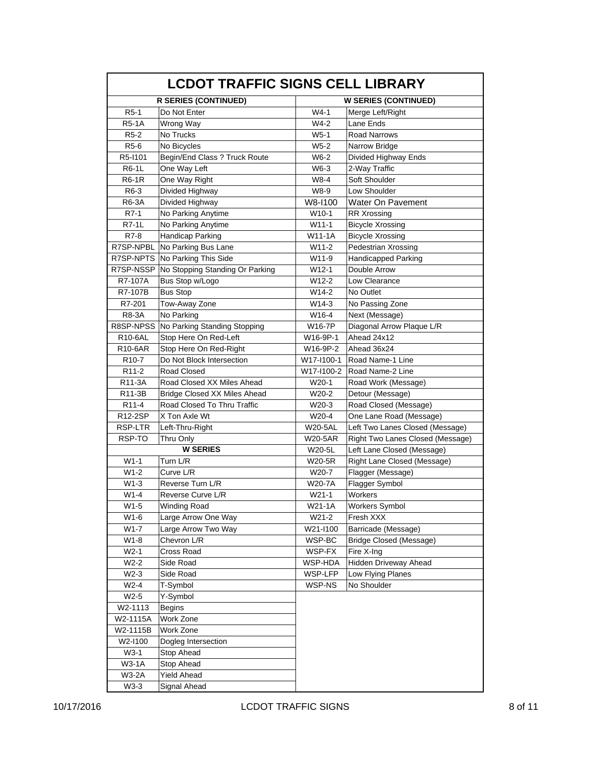# LCDOT TRAFFIC SIGNS CELL LIBRARY

| R SERIES (CONTINUED) | | W SERIES (CONTINUED) | |
|---|---|---|---|
| R5-1 | Do Not Enter | W4-1 | Merge Left/Right |
| R5-1A | Wrong Way | W4-2 | Lane Ends |
| R5-2 | No Trucks | W5-1 | Road Narrows |
| R5-6 | No Bicycles | W5-2 | Narrow Bridge |
| R5-I101 | Begin/End Class ? Truck Route | W6-2 | Divided Highway Ends |
| R6-1L | One Way Left | W6-3 | 2-Way Traffic |
| R6-1R | One Way Right | W8-4 | Soft Shoulder |
| R6-3 | Divided Highway | W8-9 | Low Shoulder |
| R6-3A | Divided Highway | W8-I100 | Water On Pavement |
| R7-1 | No Parking Anytime | W10-1 | RR Xrossing |
| R7-1L | No Parking Anytime | W11-1 | Bicycle Xrossing |
| R7-8 | Handicap Parking | W11-1A | Bicycle Xrossing |
| R7SP-NPBL | No Parking Bus Lane | W11-2 | Pedestrian Xrossing |
| R7SP-NPTS | No Parking This Side | W11-9 | Handicapped Parking |
| R7SP-NSSP | No Stopping Standing Or Parking | W12-1 | Double Arrow |
| R7-107A | Bus Stop w/Logo | W12-2 | Low Clearance |
| R7-107B | Bus Stop | W14-2 | No Outlet |
| R7-201 | Tow-Away Zone | W14-3 | No Passing Zone |
| R8-3A | No Parking | W16-4 | Next (Message) |
| R8SP-NPSS | No Parking Standing Stopping | W16-7P | Diagonal Arrow Plaque L/R |
| R10-6AL | Stop Here On Red-Left | W16-9P-1 | Ahead 24x12 |
| R10-6AR | Stop Here On Red-Right | W16-9P-2 | Ahead 36x24 |
| R10-7 | Do Not Block Intersection | W17-I100-1 | Road Name-1 Line |
| R11-2 | Road Closed | W17-I100-2 | Road Name-2 Line |
| R11-3A | Road Closed XX Miles Ahead | W20-1 | Road Work (Message) |
| R11-3B | Bridge Closed XX Miles Ahead | W20-2 | Detour (Message) |
| R11-4 | Road Closed To Thru Traffic | W20-3 | Road Closed (Message) |
| R12-2SP | X Ton Axle Wt | W20-4 | One Lane Road (Message) |
| RSP-LTR | Left-Thru-Right | W20-5AL | Left Two Lanes Closed (Message) |
| RSP-TO | Thru Only | W20-5AR | Right Two Lanes Closed (Message) |
| **W SERIES** | | W20-5L | Left Lane Closed (Message) |
| W1-1 | Turn L/R | W20-5R | Right Lane Closed (Message) |
| W1-2 | Curve L/R | W20-7 | Flagger (Message) |
| W1-3 | Reverse Turn L/R | W20-7A | Flagger Symbol |
| W1-4 | Reverse Curve L/R | W21-1 | Workers |
| W1-5 | Winding Road | W21-1A | Workers Symbol |
| W1-6 | Large Arrow One Way | W21-2 | Fresh XXX |
| W1-7 | Large Arrow Two Way | W21-I100 | Barricade (Message) |
| W1-8 | Chevron L/R | WSP-BC | Bridge Closed (Message) |
| W2-1 | Cross Road | WSP-FX | Fire X-Ing |
| W2-2 | Side Road | WSP-HDA | Hidden Driveway Ahead |
| W2-3 | Side Road | WSP-LFP | Low Flying Planes |
| W2-4 | T-Symbol | WSP-NS | No Shoulder |
| W2-5 | Y-Symbol | | |
| W2-1113 | Begins | | |
| W2-1115A | Work Zone | | |
| W2-1115B | Work Zone | | |
| W2-I100 | Dogleg Intersection | | |
| W3-1 | Stop Ahead | | |
| W3-1A | Stop Ahead | | |
| W3-2A | Yield Ahead | | |
| W3-3 | Signal Ahead | | |

10/17/2016 LCDOT TRAFFIC SIGNS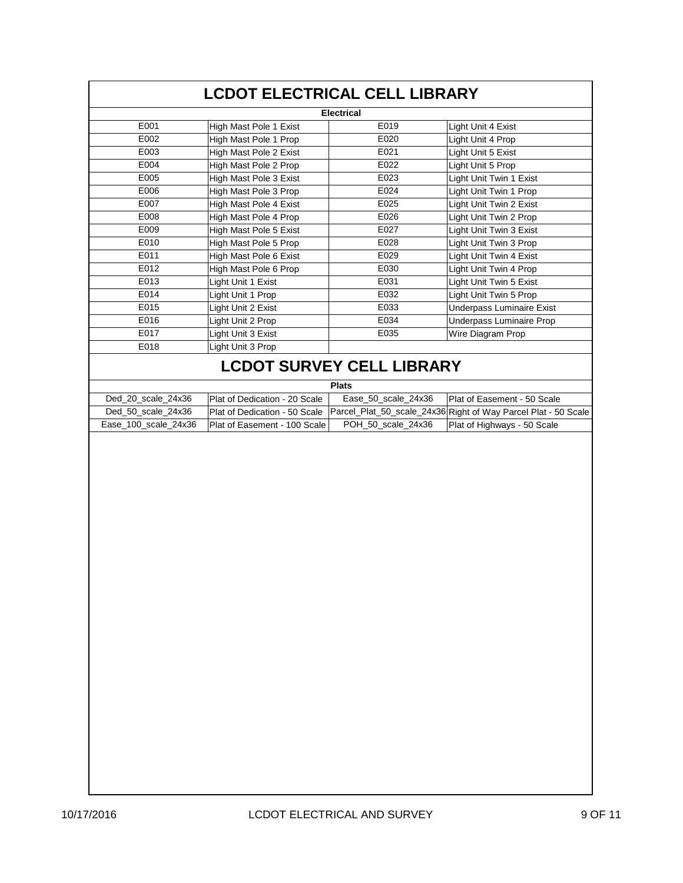# LCDOT ELECTRICAL CELL LIBRARY

| Electrical | | | |
|---|---|---|---|
| E001 | High Mast Pole 1 Exist | E019 | Light Unit 4 Exist |
| E002 | High Mast Pole 1 Prop | E020 | Light Unit 4 Prop |
| E003 | High Mast Pole 2 Exist | E021 | Light Unit 5 Exist |
| E004 | High Mast Pole 2 Prop | E022 | Light Unit 5 Prop |
| E005 | High Mast Pole 3 Exist | E023 | Light Unit Twin 1 Exist |
| E006 | High Mast Pole 3 Prop | E024 | Light Unit Twin 1 Prop |
| E007 | High Mast Pole 4 Exist | E025 | Light Unit Twin 2 Exist |
| E008 | High Mast Pole 4 Prop | E026 | Light Unit Twin 2 Prop |
| E009 | High Mast Pole 5 Exist | E027 | Light Unit Twin 3 Exist |
| E010 | High Mast Pole 5 Prop | E028 | Light Unit Twin 3 Prop |
| E011 | High Mast Pole 6 Exist | E029 | Light Unit Twin 4 Exist |
| E012 | High Mast Pole 6 Prop | E030 | Light Unit Twin 4 Prop |
| E013 | Light Unit 1 Exist | E031 | Light Unit Twin 5 Exist |
| E014 | Light Unit 1 Prop | E032 | Light Unit Twin 5 Prop |
| E015 | Light Unit 2 Exist | E033 | Underpass Luminaire Exist |
| E016 | Light Unit 2 Prop | E034 | Underpass Luminaire Prop |
| E017 | Light Unit 3 Exist | E035 | Wire Diagram Prop |
| E018 | Light Unit 3 Prop | | |

# LCDOT SURVEY CELL LIBRARY

| Plats | | | |
|---|---|---|---|
| Ded_20_scale_24x36 | Plat of Dedication - 20 Scale | Ease_50_scale_24x36 | Plat of Easement - 50 Scale |
| Ded_50_scale_24x36 | Plat of Dedication - 50 Scale | Parcel_Plat_50_scale_24x36 | Right of Way Parcel Plat - 50 Scale |
| Ease_100_scale_24x36 | Plat of Easement - 100 Scale | POH_50_scale_24x36 | Plat of Highways - 50 Scale |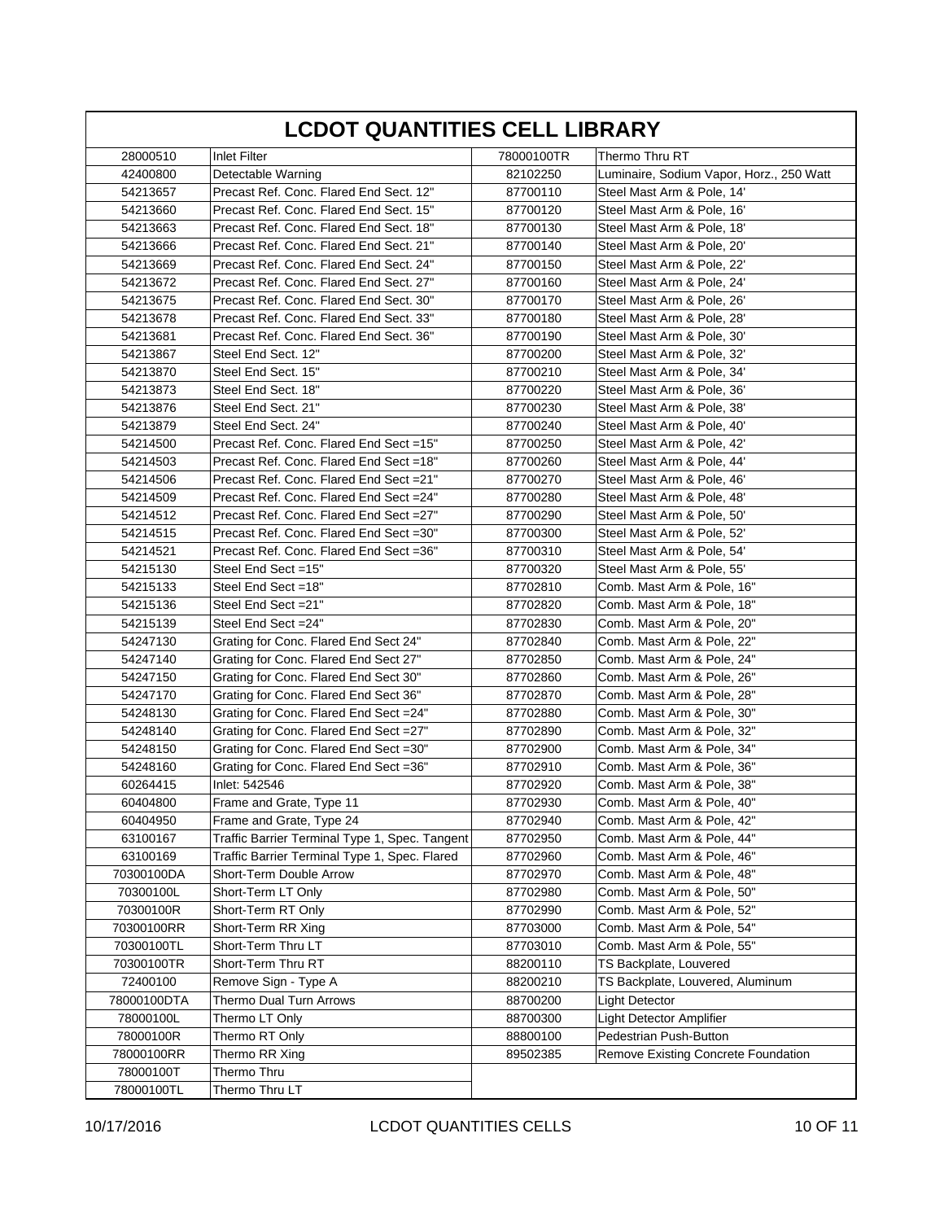# LCDOT QUANTITIES CELL LIBRARY

| | | | |
|---|---|---|---|
| 28000510 | Inlet Filter | 78000100TR | Thermo Thru RT |
| 42400800 | Detectable Warning | 82102250 | Luminaire, Sodium Vapor, Horz., 250 Watt |
| 54213657 | Precast Ref. Conc. Flared End Sect. 12" | 87700110 | Steel Mast Arm & Pole, 14' |
| 54213660 | Precast Ref. Conc. Flared End Sect. 15" | 87700120 | Steel Mast Arm & Pole, 16' |
| 54213663 | Precast Ref. Conc. Flared End Sect. 18" | 87700130 | Steel Mast Arm & Pole, 18' |
| 54213666 | Precast Ref. Conc. Flared End Sect. 21" | 87700140 | Steel Mast Arm & Pole, 20' |
| 54213669 | Precast Ref. Conc. Flared End Sect. 24" | 87700150 | Steel Mast Arm & Pole, 22' |
| 54213672 | Precast Ref. Conc. Flared End Sect. 27" | 87700160 | Steel Mast Arm & Pole, 24' |
| 54213675 | Precast Ref. Conc. Flared End Sect. 30" | 87700170 | Steel Mast Arm & Pole, 26' |
| 54213678 | Precast Ref. Conc. Flared End Sect. 33" | 87700180 | Steel Mast Arm & Pole, 28' |
| 54213681 | Precast Ref. Conc. Flared End Sect. 36" | 87700190 | Steel Mast Arm & Pole, 30' |
| 54213867 | Steel End Sect. 12" | 87700200 | Steel Mast Arm & Pole, 32' |
| 54213870 | Steel End Sect. 15" | 87700210 | Steel Mast Arm & Pole, 34' |
| 54213873 | Steel End Sect. 18" | 87700220 | Steel Mast Arm & Pole, 36' |
| 54213876 | Steel End Sect. 21" | 87700230 | Steel Mast Arm & Pole, 38' |
| 54213879 | Steel End Sect. 24" | 87700240 | Steel Mast Arm & Pole, 40' |
| 54214500 | Precast Ref. Conc. Flared End Sect =15" | 87700250 | Steel Mast Arm & Pole, 42' |
| 54214503 | Precast Ref. Conc. Flared End Sect =18" | 87700260 | Steel Mast Arm & Pole, 44' |
| 54214506 | Precast Ref. Conc. Flared End Sect =21" | 87700270 | Steel Mast Arm & Pole, 46' |
| 54214509 | Precast Ref. Conc. Flared End Sect =24" | 87700280 | Steel Mast Arm & Pole, 48' |
| 54214512 | Precast Ref. Conc. Flared End Sect =27" | 87700290 | Steel Mast Arm & Pole, 50' |
| 54214515 | Precast Ref. Conc. Flared End Sect =30" | 87700300 | Steel Mast Arm & Pole, 52' |
| 54214521 | Precast Ref. Conc. Flared End Sect =36" | 87700310 | Steel Mast Arm & Pole, 54' |
| 54215130 | Steel End Sect =15" | 87700320 | Steel Mast Arm & Pole, 55' |
| 54215133 | Steel End Sect =18" | 87702810 | Comb. Mast Arm & Pole, 16" |
| 54215136 | Steel End Sect =21" | 87702820 | Comb. Mast Arm & Pole, 18" |
| 54215139 | Steel End Sect =24" | 87702830 | Comb. Mast Arm & Pole, 20" |
| 54247130 | Grating for Conc. Flared End Sect 24" | 87702840 | Comb. Mast Arm & Pole, 22" |
| 54247140 | Grating for Conc. Flared End Sect 27" | 87702850 | Comb. Mast Arm & Pole, 24" |
| 54247150 | Grating for Conc. Flared End Sect 30" | 87702860 | Comb. Mast Arm & Pole, 26" |
| 54247170 | Grating for Conc. Flared End Sect 36" | 87702870 | Comb. Mast Arm & Pole, 28" |
| 54248130 | Grating for Conc. Flared End Sect =24" | 87702880 | Comb. Mast Arm & Pole, 30" |
| 54248140 | Grating for Conc. Flared End Sect =27" | 87702890 | Comb. Mast Arm & Pole, 32" |
| 54248150 | Grating for Conc. Flared End Sect =30" | 87702900 | Comb. Mast Arm & Pole, 34" |
| 54248160 | Grating for Conc. Flared End Sect =36" | 87702910 | Comb. Mast Arm & Pole, 36" |
| 60264415 | Inlet: 542546 | 87702920 | Comb. Mast Arm & Pole, 38" |
| 60404800 | Frame and Grate, Type 11 | 87702930 | Comb. Mast Arm & Pole, 40" |
| 60404950 | Frame and Grate, Type 24 | 87702940 | Comb. Mast Arm & Pole, 42" |
| 63100167 | Traffic Barrier Terminal Type 1, Spec. Tangent | 87702950 | Comb. Mast Arm & Pole, 44" |
| 63100169 | Traffic Barrier Terminal Type 1, Spec. Flared | 87702960 | Comb. Mast Arm & Pole, 46" |
| 70300100DA | Short-Term Double Arrow | 87702970 | Comb. Mast Arm & Pole, 48" |
| 70300100L | Short-Term LT Only | 87702980 | Comb. Mast Arm & Pole, 50" |
| 70300100R | Short-Term RT Only | 87702990 | Comb. Mast Arm & Pole, 52" |
| 70300100RR | Short-Term RR Xing | 87703000 | Comb. Mast Arm & Pole, 54" |
| 70300100TL | Short-Term Thru LT | 87703010 | Comb. Mast Arm & Pole, 55" |
| 70300100TR | Short-Term Thru RT | 88200110 | TS Backplate, Louvered |
| 72400100 | Remove Sign - Type A | 88200210 | TS Backplate, Louvered, Aluminum |
| 78000100DTA | Thermo Dual Turn Arrows | 88700200 | Light Detector |
| 78000100L | Thermo LT Only | 88700300 | Light Detector Amplifier |
| 78000100R | Thermo RT Only | 88800100 | Pedestrian Push-Button |
| 78000100RR | Thermo RR Xing | 89502385 | Remove Existing Concrete Foundation |
| 78000100T | Thermo Thru | | |
| 78000100TL | Thermo Thru LT | | |

10/17/2016 LCDOT QUANTITIES CELLS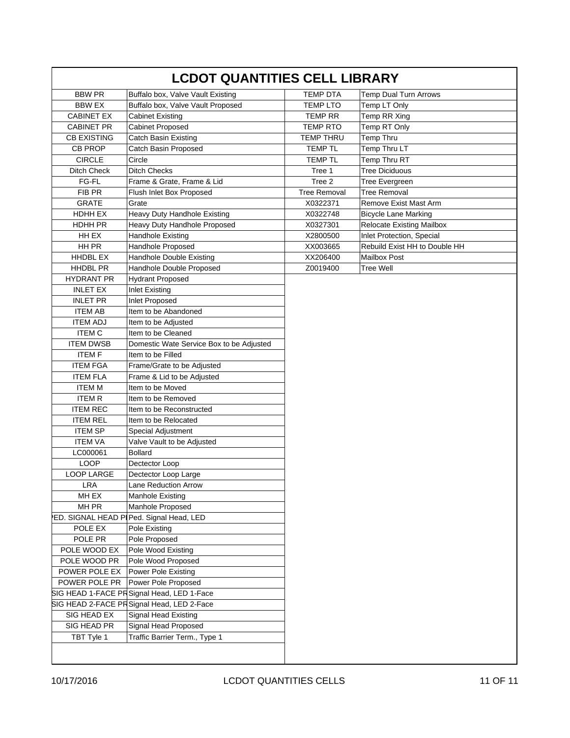# LCDOT QUANTITIES CELL LIBRARY

| | | | |
|---|---|---|---|
| BBW PR | Buffalo box, Valve Vault Existing | TEMP DTA | Temp Dual Turn Arrows |
| BBW EX | Buffalo box, Valve Vault Proposed | TEMP LTO | Temp LT Only |
| CABINET EX | Cabinet Existing | TEMP RR | Temp RR Xing |
| CABINET PR | Cabinet Proposed | TEMP RTO | Temp RT Only |
| CB EXISTING | Catch Basin Existing | TEMP THRU | Temp Thru |
| CB PROP | Catch Basin Proposed | TEMP TL | Temp Thru LT |
| CIRCLE | Circle | TEMP TL | Temp Thru RT |
| Ditch Check | Ditch Checks | Tree 1 | Tree Diciduous |
| FG-FL | Frame & Grate, Frame & Lid | Tree 2 | Tree Evergreen |
| FIB PR | Flush Inlet Box Proposed | Tree Removal | Tree Removal |
| GRATE | Grate | X0322371 | Remove Exist Mast Arm |
| HDHH EX | Heavy Duty Handhole Existing | X0322748 | Bicycle Lane Marking |
| HDHH PR | Heavy Duty Handhole Proposed | X0327301 | Relocate Existing Mailbox |
| HH EX | Handhole Existing | X2800500 | Inlet Protection, Special |
| HH PR | Handhole Proposed | XX003665 | Rebuild Exist HH to Double HH |
| HHDBL EX | Handhole Double Existing | XX206400 | Mailbox Post |
| HHDBL PR | Handhole Double Proposed | Z0019400 | Tree Well |
| HYDRANT PR | Hydrant Proposed | | |
| INLET EX | Inlet Existing | | |
| INLET PR | Inlet Proposed | | |
| ITEM AB | Item to be Abandoned | | |
| ITEM ADJ | Item to be Adjusted | | |
| ITEM C | Item to be Cleaned | | |
| ITEM DWSB | Domestic Wate Service Box to be Adjusted | | |
| ITEM F | Item to be Filled | | |
| ITEM FGA | Frame/Grate to be Adjusted | | |
| ITEM FLA | Frame & Lid to be Adjusted | | |
| ITEM M | Item to be Moved | | |
| ITEM R | Item to be Removed | | |
| ITEM REC | Item to be Reconstructed | | |
| ITEM REL | Item to be Relocated | | |
| ITEM SP | Special Adjustment | | |
| ITEM VA | Valve Vault to be Adjusted | | |
| LC000061 | Bollard | | |
| LOOP | Dectector Loop | | |
| LOOP LARGE | Dectector Loop Large | | |
| LRA | Lane Reduction Arrow | | |
| MH EX | Manhole Existing | | |
| MH PR | Manhole Proposed | | |
| PED. SIGNAL HEAD PR | Ped. Signal Head, LED | | |
| POLE EX | Pole Existing | | |
| POLE PR | Pole Proposed | | |
| POLE WOOD EX | Pole Wood Existing | | |
| POLE WOOD PR | Pole Wood Proposed | | |
| POWER POLE EX | Power Pole Existing | | |
| POWER POLE PR | Power Pole Proposed | | |
| SIG HEAD 1-FACE PR | Signal Head, LED 1-Face | | |
| SIG HEAD 2-FACE PR | Signal Head, LED 2-Face | | |
| SIG HEAD EX | Signal Head Existing | | |
| SIG HEAD PR | Signal Head Proposed | | |
| TBT Tyle 1 | Traffic Barrier Term., Type 1 | | |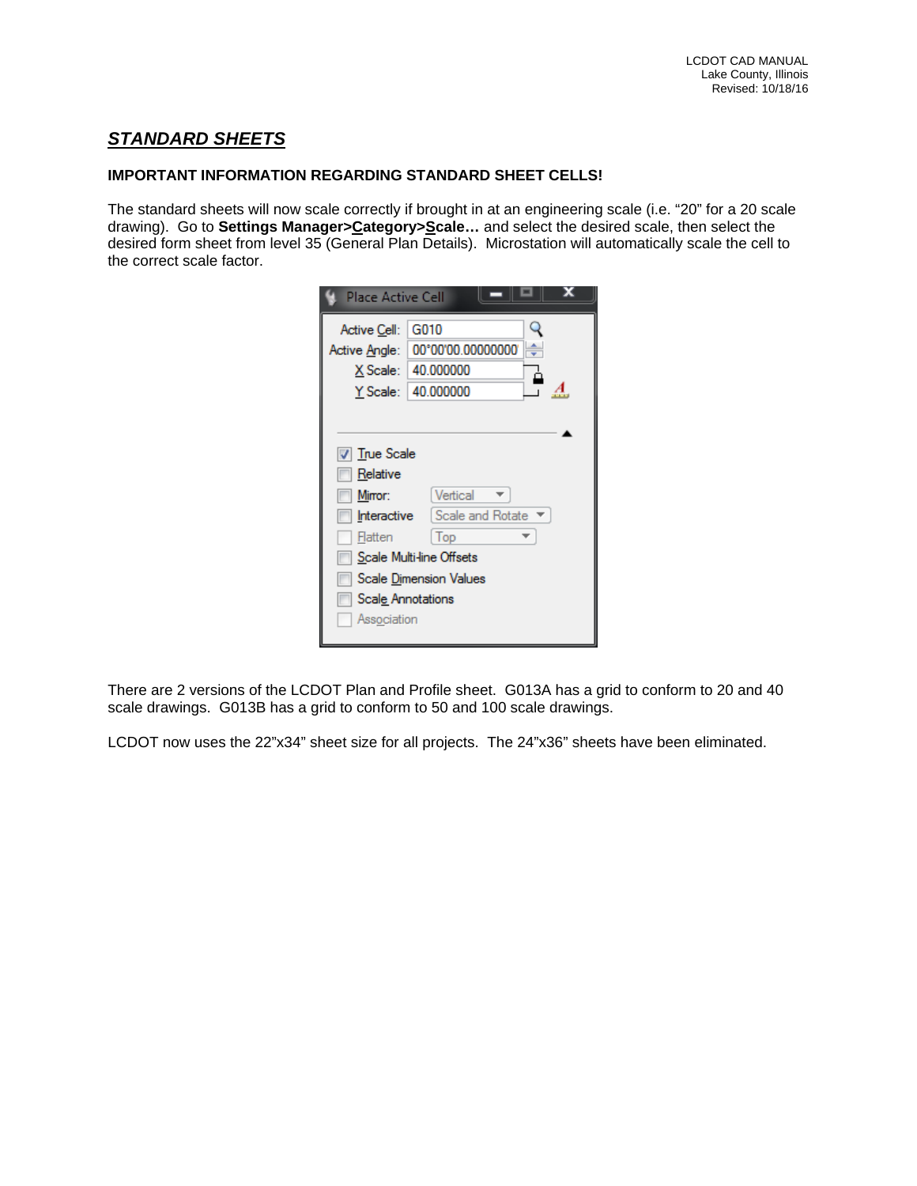## ***STANDARD SHEETS***

**IMPORTANT INFORMATION REGARDING STANDARD SHEET CELLS!**

The standard sheets will now scale correctly if brought in at an engineering scale (i.e. "20" for a 20 scale drawing). Go to **Settings Manager>Category>Scale…** and select the desired scale, then select the desired form sheet from level 35 (General Plan Details). Microstation will automatically scale the cell to the correct scale factor.

There are 2 versions of the LCDOT Plan and Profile sheet. G013A has a grid to conform to 20 and 40 scale drawings. G013B has a grid to conform to 50 and 100 scale drawings.

LCDOT now uses the 22"x34" sheet size for all projects. The 24"x36" sheets have been eliminated.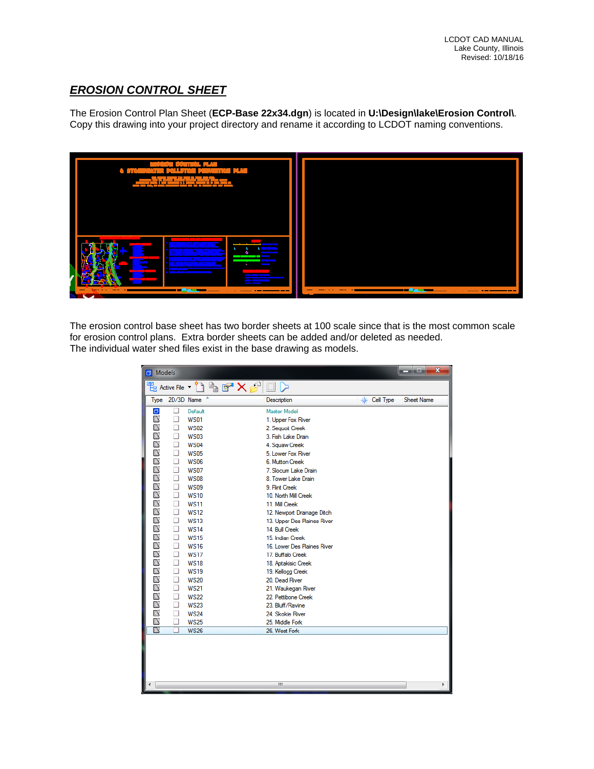## *EROSION CONTROL SHEET*

The Erosion Control Plan Sheet (**ECP-Base 22x34.dgn**) is located in **U:\Design\lake\Erosion Control\**. Copy this drawing into your project directory and rename it according to LCDOT naming conventions.

The erosion control base sheet has two border sheets at 100 scale since that is the most common scale for erosion control plans. Extra border sheets can be added and/or deleted as needed.
The individual water shed files exist in the base drawing as models.

| Name | Description |
|---|---|
| Default | Master Model |
| WS01 | 1. Upper Fox River |
| WS02 | 2. Sequoit Creek |
| WS03 | 3. Fish Lake Drain |
| WS04 | 4. Squaw Creek |
| WS05 | 5. Lower Fox River |
| WS06 | 6. Mutton Creek |
| WS07 | 7. Slocum Lake Drain |
| WS08 | 8. Tower Lake Drain |
| WS09 | 9. Flint Creek |
| WS10 | 10. North Mill Creek |
| WS11 | 11. Mill Creek |
| WS12 | 12. Newport Drainage Ditch |
| WS13 | 13. Upper Des Plaines River |
| WS14 | 14. Bull Creek |
| WS15 | 15. Indian Creek |
| WS16 | 16. Lower Des Plaines River |
| WS17 | 17. Buffalo Creek |
| WS18 | 18. Aptakisic Creek |
| WS19 | 19. Kellogg Creek |
| WS20 | 20. Dead River |
| WS21 | 21. Waukegan River |
| WS22 | 22. Pettibone Creek |
| WS23 | 23. Bluff/Ravine |
| WS24 | 24. Skokie River |
| WS25 | 25. Middle Fork |
| WS26 | 26. West Fork |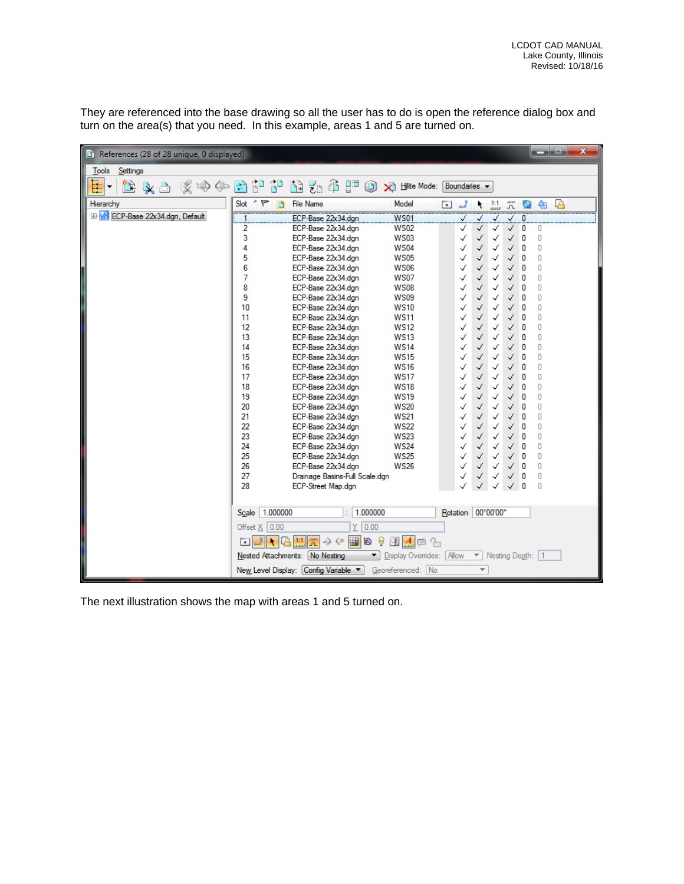They are referenced into the base drawing so all the user has to do is open the reference dialog box and turn on the area(s) that you need. In this example, areas 1 and 5 are turned on.

References (28 of 28 unique, 0 displayed)

| Slot | File Name | Model |
|---|---|---|
| 1 | ECP-Base 22x34.dgn | WS01 |
| 2 | ECP-Base 22x34.dgn | WS02 |
| 3 | ECP-Base 22x34.dgn | WS03 |
| 4 | ECP-Base 22x34.dgn | WS04 |
| 5 | ECP-Base 22x34.dgn | WS05 |
| 6 | ECP-Base 22x34.dgn | WS06 |
| 7 | ECP-Base 22x34.dgn | WS07 |
| 8 | ECP-Base 22x34.dgn | WS08 |
| 9 | ECP-Base 22x34.dgn | WS09 |
| 10 | ECP-Base 22x34.dgn | WS10 |
| 11 | ECP-Base 22x34.dgn | WS11 |
| 12 | ECP-Base 22x34.dgn | WS12 |
| 13 | ECP-Base 22x34.dgn | WS13 |
| 14 | ECP-Base 22x34.dgn | WS14 |
| 15 | ECP-Base 22x34.dgn | WS15 |
| 16 | ECP-Base 22x34.dgn | WS16 |
| 17 | ECP-Base 22x34.dgn | WS17 |
| 18 | ECP-Base 22x34.dgn | WS18 |
| 19 | ECP-Base 22x34.dgn | WS19 |
| 20 | ECP-Base 22x34.dgn | WS20 |
| 21 | ECP-Base 22x34.dgn | WS21 |
| 22 | ECP-Base 22x34.dgn | WS22 |
| 23 | ECP-Base 22x34.dgn | WS23 |
| 24 | ECP-Base 22x34.dgn | WS24 |
| 25 | ECP-Base 22x34.dgn | WS25 |
| 26 | ECP-Base 22x34.dgn | WS26 |
| 27 | Drainage Basins-Full Scale.dgn | |
| 28 | ECP-Street Map.dgn | |

The next illustration shows the map with areas 1 and 5 turned on.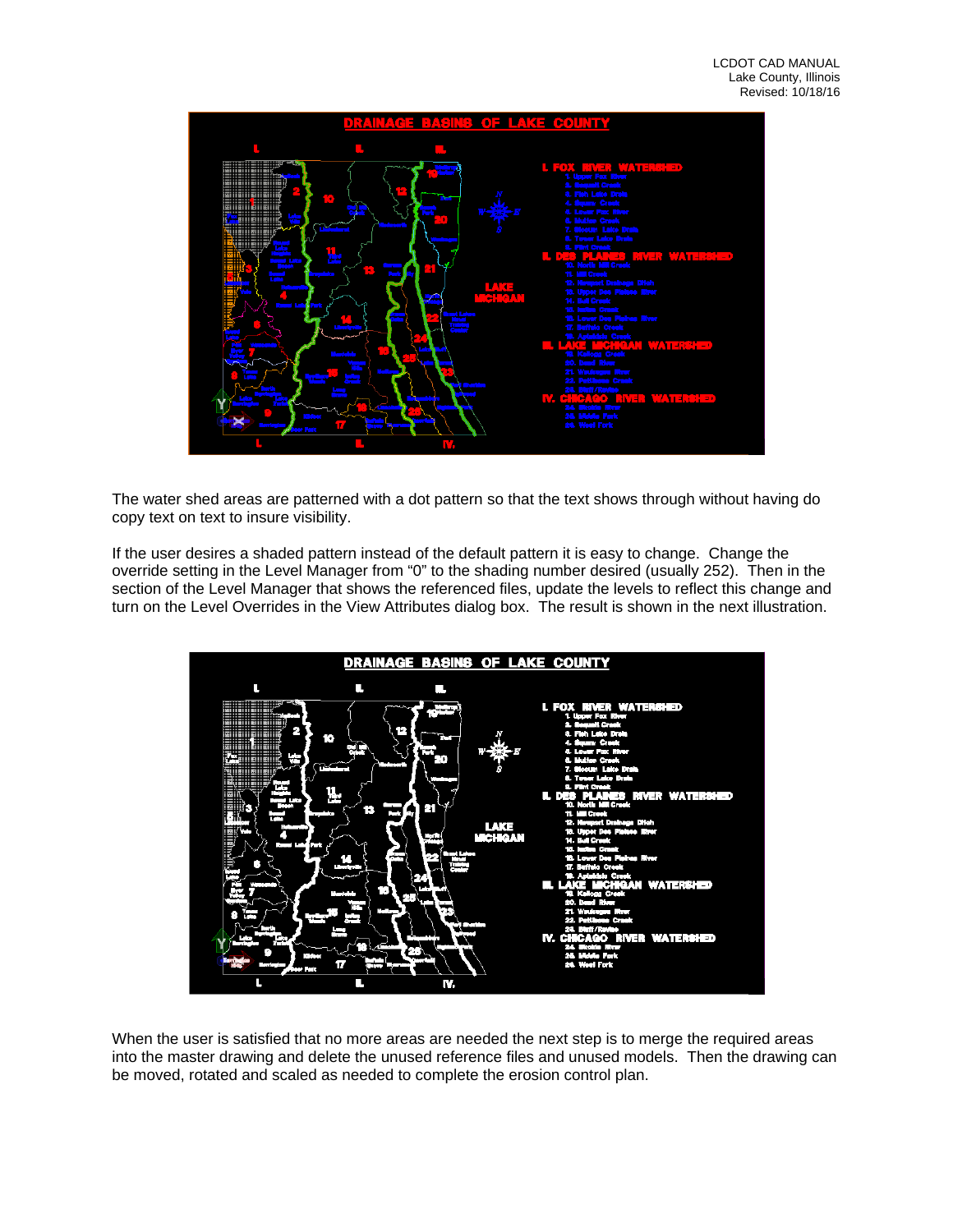The water shed areas are patterned with a dot pattern so that the text shows through without having do copy text on text to insure visibility.

If the user desires a shaded pattern instead of the default pattern it is easy to change. Change the override setting in the Level Manager from "0" to the shading number desired (usually 252). Then in the section of the Level Manager that shows the referenced files, update the levels to reflect this change and turn on the Level Overrides in the View Attributes dialog box. The result is shown in the next illustration.

When the user is satisfied that no more areas are needed the next step is to merge the required areas into the master drawing and delete the unused reference files and unused models. Then the drawing can be moved, rotated and scaled as needed to complete the erosion control plan.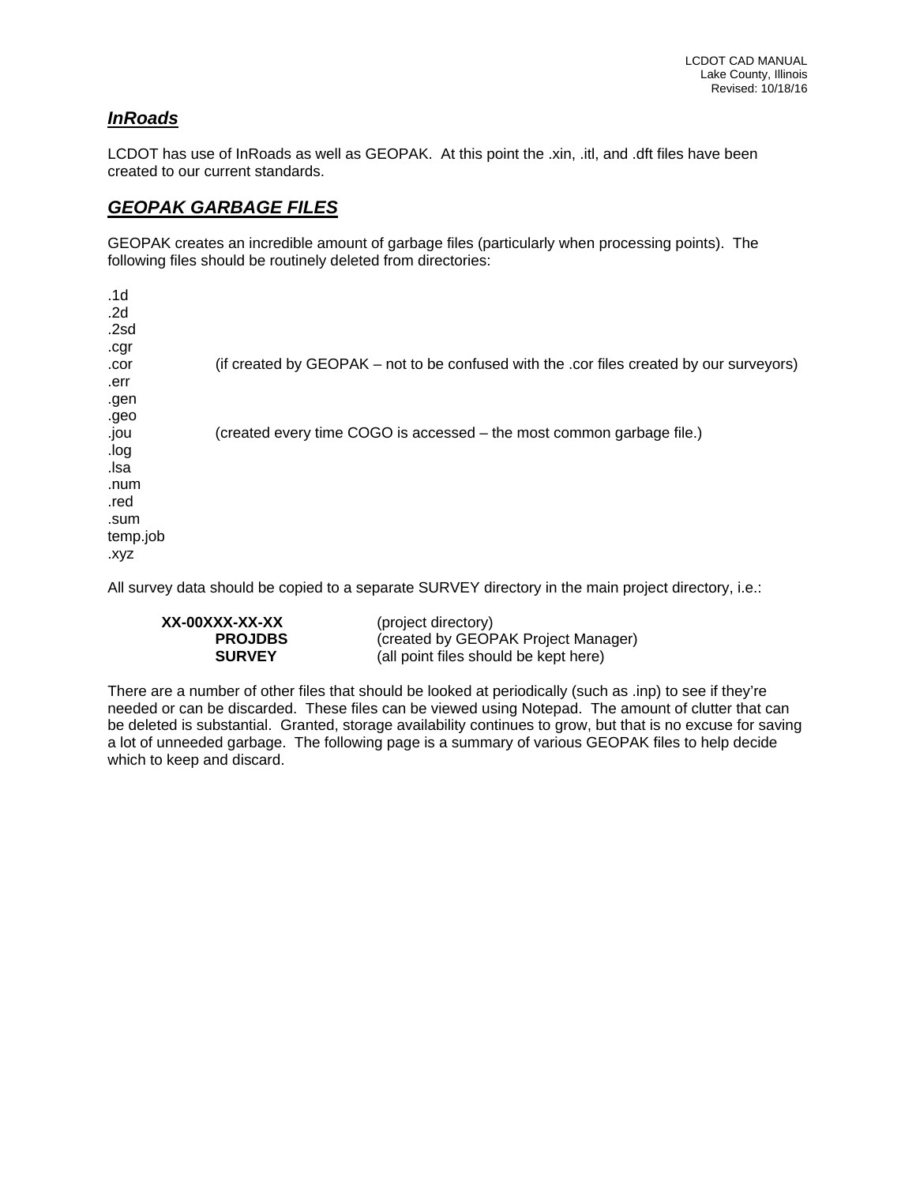## ***InRoads***

LCDOT has use of InRoads as well as GEOPAK. At this point the .xin, .itl, and .dft files have been created to our current standards.

## ***GEOPAK GARBAGE FILES***

GEOPAK creates an incredible amount of garbage files (particularly when processing points). The following files should be routinely deleted from directories:

| | |
|---|---|
| .1d | |
| .2d | |
| .2sd | |
| .cgr | |
| .cor | (if created by GEOPAK – not to be confused with the .cor files created by our surveyors) |
| .err | |
| .gen | |
| .geo | |
| .jou | (created every time COGO is accessed – the most common garbage file.) |
| .log | |
| .lsa | |
| .num | |
| .red | |
| .sum | |
| temp.job | |
| .xyz | |

All survey data should be copied to a separate SURVEY directory in the main project directory, i.e.:

| | |
|---|---|
| **XX-00XXX-XX-XX** | (project directory) |
| **PROJDBS** | (created by GEOPAK Project Manager) |
| **SURVEY** | (all point files should be kept here) |

There are a number of other files that should be looked at periodically (such as .inp) to see if they're needed or can be discarded. These files can be viewed using Notepad. The amount of clutter that can be deleted is substantial. Granted, storage availability continues to grow, but that is no excuse for saving a lot of unneeded garbage. The following page is a summary of various GEOPAK files to help decide which to keep and discard.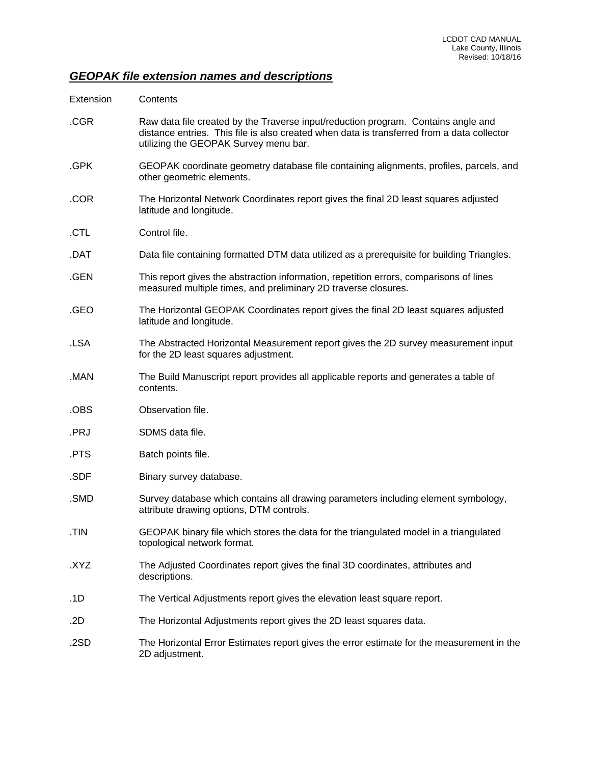## ***GEOPAK file extension names and descriptions***

| Extension | Contents |
| --- | --- |
| .CGR | Raw data file created by the Traverse input/reduction program. Contains angle and distance entries. This file is also created when data is transferred from a data collector utilizing the GEOPAK Survey menu bar. |
| .GPK | GEOPAK coordinate geometry database file containing alignments, profiles, parcels, and other geometric elements. |
| .COR | The Horizontal Network Coordinates report gives the final 2D least squares adjusted latitude and longitude. |
| .CTL | Control file. |
| .DAT | Data file containing formatted DTM data utilized as a prerequisite for building Triangles. |
| .GEN | This report gives the abstraction information, repetition errors, comparisons of lines measured multiple times, and preliminary 2D traverse closures. |
| .GEO | The Horizontal GEOPAK Coordinates report gives the final 2D least squares adjusted latitude and longitude. |
| .LSA | The Abstracted Horizontal Measurement report gives the 2D survey measurement input for the 2D least squares adjustment. |
| .MAN | The Build Manuscript report provides all applicable reports and generates a table of contents. |
| .OBS | Observation file. |
| .PRJ | SDMS data file. |
| .PTS | Batch points file. |
| .SDF | Binary survey database. |
| .SMD | Survey database which contains all drawing parameters including element symbology, attribute drawing options, DTM controls. |
| .TIN | GEOPAK binary file which stores the data for the triangulated model in a triangulated topological network format. |
| .XYZ | The Adjusted Coordinates report gives the final 3D coordinates, attributes and descriptions. |
| .1D | The Vertical Adjustments report gives the elevation least square report. |
| .2D | The Horizontal Adjustments report gives the 2D least squares data. |
| .2SD | The Horizontal Error Estimates report gives the error estimate for the measurement in the 2D adjustment. |